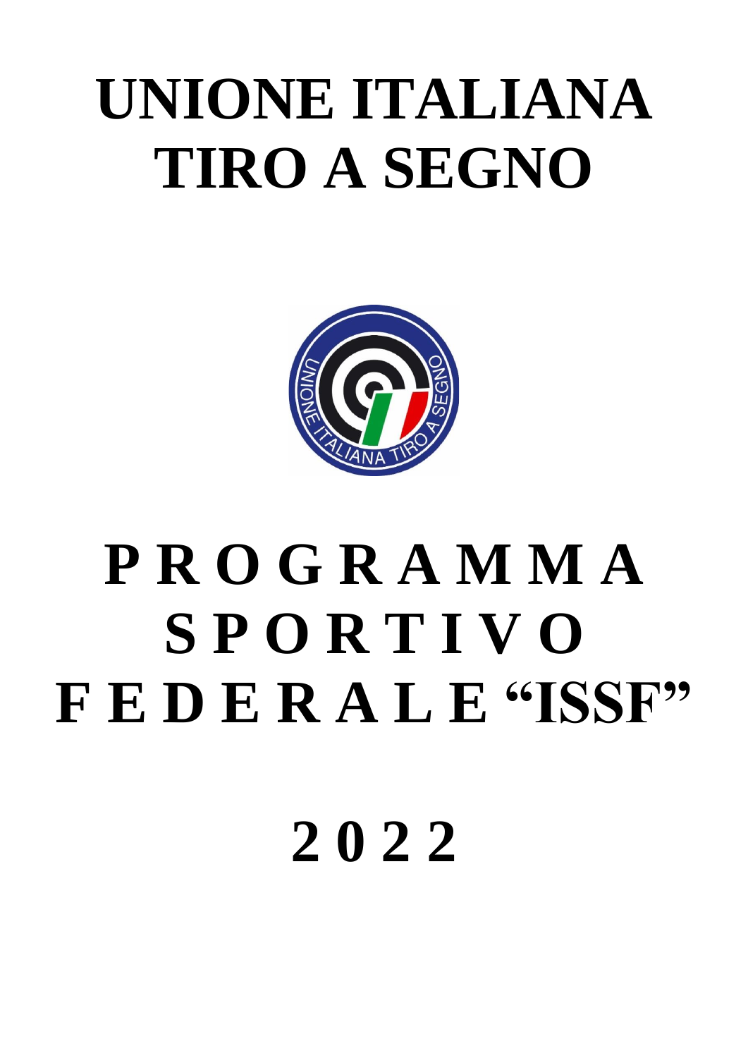# UNIONE ITALIANA TIRO A SEGNO

# P R O G R A M M A S P O R T I V O F E D E R A L E "ISSF"

# 2 0 2 2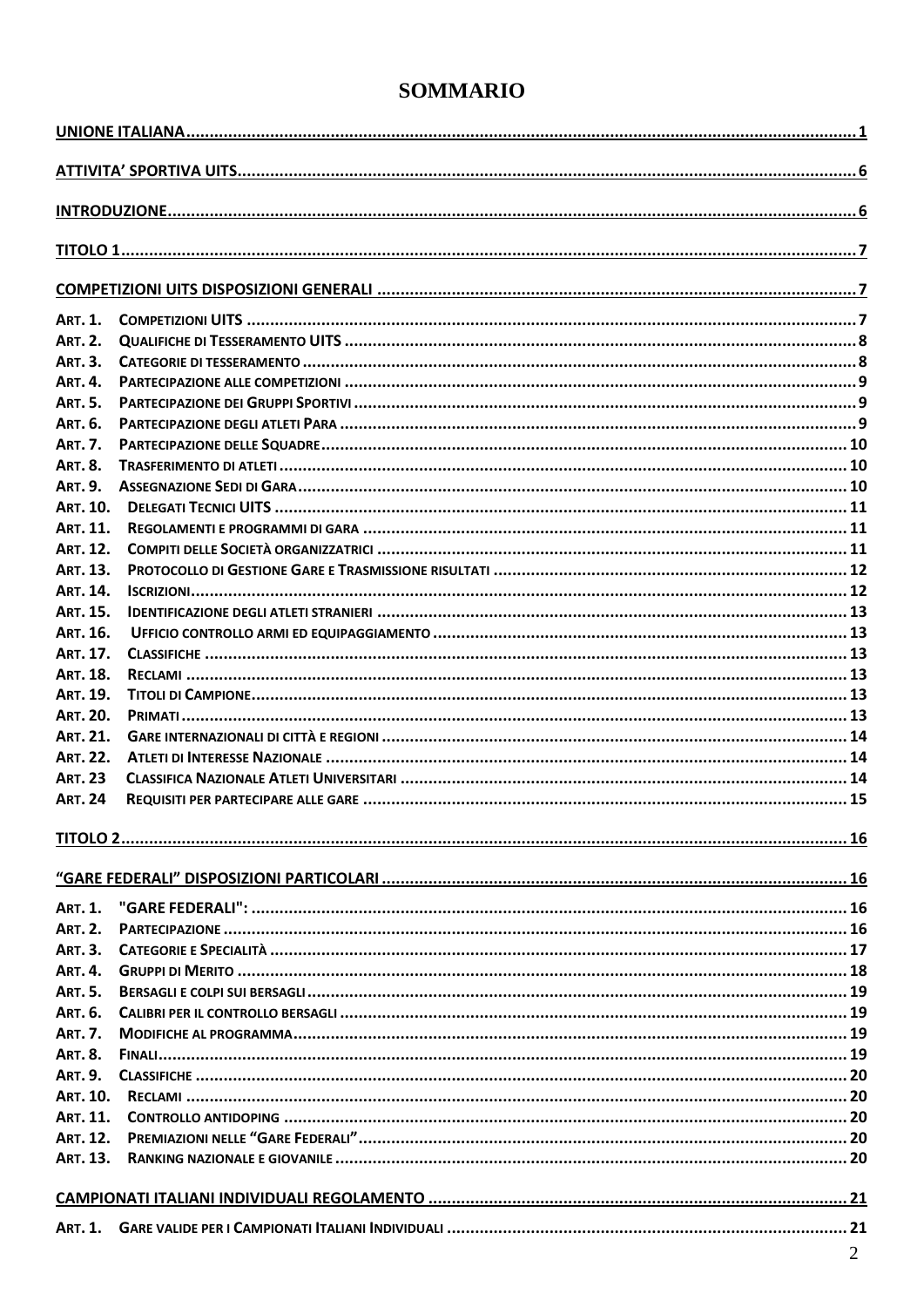# SOMMARIO

UNIONE ITALIANA ........................................................ 1

ATTIVITA' SPORTIVA UITS ........................................................ 6

INTRODUZIONE ........................................................ 6

TITOLO 1 ........................................................ 7

COMPETIZIONI UITS DISPOSIZIONI GENERALI ........................................................ 7

- ART. 1. COMPETIZIONI UITS ........................................................ 7
- ART. 2. QUALIFICHE DI TESSERAMENTO UITS ........................................................ 8
- ART. 3. CATEGORIE DI TESSERAMENTO ........................................................ 8
- ART. 4. PARTECIPAZIONE ALLE COMPETIZIONI ........................................................ 9
- ART. 5. PARTECIPAZIONE DEI GRUPPI SPORTIVI ........................................................ 9
- ART. 6. PARTECIPAZIONE DEGLI ATLETI PARA ........................................................ 9
- ART. 7. PARTECIPAZIONE DELLE SQUADRE ........................................................ 10
- ART. 8. TRASFERIMENTO DI ATLETI ........................................................ 10
- ART. 9. ASSEGNAZIONE SEDI DI GARA ........................................................ 10
- ART. 10. DELEGATI TECNICI UITS ........................................................ 11
- ART. 11. REGOLAMENTI E PROGRAMMI DI GARA ........................................................ 11
- ART. 12. COMPITI DELLE SOCIETÀ ORGANIZZATRICI ........................................................ 11
- ART. 13. PROTOCOLLO DI GESTIONE GARE E TRASMISSIONE RISULTATI ........................................................ 12
- ART. 14. ISCRIZIONI ........................................................ 12
- ART. 15. IDENTIFICAZIONE DEGLI ATLETI STRANIERI ........................................................ 13
- ART. 16. UFFICIO CONTROLLO ARMI ED EQUIPAGGIAMENTO ........................................................ 13
- ART. 17. CLASSIFICHE ........................................................ 13
- ART. 18. RECLAMI ........................................................ 13
- ART. 19. TITOLI DI CAMPIONE ........................................................ 13
- ART. 20. PRIMATI ........................................................ 13
- ART. 21. GARE INTERNAZIONALI DI CITTÀ E REGIONI ........................................................ 14
- ART. 22. ATLETI DI INTERESSE NAZIONALE ........................................................ 14
- ART. 23 CLASSIFICA NAZIONALE ATLETI UNIVERSITARI ........................................................ 14
- ART. 24 REQUISITI PER PARTECIPARE ALLE GARE ........................................................ 15

TITOLO 2 ........................................................ 16

"GARE FEDERALI" DISPOSIZIONI PARTICOLARI ........................................................ 16

- ART. 1. "GARE FEDERALI": ........................................................ 16
- ART. 2. PARTECIPAZIONE ........................................................ 16
- ART. 3. CATEGORIE E SPECIALITÀ ........................................................ 17
- ART. 4. GRUPPI DI MERITO ........................................................ 18
- ART. 5. BERSAGLI E COLPI SUI BERSAGLI ........................................................ 19
- ART. 6. CALIBRI PER IL CONTROLLO BERSAGLI ........................................................ 19
- ART. 7. MODIFICHE AL PROGRAMMA ........................................................ 19
- ART. 8. FINALI ........................................................ 19
- ART. 9. CLASSIFICHE ........................................................ 20
- ART. 10. RECLAMI ........................................................ 20
- ART. 11. CONTROLLO ANTIDOPING ........................................................ 20
- ART. 12. PREMIAZIONI NELLE "GARE FEDERALI" ........................................................ 20
- ART. 13. RANKING NAZIONALE E GIOVANILE ........................................................ 20

CAMPIONATI ITALIANI INDIVIDUALI REGOLAMENTO ........................................................ 21

- ART. 1. GARE VALIDE PER I CAMPIONATI ITALIANI INDIVIDUALI ........................................................ 21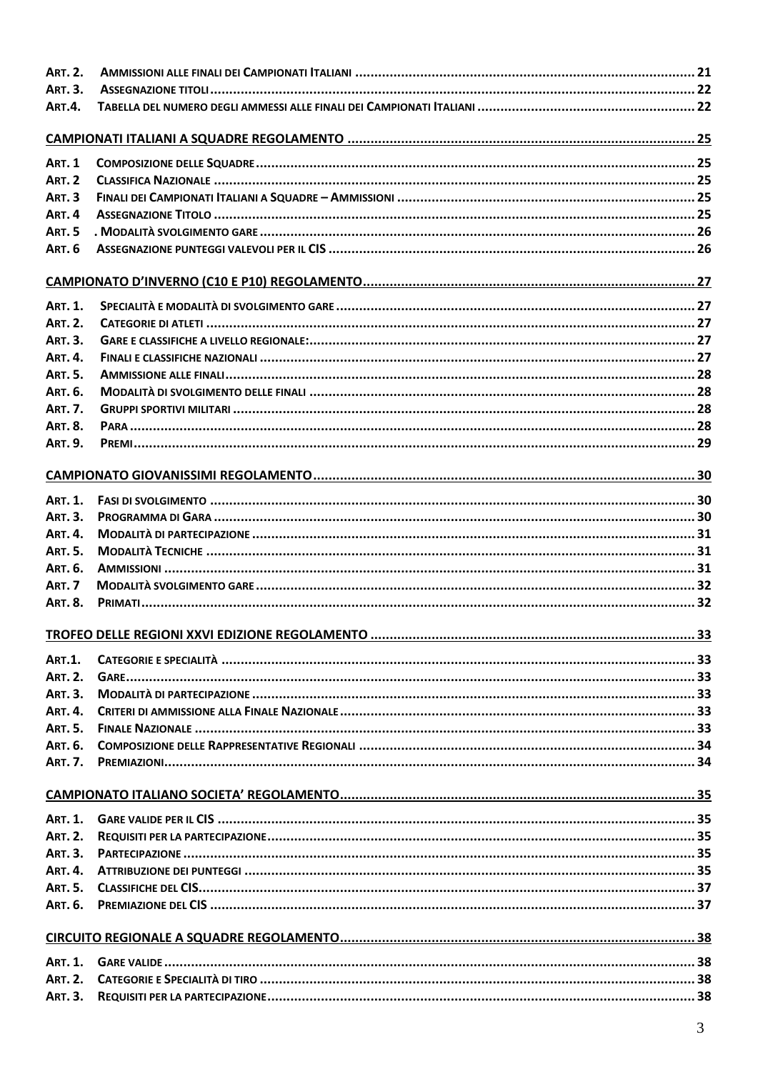ART. 2. AMMISSIONI ALLE FINALI DEI CAMPIONATI ITALIANI ........................................................................................ 21
ART. 3. ASSEGNAZIONE TITOLI ................................................................................................................................ 22
ART.4. TABELLA DEL NUMERO DEGLI AMMESSI ALLE FINALI DEI CAMPIONATI ITALIANI ........................................................ 22

**CAMPIONATI ITALIANI A SQUADRE REGOLAMENTO ........................................................................................... 25**

ART. 1 COMPOSIZIONE DELLE SQUADRE ................................................................................................................... 25
ART. 2 CLASSIFICA NAZIONALE ................................................................................................................................ 25
ART. 3 FINALI DEI CAMPIONATI ITALIANI A SQUADRE – AMMISSIONI ............................................................................... 25
ART. 4 ASSEGNAZIONE TITOLO ................................................................................................................................ 25
ART. 5 . MODALITÀ SVOLGIMENTO GARE ................................................................................................................... 26
ART. 6 ASSEGNAZIONE PUNTEGGI VALEVOLI PER IL CIS ................................................................................................ 26

**CAMPIONATO D'INVERNO (C10 E P10) REGOLAMENTO ....................................................................................... 27**

ART. 1. SPECIALITÀ E MODALITÀ DI SVOLGIMENTO GARE ............................................................................................... 27
ART. 2. CATEGORIE DI ATLETI ................................................................................................................................. 27
ART. 3. GARE E CLASSIFICHE A LIVELLO REGIONALE: ..................................................................................................... 27
ART. 4. FINALI E CLASSIFICHE NAZIONALI .................................................................................................................. 27
ART. 5. AMMISSIONE ALLE FINALI ............................................................................................................................ 28
ART. 6. MODALITÀ DI SVOLGIMENTO DELLE FINALI ...................................................................................................... 28
ART. 7. GRUPPI SPORTIVI MILITARI .......................................................................................................................... 28
ART. 8. PARA ....................................................................................................................................................... 28
ART. 9. PREMI ...................................................................................................................................................... 29

**CAMPIONATO GIOVANISSIMI REGOLAMENTO ..................................................................................................... 30**

ART. 1. FASI DI SVOLGIMENTO ................................................................................................................................ 30
ART. 3. PROGRAMMA DI GARA ................................................................................................................................ 30
ART. 4. MODALITÀ DI PARTECIPAZIONE ..................................................................................................................... 31
ART. 5. MODALITÀ TECNICHE ................................................................................................................................. 31
ART. 6. AMMISSIONI ............................................................................................................................................. 31
ART. 7 MODALITÀ SVOLGIMENTO GARE .................................................................................................................... 32
ART. 8. PRIMATI ................................................................................................................................................... 32

**TROFEO DELLE REGIONI XXVI EDIZIONE REGOLAMENTO ..................................................................................... 33**

ART.1. CATEGORIE E SPECIALITÀ ............................................................................................................................. 33
ART. 2. GARE ....................................................................................................................................................... 33
ART. 3. MODALITÀ DI PARTECIPAZIONE ..................................................................................................................... 33
ART. 4. CRITERI DI AMMISSIONE ALLA FINALE NAZIONALE ............................................................................................. 33
ART. 5. FINALE NAZIONALE .................................................................................................................................... 33
ART. 6. COMPOSIZIONE DELLE RAPPRESENTATIVE REGIONALI ........................................................................................ 34
ART. 7. PREMIAZIONI ............................................................................................................................................. 34

**CAMPIONATO ITALIANO SOCIETA' REGOLAMENTO ............................................................................................. 35**

ART. 1. GARE VALIDE PER IL CIS .............................................................................................................................. 35
ART. 2. REQUISITI PER LA PARTECIPAZIONE ................................................................................................................ 35
ART. 3. PARTECIPAZIONE ....................................................................................................................................... 35
ART. 4. ATTRIBUZIONE DEI PUNTEGGI ...................................................................................................................... 35
ART. 5. CLASSIFICHE DEL CIS .................................................................................................................................. 37
ART. 6. PREMIAZIONE DEL CIS ................................................................................................................................ 37

**CIRCUITO REGIONALE A SQUADRE REGOLAMENTO ............................................................................................. 38**

ART. 1. GARE VALIDE ............................................................................................................................................ 38
ART. 2. CATEGORIE E SPECIALITÀ DI TIRO .................................................................................................................. 38
ART. 3. REQUISITI PER LA PARTECIPAZIONE ................................................................................................................ 38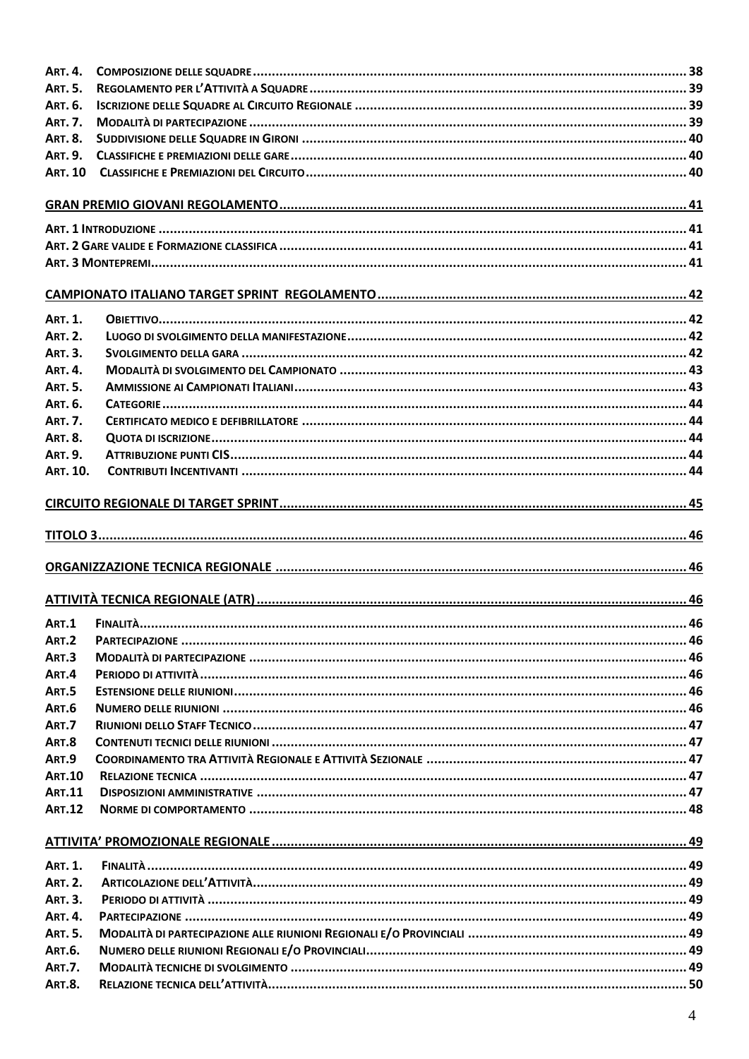ART. 4. COMPOSIZIONE DELLE SQUADRE ........................................ 38
ART. 5. REGOLAMENTO PER L'ATTIVITÀ A SQUADRE ........................................ 39
ART. 6. ISCRIZIONE DELLE SQUADRE AL CIRCUITO REGIONALE ........................................ 39
ART. 7. MODALITÀ DI PARTECIPAZIONE ........................................ 39
ART. 8. SUDDIVISIONE DELLE SQUADRE IN GIRONI ........................................ 40
ART. 9. CLASSIFICHE E PREMIAZIONI DELLE GARE ........................................ 40
ART. 10 CLASSIFICHE E PREMIAZIONI DEL CIRCUITO ........................................ 40

GRAN PREMIO GIOVANI REGOLAMENTO ........................................ 41

ART. 1 INTRODUZIONE ........................................ 41
ART. 2 GARE VALIDE E FORMAZIONE CLASSIFICA ........................................ 41
ART. 3 MONTEPREMI ........................................ 41

CAMPIONATO ITALIANO TARGET SPRINT REGOLAMENTO ........................................ 42

ART. 1. OBIETTIVO ........................................ 42
ART. 2. LUOGO DI SVOLGIMENTO DELLA MANIFESTAZIONE ........................................ 42
ART. 3. SVOLGIMENTO DELLA GARA ........................................ 42
ART. 4. MODALITÀ DI SVOLGIMENTO DEL CAMPIONATO ........................................ 43
ART. 5. AMMISSIONE AI CAMPIONATI ITALIANI ........................................ 43
ART. 6. CATEGORIE ........................................ 44
ART. 7. CERTIFICATO MEDICO E DEFIBRILLATORE ........................................ 44
ART. 8. QUOTA DI ISCRIZIONE ........................................ 44
ART. 9. ATTRIBUZIONE PUNTI CIS ........................................ 44
ART. 10. CONTRIBUTI INCENTIVANTI ........................................ 44

CIRCUITO REGIONALE DI TARGET SPRINT ........................................ 45

TITOLO 3 ........................................ 46

ORGANIZZAZIONE TECNICA REGIONALE ........................................ 46

ATTIVITÀ TECNICA REGIONALE (ATR) ........................................ 46

ART.1 FINALITÀ ........................................ 46
ART.2 PARTECIPAZIONE ........................................ 46
ART.3 MODALITÀ DI PARTECIPAZIONE ........................................ 46
ART.4 PERIODO DI ATTIVITÀ ........................................ 46
ART.5 ESTENSIONE DELLE RIUNIONI ........................................ 46
ART.6 NUMERO DELLE RIUNIONI ........................................ 46
ART.7 RIUNIONI DELLO STAFF TECNICO ........................................ 47
ART.8 CONTENUTI TECNICI DELLE RIUNIONI ........................................ 47
ART.9 COORDINAMENTO TRA ATTIVITÀ REGIONALE E ATTIVITÀ SEZIONALE ........................................ 47
ART.10 RELAZIONE TECNICA ........................................ 47
ART.11 DISPOSIZIONI AMMINISTRATIVE ........................................ 47
ART.12 NORME DI COMPORTAMENTO ........................................ 48

ATTIVITA' PROMOZIONALE REGIONALE ........................................ 49

ART. 1. FINALITÀ ........................................ 49
ART. 2. ARTICOLAZIONE DELL'ATTIVITÀ ........................................ 49
ART. 3. PERIODO DI ATTIVITÀ ........................................ 49
ART. 4. PARTECIPAZIONE ........................................ 49
ART. 5. MODALITÀ DI PARTECIPAZIONE ALLE RIUNIONI REGIONALI E/O PROVINCIALI ........................................ 49
ART.6. NUMERO DELLE RIUNIONI REGIONALI E/O PROVINCIALI ........................................ 49
ART.7. MODALITÀ TECNICHE DI SVOLGIMENTO ........................................ 49
ART.8. RELAZIONE TECNICA DELL'ATTIVITÀ ........................................ 50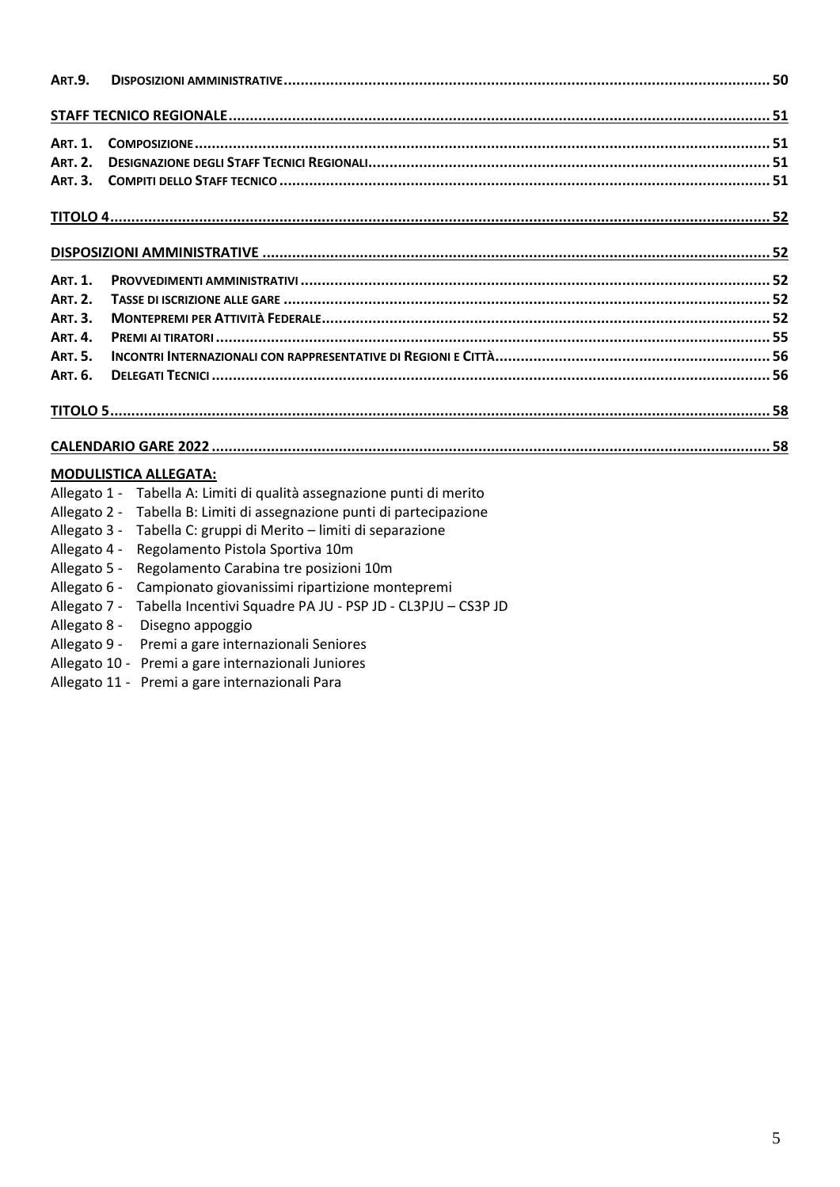**ART.9.** **DISPOSIZIONI AMMINISTRATIVE** ..... 50

**STAFF TECNICO REGIONALE** ..... 51

**ART. 1.** **COMPOSIZIONE** ..... 51
**ART. 2.** **DESIGNAZIONE DEGLI STAFF TECNICI REGIONALI** ..... 51
**ART. 3.** **COMPITI DELLO STAFF TECNICO** ..... 51

**TITOLO 4** ..... 52

**DISPOSIZIONI AMMINISTRATIVE** ..... 52

**ART. 1.** **PROVVEDIMENTI AMMINISTRATIVI** ..... 52
**ART. 2.** **TASSE DI ISCRIZIONE ALLE GARE** ..... 52
**ART. 3.** **MONTEPREMI PER ATTIVITÀ FEDERALE** ..... 52
**ART. 4.** **PREMI AI TIRATORI** ..... 55
**ART. 5.** **INCONTRI INTERNAZIONALI CON RAPPRESENTATIVE DI REGIONI E CITTÀ** ..... 56
**ART. 6.** **DELEGATI TECNICI** ..... 56

**TITOLO 5** ..... 58

**CALENDARIO GARE 2022** ..... 58

**MODULISTICA ALLEGATA:**

Allegato 1 - Tabella A: Limiti di qualità assegnazione punti di merito
Allegato 2 - Tabella B: Limiti di assegnazione punti di partecipazione
Allegato 3 - Tabella C: gruppi di Merito – limiti di separazione
Allegato 4 - Regolamento Pistola Sportiva 10m
Allegato 5 - Regolamento Carabina tre posizioni 10m
Allegato 6 - Campionato giovanissimi ripartizione montepremi
Allegato 7 - Tabella Incentivi Squadre PA JU - PSP JD - CL3PJU – CS3P JD
Allegato 8 - Disegno appoggio
Allegato 9 - Premi a gare internazionali Seniores
Allegato 10 - Premi a gare internazionali Juniores
Allegato 11 - Premi a gare internazionali Para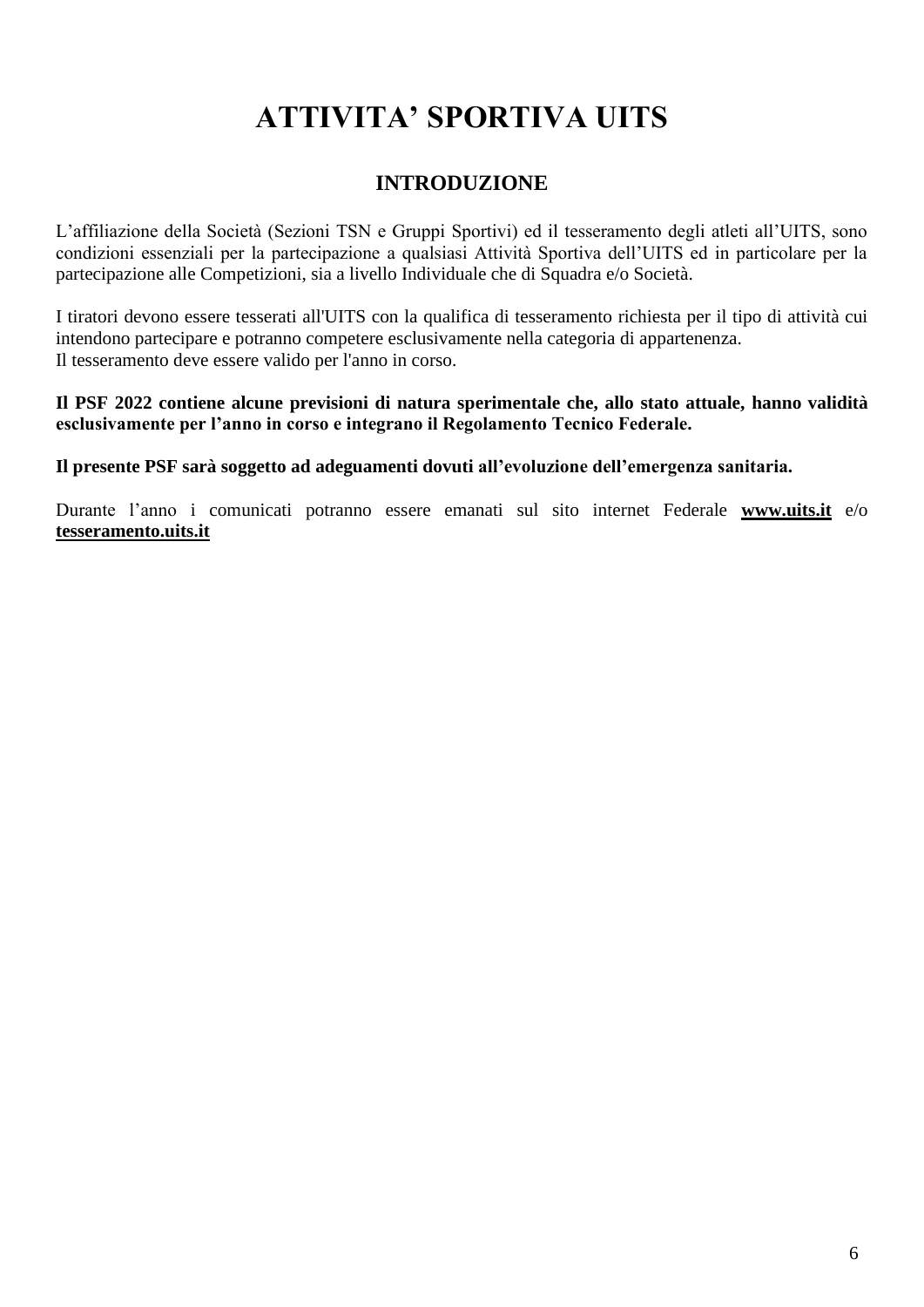# ATTIVITA' SPORTIVA UITS

## INTRODUZIONE

L'affiliazione della Società (Sezioni TSN e Gruppi Sportivi) ed il tesseramento degli atleti all'UITS, sono condizioni essenziali per la partecipazione a qualsiasi Attività Sportiva dell'UITS ed in particolare per la partecipazione alle Competizioni, sia a livello Individuale che di Squadra e/o Società.

I tiratori devono essere tesserati all'UITS con la qualifica di tesseramento richiesta per il tipo di attività cui intendono partecipare e potranno competere esclusivamente nella categoria di appartenenza.
Il tesseramento deve essere valido per l'anno in corso.

**Il PSF 2022 contiene alcune previsioni di natura sperimentale che, allo stato attuale, hanno validità esclusivamente per l'anno in corso e integrano il Regolamento Tecnico Federale.**

**Il presente PSF sarà soggetto ad adeguamenti dovuti all'evoluzione dell'emergenza sanitaria.**

Durante l'anno i comunicati potranno essere emanati sul sito internet Federale **www.uits.it** e/o **tesseramento.uits.it**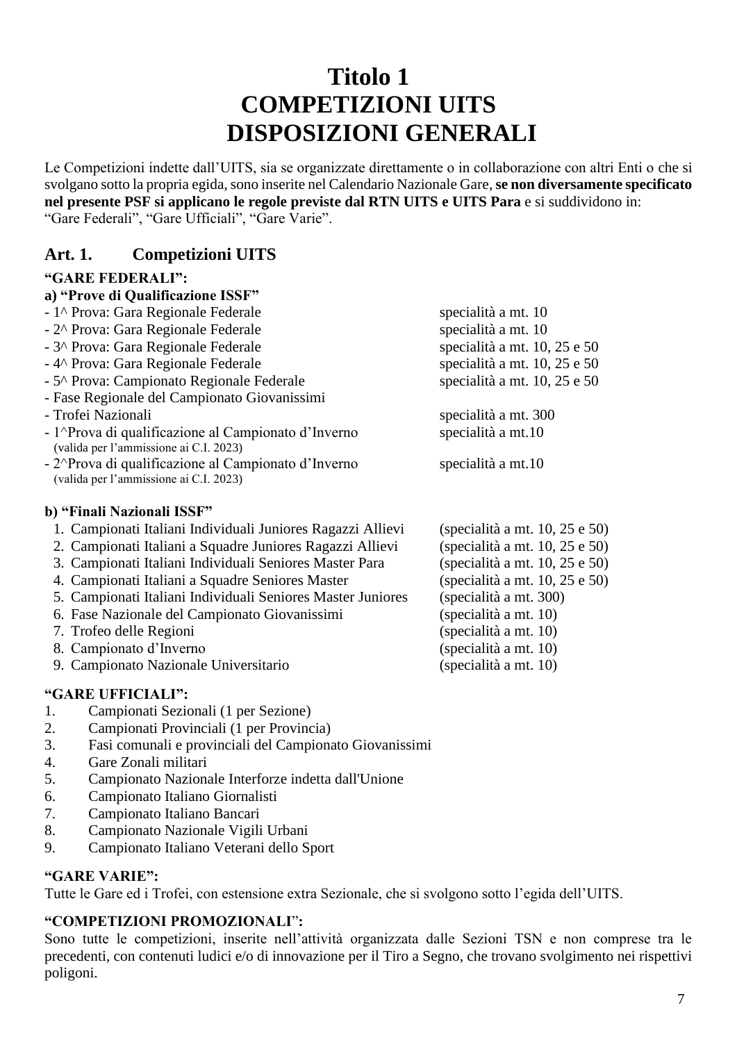# Titolo 1
# COMPETIZIONI UITS
# DISPOSIZIONI GENERALI

Le Competizioni indette dall'UITS, sia se organizzate direttamente o in collaborazione con altri Enti o che si svolgano sotto la propria egida, sono inserite nel Calendario Nazionale Gare, **se non diversamente specificato nel presente PSF si applicano le regole previste dal RTN UITS e UITS Para** e si suddividono in: "Gare Federali", "Gare Ufficiali", "Gare Varie".

## Art. 1. Competizioni UITS

**"GARE FEDERALI":**

**a) "Prove di Qualificazione ISSF"**

| | |
|---|---|
| - 1^ Prova: Gara Regionale Federale | specialità a mt. 10 |
| - 2^ Prova: Gara Regionale Federale | specialità a mt. 10 |
| - 3^ Prova: Gara Regionale Federale | specialità a mt. 10, 25 e 50 |
| - 4^ Prova: Gara Regionale Federale | specialità a mt. 10, 25 e 50 |
| - 5^ Prova: Campionato Regionale Federale | specialità a mt. 10, 25 e 50 |
| - Fase Regionale del Campionato Giovanissimi | |
| - Trofei Nazionali | specialità a mt. 300 |
| - 1^Prova di qualificazione al Campionato d'Inverno (valida per l'ammissione ai C.I. 2023) | specialità a mt.10 |
| - 2^Prova di qualificazione al Campionato d'Inverno (valida per l'ammissione ai C.I. 2023) | specialità a mt.10 |

**b) "Finali Nazionali ISSF"**

| | |
|---|---|
| 1. Campionati Italiani Individuali Juniores Ragazzi Allievi | (specialità a mt. 10, 25 e 50) |
| 2. Campionati Italiani a Squadre Juniores Ragazzi Allievi | (specialità a mt. 10, 25 e 50) |
| 3. Campionati Italiani Individuali Seniores Master Para | (specialità a mt. 10, 25 e 50) |
| 4. Campionati Italiani a Squadre Seniores Master | (specialità a mt. 10, 25 e 50) |
| 5. Campionati Italiani Individuali Seniores Master Juniores | (specialità a mt. 300) |
| 6. Fase Nazionale del Campionato Giovanissimi | (specialità a mt. 10) |
| 7. Trofeo delle Regioni | (specialità a mt. 10) |
| 8. Campionato d'Inverno | (specialità a mt. 10) |
| 9. Campionato Nazionale Universitario | (specialità a mt. 10) |

**"GARE UFFICIALI":**

1. Campionati Sezionali (1 per Sezione)
2. Campionati Provinciali (1 per Provincia)
3. Fasi comunali e provinciali del Campionato Giovanissimi
4. Gare Zonali militari
5. Campionato Nazionale Interforze indetta dall'Unione
6. Campionato Italiano Giornalisti
7. Campionato Italiano Bancari
8. Campionato Nazionale Vigili Urbani
9. Campionato Italiano Veterani dello Sport

**"GARE VARIE":**

Tutte le Gare ed i Trofei, con estensione extra Sezionale, che si svolgono sotto l'egida dell'UITS.

**"COMPETIZIONI PROMOZIONALI":**

Sono tutte le competizioni, inserite nell'attività organizzata dalle Sezioni TSN e non comprese tra le precedenti, con contenuti ludici e/o di innovazione per il Tiro a Segno, che trovano svolgimento nei rispettivi poligoni.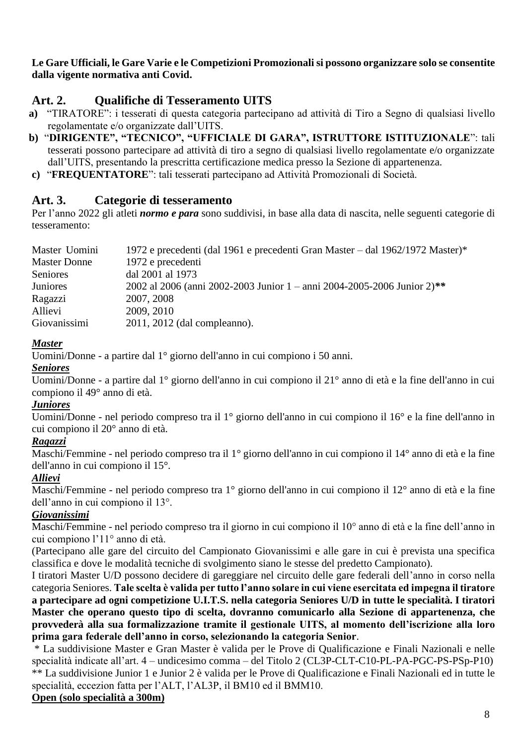**Le Gare Ufficiali, le Gare Varie e le Competizioni Promozionali si possono organizzare solo se consentite dalla vigente normativa anti Covid.**

## Art. 2. Qualifiche di Tesseramento UITS

**a)** "TIRATORE": i tesserati di questa categoria partecipano ad attività di Tiro a Segno di qualsiasi livello regolamentate e/o organizzate dall'UITS.

**b)** "**DIRIGENTE", "TECNICO", "UFFICIALE DI GARA", ISTRUTTORE ISTITUZIONALE**": tali tesserati possono partecipare ad attività di tiro a segno di qualsiasi livello regolamentate e/o organizzate dall'UITS, presentando la prescritta certificazione medica presso la Sezione di appartenenza.

**c)** "**FREQUENTATORE**": tali tesserati partecipano ad Attività Promozionali di Società.

## Art. 3. Categorie di tesseramento

Per l'anno 2022 gli atleti ***normo e para*** sono suddivisi, in base alla data di nascita, nelle seguenti categorie di tesseramento:

| | |
|---|---|
| Master Uomini | 1972 e precedenti (dal 1961 e precedenti Gran Master – dal 1962/1972 Master)* |
| Master Donne | 1972 e precedenti |
| Seniores | dal 2001 al 1973 |
| Juniores | 2002 al 2006 (anni 2002-2003 Junior 1 – anni 2004-2005-2006 Junior 2)** |
| Ragazzi | 2007, 2008 |
| Allievi | 2009, 2010 |
| Giovanissimi | 2011, 2012 (dal compleanno). |

***Master***

Uomini/Donne - a partire dal 1° giorno dell'anno in cui compiono i 50 anni.

***Seniores***

Uomini/Donne - a partire dal 1° giorno dell'anno in cui compiono il 21° anno di età e la fine dell'anno in cui compiono il 49° anno di età.

***Juniores***

Uomini/Donne - nel periodo compreso tra il 1° giorno dell'anno in cui compiono il 16° e la fine dell'anno in cui compiono il 20° anno di età.

***Ragazzi***

Maschi/Femmine - nel periodo compreso tra il 1° giorno dell'anno in cui compiono il 14° anno di età e la fine dell'anno in cui compiono il 15°.

***Allievi***

Maschi/Femmine - nel periodo compreso tra 1° giorno dell'anno in cui compiono il 12° anno di età e la fine dell'anno in cui compiono il 13°.

***Giovanissimi***

Maschi/Femmine - nel periodo compreso tra il giorno in cui compiono il 10° anno di età e la fine dell'anno in cui compiono l'11° anno di età.

(Partecipano alle gare del circuito del Campionato Giovanissimi e alle gare in cui è prevista una specifica classifica e dove le modalità tecniche di svolgimento siano le stesse del predetto Campionato).

I tiratori Master U/D possono decidere di gareggiare nel circuito delle gare federali dell'anno in corso nella categoria Seniores. **Tale scelta è valida per tutto l'anno solare in cui viene esercitata ed impegna il tiratore a partecipare ad ogni competizione U.I.T.S. nella categoria Seniores U/D in tutte le specialità. I tiratori Master che operano questo tipo di scelta, dovranno comunicarlo alla Sezione di appartenenza, che provvederà alla sua formalizzazione tramite il gestionale UITS, al momento dell'iscrizione alla loro prima gara federale dell'anno in corso, selezionando la categoria Senior**.

\* La suddivisione Master e Gran Master è valida per le Prove di Qualificazione e Finali Nazionali e nelle specialità indicate all'art. 4 – undicesimo comma – del Titolo 2 (CL3P-CLT-C10-PL-PA-PGC-PS-PSp-P10)

** La suddivisione Junior 1 e Junior 2 è valida per le Prove di Qualificazione e Finali Nazionali ed in tutte le specialità, eccezion fatta per l'ALT, l'AL3P, il BM10 ed il BMM10.

**Open (solo specialità a 300m)**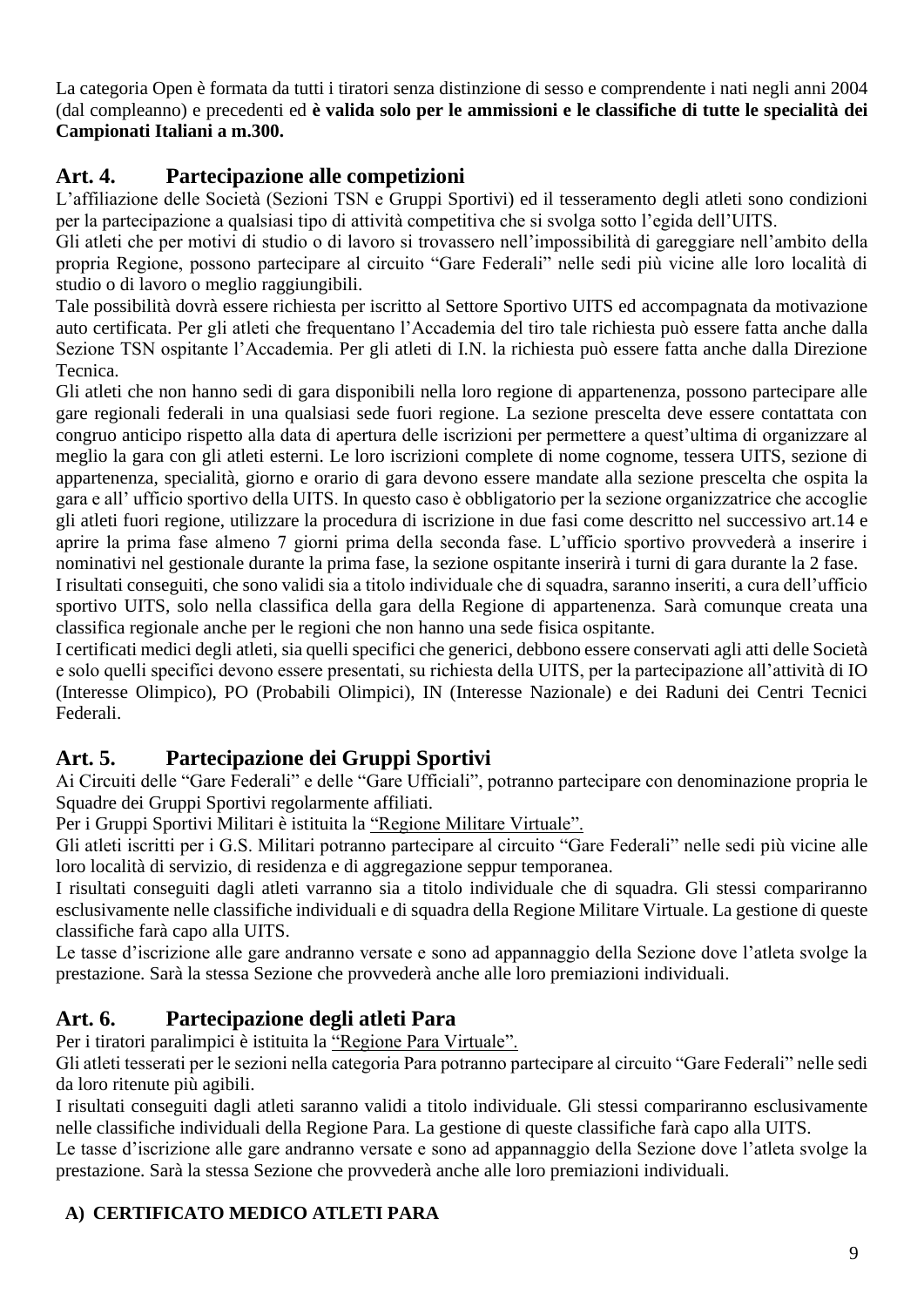La categoria Open è formata da tutti i tiratori senza distinzione di sesso e comprendente i nati negli anni 2004 (dal compleanno) e precedenti ed **è valida solo per le ammissioni e le classifiche di tutte le specialità dei Campionati Italiani a m.300.**

## Art. 4. Partecipazione alle competizioni

L'affiliazione delle Società (Sezioni TSN e Gruppi Sportivi) ed il tesseramento degli atleti sono condizioni per la partecipazione a qualsiasi tipo di attività competitiva che si svolga sotto l'egida dell'UITS.

Gli atleti che per motivi di studio o di lavoro si trovassero nell'impossibilità di gareggiare nell'ambito della propria Regione, possono partecipare al circuito "Gare Federali" nelle sedi più vicine alle loro località di studio o di lavoro o meglio raggiungibili.

Tale possibilità dovrà essere richiesta per iscritto al Settore Sportivo UITS ed accompagnata da motivazione auto certificata. Per gli atleti che frequentano l'Accademia del tiro tale richiesta può essere fatta anche dalla Sezione TSN ospitante l'Accademia. Per gli atleti di I.N. la richiesta può essere fatta anche dalla Direzione Tecnica.

Gli atleti che non hanno sedi di gara disponibili nella loro regione di appartenenza, possono partecipare alle gare regionali federali in una qualsiasi sede fuori regione. La sezione prescelta deve essere contattata con congruo anticipo rispetto alla data di apertura delle iscrizioni per permettere a quest'ultima di organizzare al meglio la gara con gli atleti esterni. Le loro iscrizioni complete di nome cognome, tessera UITS, sezione di appartenenza, specialità, giorno e orario di gara devono essere mandate alla sezione prescelta che ospita la gara e all' ufficio sportivo della UITS. In questo caso è obbligatorio per la sezione organizzatrice che accoglie gli atleti fuori regione, utilizzare la procedura di iscrizione in due fasi come descritto nel successivo art.14 e aprire la prima fase almeno 7 giorni prima della seconda fase. L'ufficio sportivo provvederà a inserire i nominativi nel gestionale durante la prima fase, la sezione ospitante inserirà i turni di gara durante la 2 fase.

I risultati conseguiti, che sono validi sia a titolo individuale che di squadra, saranno inseriti, a cura dell'ufficio sportivo UITS, solo nella classifica della gara della Regione di appartenenza. Sarà comunque creata una classifica regionale anche per le regioni che non hanno una sede fisica ospitante.

I certificati medici degli atleti, sia quelli specifici che generici, debbono essere conservati agli atti delle Società e solo quelli specifici devono essere presentati, su richiesta della UITS, per la partecipazione all'attività di IO (Interesse Olimpico), PO (Probabili Olimpici), IN (Interesse Nazionale) e dei Raduni dei Centri Tecnici Federali.

## Art. 5. Partecipazione dei Gruppi Sportivi

Ai Circuiti delle "Gare Federali" e delle "Gare Ufficiali", potranno partecipare con denominazione propria le Squadre dei Gruppi Sportivi regolarmente affiliati.

Per i Gruppi Sportivi Militari è istituita la "Regione Militare Virtuale".

Gli atleti iscritti per i G.S. Militari potranno partecipare al circuito "Gare Federali" nelle sedi più vicine alle loro località di servizio, di residenza e di aggregazione seppur temporanea.

I risultati conseguiti dagli atleti varranno sia a titolo individuale che di squadra. Gli stessi compariranno esclusivamente nelle classifiche individuali e di squadra della Regione Militare Virtuale. La gestione di queste classifiche farà capo alla UITS.

Le tasse d'iscrizione alle gare andranno versate e sono ad appannaggio della Sezione dove l'atleta svolge la prestazione. Sarà la stessa Sezione che provvederà anche alle loro premiazioni individuali.

## Art. 6. Partecipazione degli atleti Para

Per i tiratori paralimpici è istituita la "Regione Para Virtuale".

Gli atleti tesserati per le sezioni nella categoria Para potranno partecipare al circuito "Gare Federali" nelle sedi da loro ritenute più agibili.

I risultati conseguiti dagli atleti saranno validi a titolo individuale. Gli stessi compariranno esclusivamente nelle classifiche individuali della Regione Para. La gestione di queste classifiche farà capo alla UITS.

Le tasse d'iscrizione alle gare andranno versate e sono ad appannaggio della Sezione dove l'atleta svolge la prestazione. Sarà la stessa Sezione che provvederà anche alle loro premiazioni individuali.

### A) CERTIFICATO MEDICO ATLETI PARA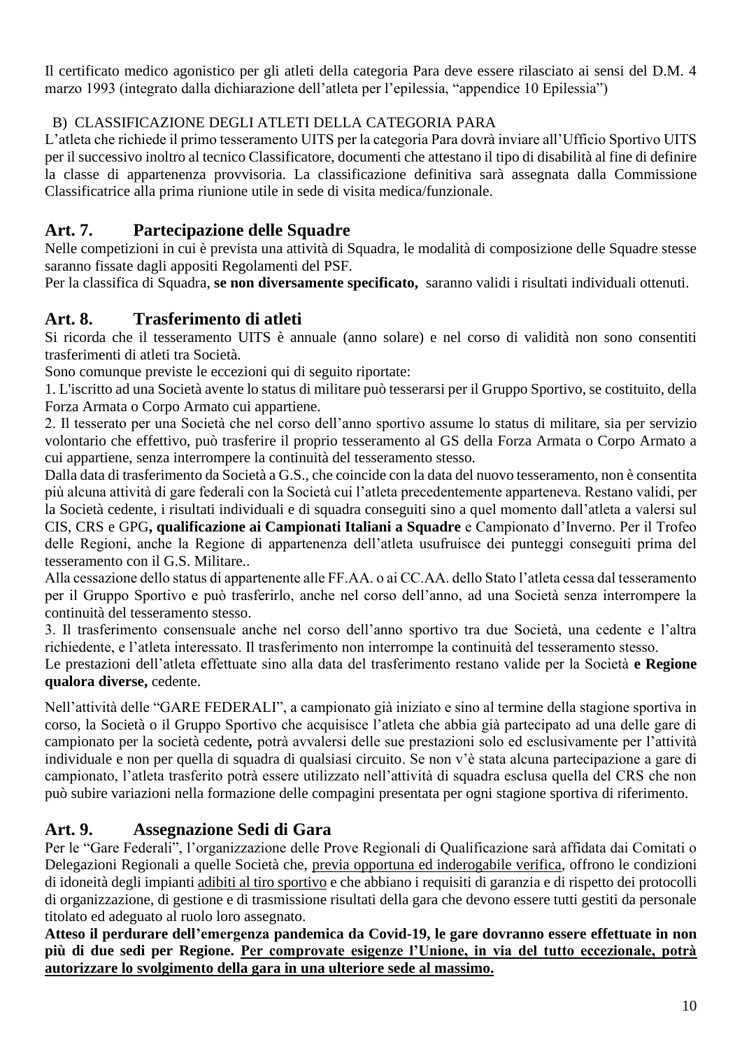Il certificato medico agonistico per gli atleti della categoria Para deve essere rilasciato ai sensi del D.M. 4 marzo 1993 (integrato dalla dichiarazione dell'atleta per l'epilessia, "appendice 10 Epilessia")

B) CLASSIFICAZIONE DEGLI ATLETI DELLA CATEGORIA PARA

L'atleta che richiede il primo tesseramento UITS per la categoria Para dovrà inviare all'Ufficio Sportivo UITS per il successivo inoltro al tecnico Classificatore, documenti che attestano il tipo di disabilità al fine di definire la classe di appartenenza provvisoria. La classificazione definitiva sarà assegnata dalla Commissione Classificatrice alla prima riunione utile in sede di visita medica/funzionale.

## Art. 7. Partecipazione delle Squadre

Nelle competizioni in cui è prevista una attività di Squadra, le modalità di composizione delle Squadre stesse saranno fissate dagli appositi Regolamenti del PSF.

Per la classifica di Squadra, **se non diversamente specificato,** saranno validi i risultati individuali ottenuti.

## Art. 8. Trasferimento di atleti

Si ricorda che il tesseramento UITS è annuale (anno solare) e nel corso di validità non sono consentiti trasferimenti di atleti tra Società.

Sono comunque previste le eccezioni qui di seguito riportate:

1. L'iscritto ad una Società avente lo status di militare può tesserarsi per il Gruppo Sportivo, se costituito, della Forza Armata o Corpo Armato cui appartiene.

2. Il tesserato per una Società che nel corso dell'anno sportivo assume lo status di militare, sia per servizio volontario che effettivo, può trasferire il proprio tesseramento al GS della Forza Armata o Corpo Armato a cui appartiene, senza interrompere la continuità del tesseramento stesso.

Dalla data di trasferimento da Società a G.S., che coincide con la data del nuovo tesseramento, non è consentita più alcuna attività di gare federali con la Società cui l'atleta precedentemente apparteneva. Restano validi, per la Società cedente, i risultati individuali e di squadra conseguiti sino a quel momento dall'atleta a valersi sul CIS, CRS e GPG**, qualificazione ai Campionati Italiani a Squadre** e Campionato d'Inverno. Per il Trofeo delle Regioni, anche la Regione di appartenenza dell'atleta usufruisce dei punteggi conseguiti prima del tesseramento con il G.S. Militare..

Alla cessazione dello status di appartenente alle FF.AA. o ai CC.AA. dello Stato l'atleta cessa dal tesseramento per il Gruppo Sportivo e può trasferirlo, anche nel corso dell'anno, ad una Società senza interrompere la continuità del tesseramento stesso.

3. Il trasferimento consensuale anche nel corso dell'anno sportivo tra due Società, una cedente e l'altra richiedente, e l'atleta interessato. Il trasferimento non interrompe la continuità del tesseramento stesso.

Le prestazioni dell'atleta effettuate sino alla data del trasferimento restano valide per la Società **e Regione qualora diverse,** cedente.

Nell'attività delle "GARE FEDERALI", a campionato già iniziato e sino al termine della stagione sportiva in corso, la Società o il Gruppo Sportivo che acquisisce l'atleta che abbia già partecipato ad una delle gare di campionato per la società cedente**,** potrà avvalersi delle sue prestazioni solo ed esclusivamente per l'attività individuale e non per quella di squadra di qualsiasi circuito. Se non v'è stata alcuna partecipazione a gare di campionato, l'atleta trasferito potrà essere utilizzato nell'attività di squadra esclusa quella del CRS che non può subire variazioni nella formazione delle compagini presentata per ogni stagione sportiva di riferimento.

## Art. 9. Assegnazione Sedi di Gara

Per le "Gare Federali", l'organizzazione delle Prove Regionali di Qualificazione sarà affidata dai Comitati o Delegazioni Regionali a quelle Società che, previa opportuna ed inderogabile verifica, offrono le condizioni di idoneità degli impianti adibiti al tiro sportivo e che abbiano i requisiti di garanzia e di rispetto dei protocolli di organizzazione, di gestione e di trasmissione risultati della gara che devono essere tutti gestiti da personale titolato ed adeguato al ruolo loro assegnato.

**Atteso il perdurare dell'emergenza pandemica da Covid-19, le gare dovranno essere effettuate in non più di due sedi per Regione. Per comprovate esigenze l'Unione, in via del tutto eccezionale, potrà autorizzare lo svolgimento della gara in una ulteriore sede al massimo.**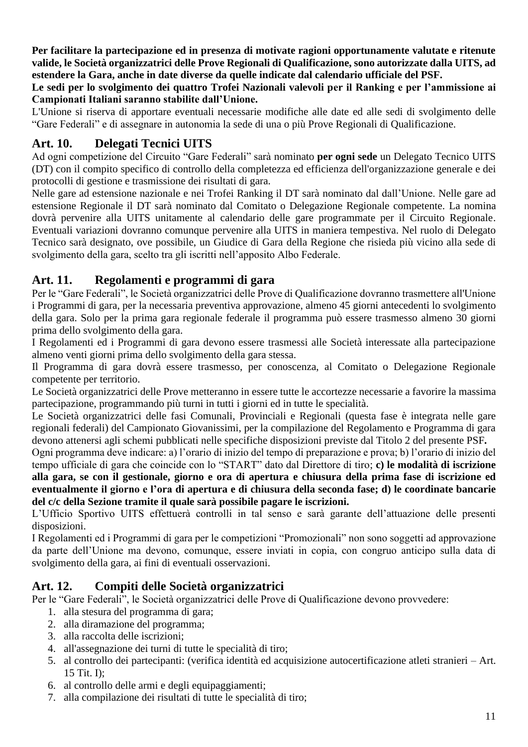**Per facilitare la partecipazione ed in presenza di motivate ragioni opportunamente valutate e ritenute valide, le Società organizzatrici delle Prove Regionali di Qualificazione, sono autorizzate dalla UITS, ad estendere la Gara, anche in date diverse da quelle indicate dal calendario ufficiale del PSF.**

**Le sedi per lo svolgimento dei quattro Trofei Nazionali valevoli per il Ranking e per l'ammissione ai Campionati Italiani saranno stabilite dall'Unione.**

L'Unione si riserva di apportare eventuali necessarie modifiche alle date ed alle sedi di svolgimento delle "Gare Federali" e di assegnare in autonomia la sede di una o più Prove Regionali di Qualificazione.

## Art. 10. Delegati Tecnici UITS

Ad ogni competizione del Circuito "Gare Federali" sarà nominato **per ogni sede** un Delegato Tecnico UITS (DT) con il compito specifico di controllo della completezza ed efficienza dell'organizzazione generale e dei protocolli di gestione e trasmissione dei risultati di gara.

Nelle gare ad estensione nazionale e nei Trofei Ranking il DT sarà nominato dal dall'Unione. Nelle gare ad estensione Regionale il DT sarà nominato dal Comitato o Delegazione Regionale competente. La nomina dovrà pervenire alla UITS unitamente al calendario delle gare programmate per il Circuito Regionale. Eventuali variazioni dovranno comunque pervenire alla UITS in maniera tempestiva. Nel ruolo di Delegato Tecnico sarà designato, ove possibile, un Giudice di Gara della Regione che risieda più vicino alla sede di svolgimento della gara, scelto tra gli iscritti nell'apposito Albo Federale.

## Art. 11. Regolamenti e programmi di gara

Per le "Gare Federali", le Società organizzatrici delle Prove di Qualificazione dovranno trasmettere all'Unione i Programmi di gara, per la necessaria preventiva approvazione, almeno 45 giorni antecedenti lo svolgimento della gara. Solo per la prima gara regionale federale il programma può essere trasmesso almeno 30 giorni prima dello svolgimento della gara.

I Regolamenti ed i Programmi di gara devono essere trasmessi alle Società interessate alla partecipazione almeno venti giorni prima dello svolgimento della gara stessa.

Il Programma di gara dovrà essere trasmesso, per conoscenza, al Comitato o Delegazione Regionale competente per territorio.

Le Società organizzatrici delle Prove metteranno in essere tutte le accortezze necessarie a favorire la massima partecipazione, programmando più turni in tutti i giorni ed in tutte le specialità.

Le Società organizzatrici delle fasi Comunali, Provinciali e Regionali (questa fase è integrata nelle gare regionali federali) del Campionato Giovanissimi, per la compilazione del Regolamento e Programma di gara devono attenersi agli schemi pubblicati nelle specifiche disposizioni previste dal Titolo 2 del presente PSF**.**

Ogni programma deve indicare: a) l'orario di inizio del tempo di preparazione e prova; b) l'orario di inizio del tempo ufficiale di gara che coincide con lo "START" dato dal Direttore di tiro; **c) le modalità di iscrizione alla gara, se con il gestionale, giorno e ora di apertura e chiusura della prima fase di iscrizione ed eventualmente il giorno e l'ora di apertura e di chiusura della seconda fase; d) le coordinate bancarie del c/c della Sezione tramite il quale sarà possibile pagare le iscrizioni.**

L'Ufficio Sportivo UITS effettuerà controlli in tal senso e sarà garante dell'attuazione delle presenti disposizioni.

I Regolamenti ed i Programmi di gara per le competizioni "Promozionali" non sono soggetti ad approvazione da parte dell'Unione ma devono, comunque, essere inviati in copia, con congruo anticipo sulla data di svolgimento della gara, ai fini di eventuali osservazioni.

## Art. 12. Compiti delle Società organizzatrici

Per le "Gare Federali", le Società organizzatrici delle Prove di Qualificazione devono provvedere:

1. alla stesura del programma di gara;
2. alla diramazione del programma;
3. alla raccolta delle iscrizioni;
4. all'assegnazione dei turni di tutte le specialità di tiro;
5. al controllo dei partecipanti: (verifica identità ed acquisizione autocertificazione atleti stranieri – Art. 15 Tit. I);
6. al controllo delle armi e degli equipaggiamenti;
7. alla compilazione dei risultati di tutte le specialità di tiro;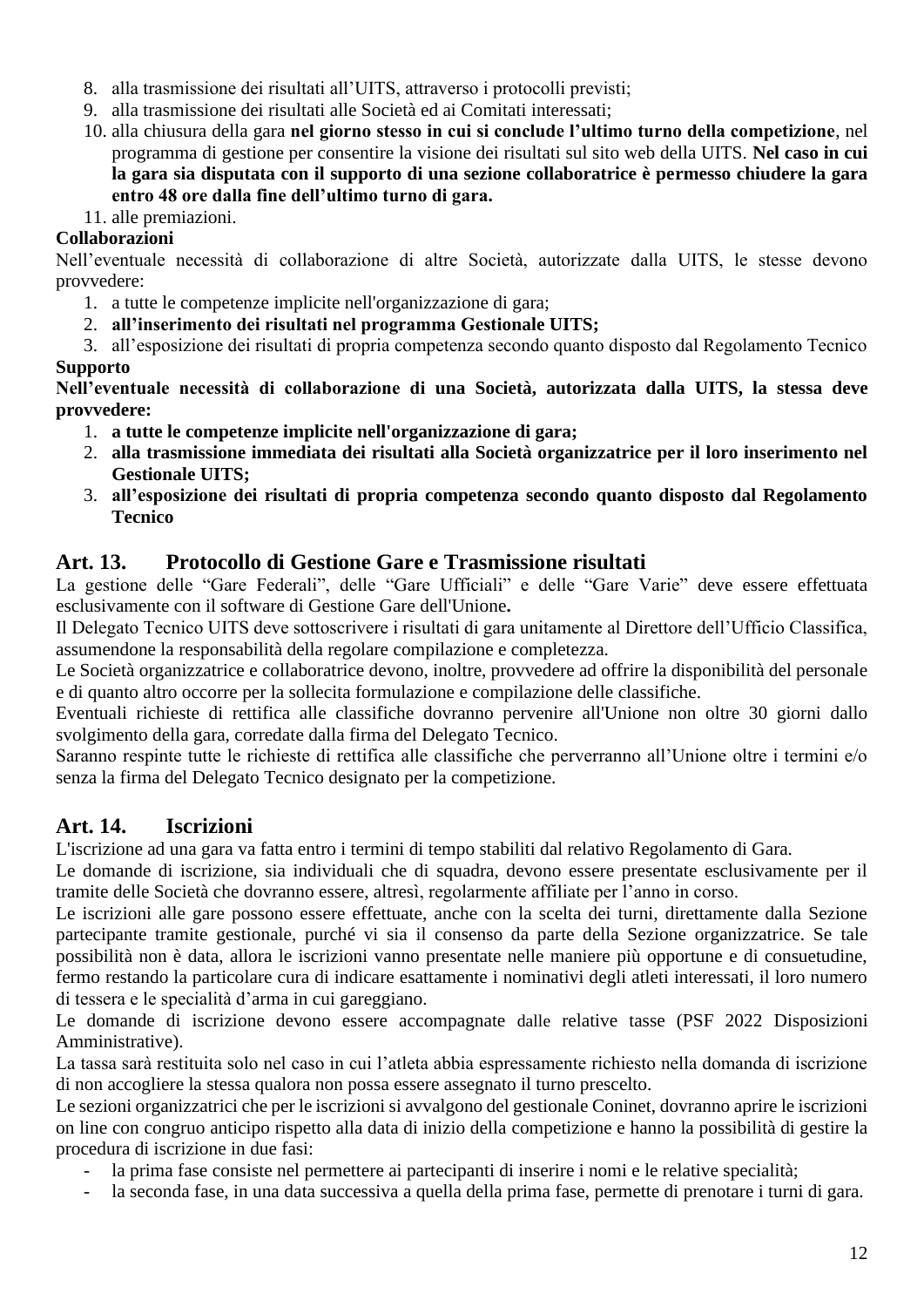8. alla trasmissione dei risultati all’UITS, attraverso i protocolli previsti;
9. alla trasmissione dei risultati alle Società ed ai Comitati interessati;
10. alla chiusura della gara **nel giorno stesso in cui si conclude l’ultimo turno della competizione**, nel programma di gestione per consentire la visione dei risultati sul sito web della UITS. **Nel caso in cui la gara sia disputata con il supporto di una sezione collaboratrice è permesso chiudere la gara entro 48 ore dalla fine dell’ultimo turno di gara.**
11. alle premiazioni.

**Collaborazioni**

Nell’eventuale necessità di collaborazione di altre Società, autorizzate dalla UITS, le stesse devono provvedere:

1. a tutte le competenze implicite nell'organizzazione di gara;
2. **all’inserimento dei risultati nel programma Gestionale UITS;**
3. all’esposizione dei risultati di propria competenza secondo quanto disposto dal Regolamento Tecnico

**Supporto**

**Nell’eventuale necessità di collaborazione di una Società, autorizzata dalla UITS, la stessa deve provvedere:**

1. **a tutte le competenze implicite nell'organizzazione di gara;**
2. **alla trasmissione immediata dei risultati alla Società organizzatrice per il loro inserimento nel Gestionale UITS;**
3. **all’esposizione dei risultati di propria competenza secondo quanto disposto dal Regolamento Tecnico**

## Art. 13. Protocollo di Gestione Gare e Trasmissione risultati

La gestione delle “Gare Federali”, delle “Gare Ufficiali” e delle “Gare Varie” deve essere effettuata esclusivamente con il software di Gestione Gare dell'Unione**.**

Il Delegato Tecnico UITS deve sottoscrivere i risultati di gara unitamente al Direttore dell’Ufficio Classifica, assumendone la responsabilità della regolare compilazione e completezza.

Le Società organizzatrice e collaboratrice devono, inoltre, provvedere ad offrire la disponibilità del personale e di quanto altro occorre per la sollecita formulazione e compilazione delle classifiche.

Eventuali richieste di rettifica alle classifiche dovranno pervenire all'Unione non oltre 30 giorni dallo svolgimento della gara, corredate dalla firma del Delegato Tecnico.

Saranno respinte tutte le richieste di rettifica alle classifiche che perverranno all’Unione oltre i termini e/o senza la firma del Delegato Tecnico designato per la competizione.

## Art. 14. Iscrizioni

L'iscrizione ad una gara va fatta entro i termini di tempo stabiliti dal relativo Regolamento di Gara.

Le domande di iscrizione, sia individuali che di squadra, devono essere presentate esclusivamente per il tramite delle Società che dovranno essere, altresì, regolarmente affiliate per l’anno in corso.

Le iscrizioni alle gare possono essere effettuate, anche con la scelta dei turni, direttamente dalla Sezione partecipante tramite gestionale, purché vi sia il consenso da parte della Sezione organizzatrice. Se tale possibilità non è data, allora le iscrizioni vanno presentate nelle maniere più opportune e di consuetudine, fermo restando la particolare cura di indicare esattamente i nominativi degli atleti interessati, il loro numero di tessera e le specialità d’arma in cui gareggiano.

Le domande di iscrizione devono essere accompagnate dalle relative tasse (PSF 2022 Disposizioni Amministrative).

La tassa sarà restituita solo nel caso in cui l’atleta abbia espressamente richiesto nella domanda di iscrizione di non accogliere la stessa qualora non possa essere assegnato il turno prescelto.

Le sezioni organizzatrici che per le iscrizioni si avvalgono del gestionale Coninet, dovranno aprire le iscrizioni on line con congruo anticipo rispetto alla data di inizio della competizione e hanno la possibilità di gestire la procedura di iscrizione in due fasi:

- la prima fase consiste nel permettere ai partecipanti di inserire i nomi e le relative specialità;
- la seconda fase, in una data successiva a quella della prima fase, permette di prenotare i turni di gara.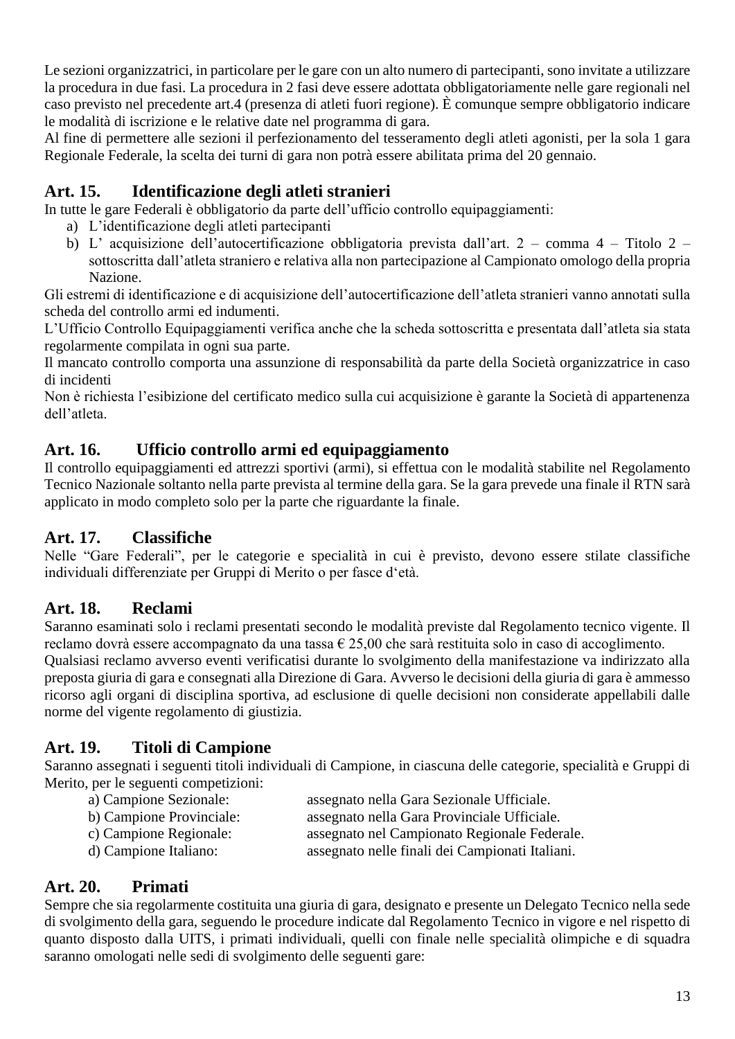Le sezioni organizzatrici, in particolare per le gare con un alto numero di partecipanti, sono invitate a utilizzare la procedura in due fasi. La procedura in 2 fasi deve essere adottata obbligatoriamente nelle gare regionali nel caso previsto nel precedente art.4 (presenza di atleti fuori regione). È comunque sempre obbligatorio indicare le modalità di iscrizione e le relative date nel programma di gara.

Al fine di permettere alle sezioni il perfezionamento del tesseramento degli atleti agonisti, per la sola 1 gara Regionale Federale, la scelta dei turni di gara non potrà essere abilitata prima del 20 gennaio.

## Art. 15. Identificazione degli atleti stranieri

In tutte le gare Federali è obbligatorio da parte dell'ufficio controllo equipaggiamenti:

a) L'identificazione degli atleti partecipanti
b) L' acquisizione dell'autocertificazione obbligatoria prevista dall'art. 2 – comma 4 – Titolo 2 – sottoscritta dall'atleta straniero e relativa alla non partecipazione al Campionato omologo della propria Nazione.

Gli estremi di identificazione e di acquisizione dell'autocertificazione dell'atleta stranieri vanno annotati sulla scheda del controllo armi ed indumenti.

L'Ufficio Controllo Equipaggiamenti verifica anche che la scheda sottoscritta e presentata dall'atleta sia stata regolarmente compilata in ogni sua parte.

Il mancato controllo comporta una assunzione di responsabilità da parte della Società organizzatrice in caso di incidenti

Non è richiesta l'esibizione del certificato medico sulla cui acquisizione è garante la Società di appartenenza dell'atleta.

## Art. 16. Ufficio controllo armi ed equipaggiamento

Il controllo equipaggiamenti ed attrezzi sportivi (armi), si effettua con le modalità stabilite nel Regolamento Tecnico Nazionale soltanto nella parte prevista al termine della gara. Se la gara prevede una finale il RTN sarà applicato in modo completo solo per la parte che riguardante la finale.

## Art. 17. Classifiche

Nelle "Gare Federali", per le categorie e specialità in cui è previsto, devono essere stilate classifiche individuali differenziate per Gruppi di Merito o per fasce d'età.

## Art. 18. Reclami

Saranno esaminati solo i reclami presentati secondo le modalità previste dal Regolamento tecnico vigente. Il reclamo dovrà essere accompagnato da una tassa € 25,00 che sarà restituita solo in caso di accoglimento.

Qualsiasi reclamo avverso eventi verificatisi durante lo svolgimento della manifestazione va indirizzato alla preposta giuria di gara e consegnati alla Direzione di Gara. Avverso le decisioni della giuria di gara è ammesso ricorso agli organi di disciplina sportiva, ad esclusione di quelle decisioni non considerate appellabili dalle norme del vigente regolamento di giustizia.

## Art. 19. Titoli di Campione

Saranno assegnati i seguenti titoli individuali di Campione, in ciascuna delle categorie, specialità e Gruppi di Merito, per le seguenti competizioni:

a) Campione Sezionale: assegnato nella Gara Sezionale Ufficiale.
b) Campione Provinciale: assegnato nella Gara Provinciale Ufficiale.
c) Campione Regionale: assegnato nel Campionato Regionale Federale.
d) Campione Italiano: assegnato nelle finali dei Campionati Italiani.

## Art. 20. Primati

Sempre che sia regolarmente costituita una giuria di gara, designato e presente un Delegato Tecnico nella sede di svolgimento della gara, seguendo le procedure indicate dal Regolamento Tecnico in vigore e nel rispetto di quanto disposto dalla UITS, i primati individuali, quelli con finale nelle specialità olimpiche e di squadra saranno omologati nelle sedi di svolgimento delle seguenti gare: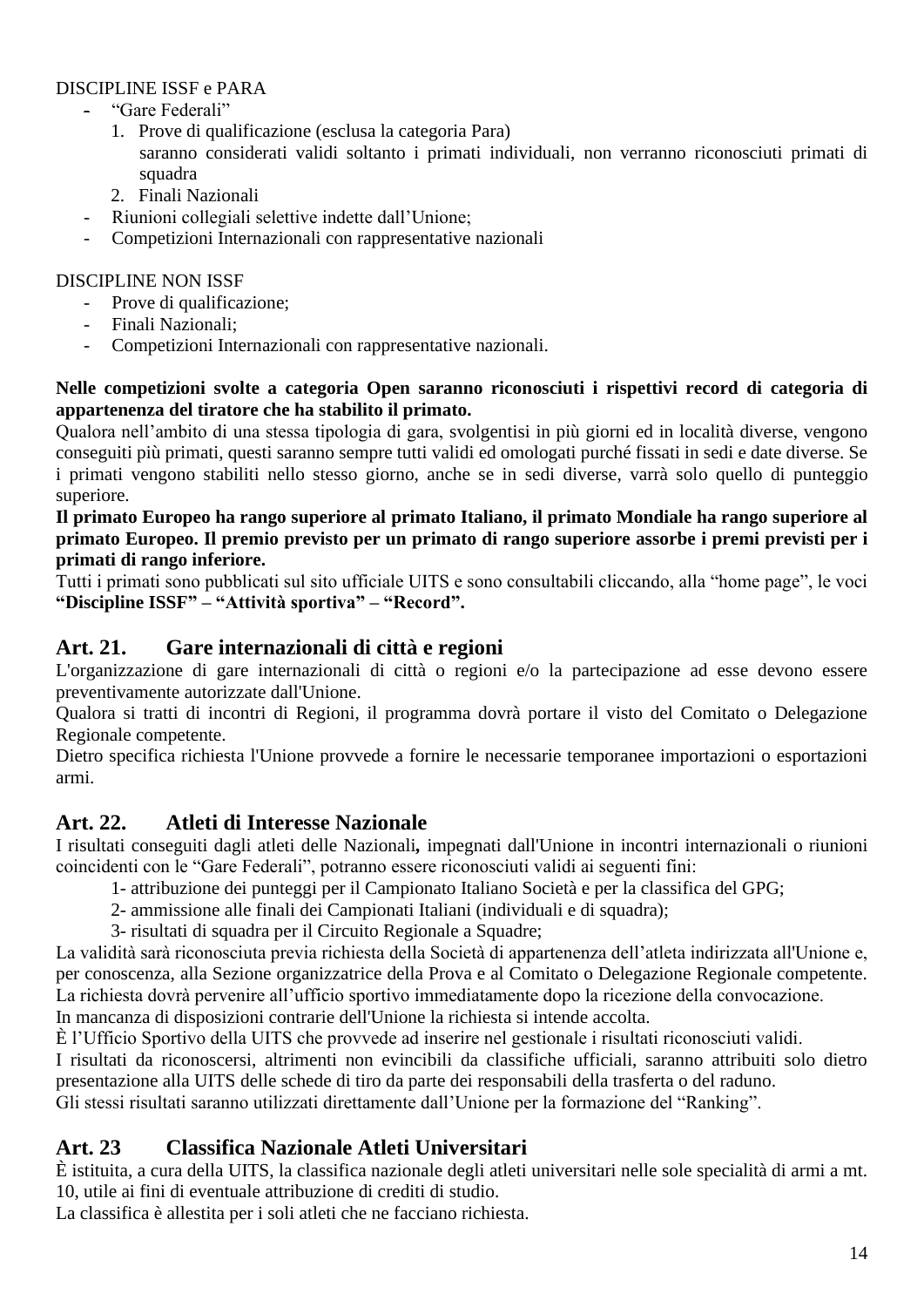DISCIPLINE ISSF e PARA

- "Gare Federali"
  1. Prove di qualificazione (esclusa la categoria Para)
     saranno considerati validi soltanto i primati individuali, non verranno riconosciuti primati di squadra
  2. Finali Nazionali
- Riunioni collegiali selettive indette dall'Unione;
- Competizioni Internazionali con rappresentative nazionali

DISCIPLINE NON ISSF

- Prove di qualificazione;
- Finali Nazionali;
- Competizioni Internazionali con rappresentative nazionali.

**Nelle competizioni svolte a categoria Open saranno riconosciuti i rispettivi record di categoria di appartenenza del tiratore che ha stabilito il primato.**

Qualora nell'ambito di una stessa tipologia di gara, svolgentisi in più giorni ed in località diverse, vengono conseguiti più primati, questi saranno sempre tutti validi ed omologati purché fissati in sedi e date diverse. Se i primati vengono stabiliti nello stesso giorno, anche se in sedi diverse, varrà solo quello di punteggio superiore.

**Il primato Europeo ha rango superiore al primato Italiano, il primato Mondiale ha rango superiore al primato Europeo. Il premio previsto per un primato di rango superiore assorbe i premi previsti per i primati di rango inferiore.**

Tutti i primati sono pubblicati sul sito ufficiale UITS e sono consultabili cliccando, alla "home page", le voci **"Discipline ISSF" – "Attività sportiva" – "Record".**

## Art. 21. Gare internazionali di città e regioni

L'organizzazione di gare internazionali di città o regioni e/o la partecipazione ad esse devono essere preventivamente autorizzate dall'Unione.

Qualora si tratti di incontri di Regioni, il programma dovrà portare il visto del Comitato o Delegazione Regionale competente.

Dietro specifica richiesta l'Unione provvede a fornire le necessarie temporanee importazioni o esportazioni armi.

## Art. 22. Atleti di Interesse Nazionale

I risultati conseguiti dagli atleti delle Nazionali**,** impegnati dall'Unione in incontri internazionali o riunioni coincidenti con le "Gare Federali", potranno essere riconosciuti validi ai seguenti fini:

1- attribuzione dei punteggi per il Campionato Italiano Società e per la classifica del GPG;
2- ammissione alle finali dei Campionati Italiani (individuali e di squadra);
3- risultati di squadra per il Circuito Regionale a Squadre;

La validità sarà riconosciuta previa richiesta della Società di appartenenza dell'atleta indirizzata all'Unione e, per conoscenza, alla Sezione organizzatrice della Prova e al Comitato o Delegazione Regionale competente.
La richiesta dovrà pervenire all'ufficio sportivo immediatamente dopo la ricezione della convocazione.
In mancanza di disposizioni contrarie dell'Unione la richiesta si intende accolta.
È l'Ufficio Sportivo della UITS che provvede ad inserire nel gestionale i risultati riconosciuti validi.
I risultati da riconoscersi, altrimenti non evincibili da classifiche ufficiali, saranno attribuiti solo dietro presentazione alla UITS delle schede di tiro da parte dei responsabili della trasferta o del raduno.
Gli stessi risultati saranno utilizzati direttamente dall'Unione per la formazione del "Ranking".

## Art. 23 Classifica Nazionale Atleti Universitari

È istituita, a cura della UITS, la classifica nazionale degli atleti universitari nelle sole specialità di armi a mt. 10, utile ai fini di eventuale attribuzione di crediti di studio.
La classifica è allestita per i soli atleti che ne facciano richiesta.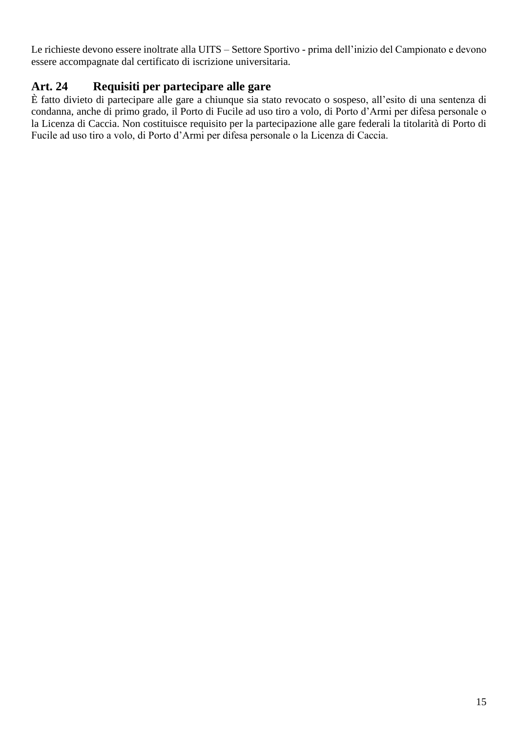Le richieste devono essere inoltrate alla UITS – Settore Sportivo - prima dell'inizio del Campionato e devono essere accompagnate dal certificato di iscrizione universitaria.

## Art. 24 Requisiti per partecipare alle gare

È fatto divieto di partecipare alle gare a chiunque sia stato revocato o sospeso, all'esito di una sentenza di condanna, anche di primo grado, il Porto di Fucile ad uso tiro a volo, di Porto d'Armi per difesa personale o la Licenza di Caccia. Non costituisce requisito per la partecipazione alle gare federali la titolarità di Porto di Fucile ad uso tiro a volo, di Porto d'Armi per difesa personale o la Licenza di Caccia.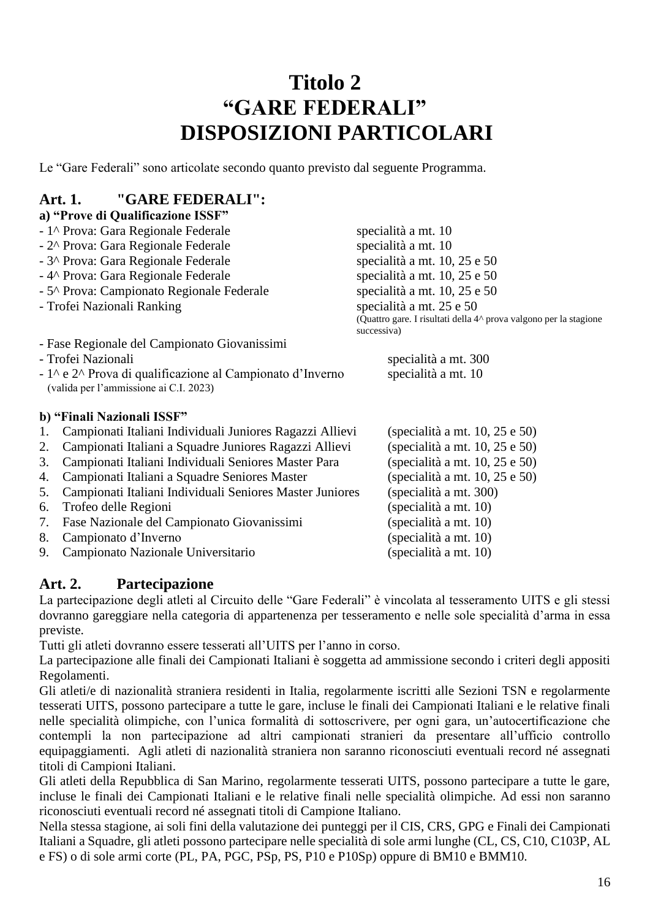# Titolo 2
# "GARE FEDERALI"
# DISPOSIZIONI PARTICOLARI

Le "Gare Federali" sono articolate secondo quanto previsto dal seguente Programma.

## Art. 1. "GARE FEDERALI":

**a) "Prove di Qualificazione ISSF"**

| | |
|---|---|
| - 1^ Prova: Gara Regionale Federale | specialità a mt. 10 |
| - 2^ Prova: Gara Regionale Federale | specialità a mt. 10 |
| - 3^ Prova: Gara Regionale Federale | specialità a mt. 10, 25 e 50 |
| - 4^ Prova: Gara Regionale Federale | specialità a mt. 10, 25 e 50 |
| - 5^ Prova: Campionato Regionale Federale | specialità a mt. 10, 25 e 50 |
| - Trofei Nazionali Ranking | specialità a mt. 25 e 50 (Quattro gare. I risultati della 4^ prova valgono per la stagione successiva) |
| - Fase Regionale del Campionato Giovanissimi | |
| - Trofei Nazionali | specialità a mt. 300 |
| - 1^ e 2^ Prova di qualificazione al Campionato d'Inverno (valida per l'ammissione ai C.I. 2023) | specialità a mt. 10 |

**b) "Finali Nazionali ISSF"**

1. Campionati Italiani Individuali Juniores Ragazzi Allievi (specialità a mt. 10, 25 e 50)
2. Campionati Italiani a Squadre Juniores Ragazzi Allievi (specialità a mt. 10, 25 e 50)
3. Campionati Italiani Individuali Seniores Master Para (specialità a mt. 10, 25 e 50)
4. Campionati Italiani a Squadre Seniores Master (specialità a mt. 10, 25 e 50)
5. Campionati Italiani Individuali Seniores Master Juniores (specialità a mt. 300)
6. Trofeo delle Regioni (specialità a mt. 10)
7. Fase Nazionale del Campionato Giovanissimi (specialità a mt. 10)
8. Campionato d'Inverno (specialità a mt. 10)
9. Campionato Nazionale Universitario (specialità a mt. 10)

## Art. 2. Partecipazione

La partecipazione degli atleti al Circuito delle "Gare Federali" è vincolata al tesseramento UITS e gli stessi dovranno gareggiare nella categoria di appartenenza per tesseramento e nelle sole specialità d'arma in essa previste.

Tutti gli atleti dovranno essere tesserati all'UITS per l'anno in corso.

La partecipazione alle finali dei Campionati Italiani è soggetta ad ammissione secondo i criteri degli appositi Regolamenti.

Gli atleti/e di nazionalità straniera residenti in Italia, regolarmente iscritti alle Sezioni TSN e regolarmente tesserati UITS, possono partecipare a tutte le gare, incluse le finali dei Campionati Italiani e le relative finali nelle specialità olimpiche, con l'unica formalità di sottoscrivere, per ogni gara, un'autocertificazione che contempli la non partecipazione ad altri campionati stranieri da presentare all'ufficio controllo equipaggiamenti. Agli atleti di nazionalità straniera non saranno riconosciuti eventuali record né assegnati titoli di Campioni Italiani.

Gli atleti della Repubblica di San Marino, regolarmente tesserati UITS, possono partecipare a tutte le gare, incluse le finali dei Campionati Italiani e le relative finali nelle specialità olimpiche. Ad essi non saranno riconosciuti eventuali record né assegnati titoli di Campione Italiano.

Nella stessa stagione, ai soli fini della valutazione dei punteggi per il CIS, CRS, GPG e Finali dei Campionati Italiani a Squadre, gli atleti possono partecipare nelle specialità di sole armi lunghe (CL, CS, C10, C103P, AL e FS) o di sole armi corte (PL, PA, PGC, PSp, PS, P10 e P10Sp) oppure di BM10 e BMM10.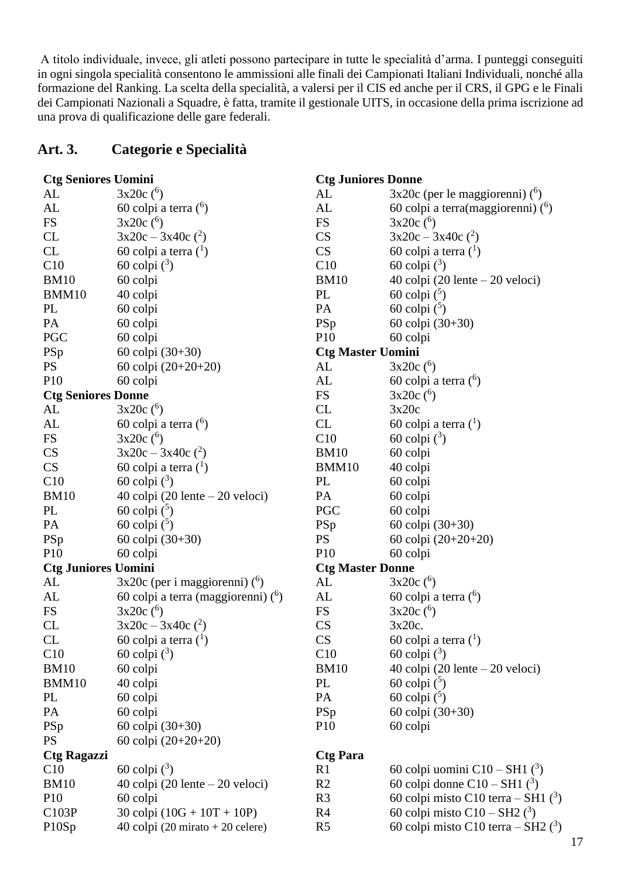A titolo individuale, invece, gli atleti possono partecipare in tutte le specialità d'arma. I punteggi conseguiti in ogni singola specialità consentono le ammissioni alle finali dei Campionati Italiani Individuali, nonché alla formazione del Ranking. La scelta della specialità, a valersi per il CIS ed anche per il CRS, il GPG e le Finali dei Campionati Nazionali a Squadre, è fatta, tramite il gestionale UITS, in occasione della prima iscrizione ad una prova di qualificazione delle gare federali.

## Art. 3. Categorie e Specialità

**Ctg Seniores Uomini**

| | |
|---|---|
| AL | 3x20c ([6]) |
| AL | 60 colpi a terra ([6]) |
| FS | 3x20c ([6]) |
| CL | 3x20c – 3x40c ([2]) |
| CL | 60 colpi a terra ([1]) |
| C10 | 60 colpi ([3]) |
| BM10 | 60 colpi |
| BMM10 | 40 colpi |
| PL | 60 colpi |
| PA | 60 colpi |
| PGC | 60 colpi |
| PSp | 60 colpi (30+30) |
| PS | 60 colpi (20+20+20) |
| P10 | 60 colpi |

**Ctg Seniores Donne**

| | |
|---|---|
| AL | 3x20c ([6]) |
| AL | 60 colpi a terra ([6]) |
| FS | 3x20c ([6]) |
| CS | 3x20c – 3x40c ([2]) |
| CS | 60 colpi a terra ([1]) |
| C10 | 60 colpi ([3]) |
| BM10 | 40 colpi (20 lente – 20 veloci) |
| PL | 60 colpi ([5]) |
| PA | 60 colpi ([5]) |
| PSp | 60 colpi (30+30) |
| P10 | 60 colpi |

**Ctg Juniores Uomini**

| | |
|---|---|
| AL | 3x20c (per i maggiorenni) ([6]) |
| AL | 60 colpi a terra (maggiorenni) ([6]) |
| FS | 3x20c ([6]) |
| CL | 3x20c – 3x40c ([2]) |
| CL | 60 colpi a terra ([1]) |
| C10 | 60 colpi ([3]) |
| BM10 | 60 colpi |
| BMM10 | 40 colpi |
| PL | 60 colpi |
| PA | 60 colpi |
| PSp | 60 colpi (30+30) |
| PS | 60 colpi (20+20+20) |

**Ctg Ragazzi**

| | |
|---|---|
| C10 | 60 colpi ([3]) |
| BM10 | 40 colpi (20 lente – 20 veloci) |
| P10 | 60 colpi |
| C103P | 30 colpi (10G + 10T + 10P) |
| P10Sp | 40 colpi (20 mirato + 20 celere) |

**Ctg Juniores Donne**

| | |
|---|---|
| AL | 3x20c (per le maggiorenni) ([6]) |
| AL | 60 colpi a terra(maggiorenni) ([6]) |
| FS | 3x20c ([6]) |
| CS | 3x20c – 3x40c ([2]) |
| CS | 60 colpi a terra ([1]) |
| C10 | 60 colpi ([3]) |
| BM10 | 40 colpi (20 lente – 20 veloci) |
| PL | 60 colpi ([5]) |
| PA | 60 colpi ([5]) |
| PSp | 60 colpi (30+30) |
| P10 | 60 colpi |

**Ctg Master Uomini**

| | |
|---|---|
| AL | 3x20c ([6]) |
| AL | 60 colpi a terra ([6]) |
| FS | 3x20c ([6]) |
| CL | 3x20c |
| CL | 60 colpi a terra ([1]) |
| C10 | 60 colpi ([3]) |
| BM10 | 60 colpi |
| BMM10 | 40 colpi |
| PL | 60 colpi |
| PA | 60 colpi |
| PGC | 60 colpi |
| PSp | 60 colpi (30+30) |
| PS | 60 colpi (20+20+20) |
| P10 | 60 colpi |

**Ctg Master Donne**

| | |
|---|---|
| AL | 3x20c ([6]) |
| AL | 60 colpi a terra ([6]) |
| FS | 3x20c ([6]) |
| CS | 3x20c. |
| CS | 60 colpi a terra ([1]) |
| C10 | 60 colpi ([3]) |
| BM10 | 40 colpi (20 lente – 20 veloci) |
| PL | 60 colpi ([5]) |
| PA | 60 colpi ([5]) |
| PSp | 60 colpi (30+30) |
| P10 | 60 colpi |

**Ctg Para**

| | |
|---|---|
| R1 | 60 colpi uomini C10 – SH1 ([3]) |
| R2 | 60 colpi donne C10 – SH1 ([3]) |
| R3 | 60 colpi misto C10 terra – SH1 ([3]) |
| R4 | 60 colpi misto C10 – SH2 ([3]) |
| R5 | 60 colpi misto C10 terra – SH2 ([3]) |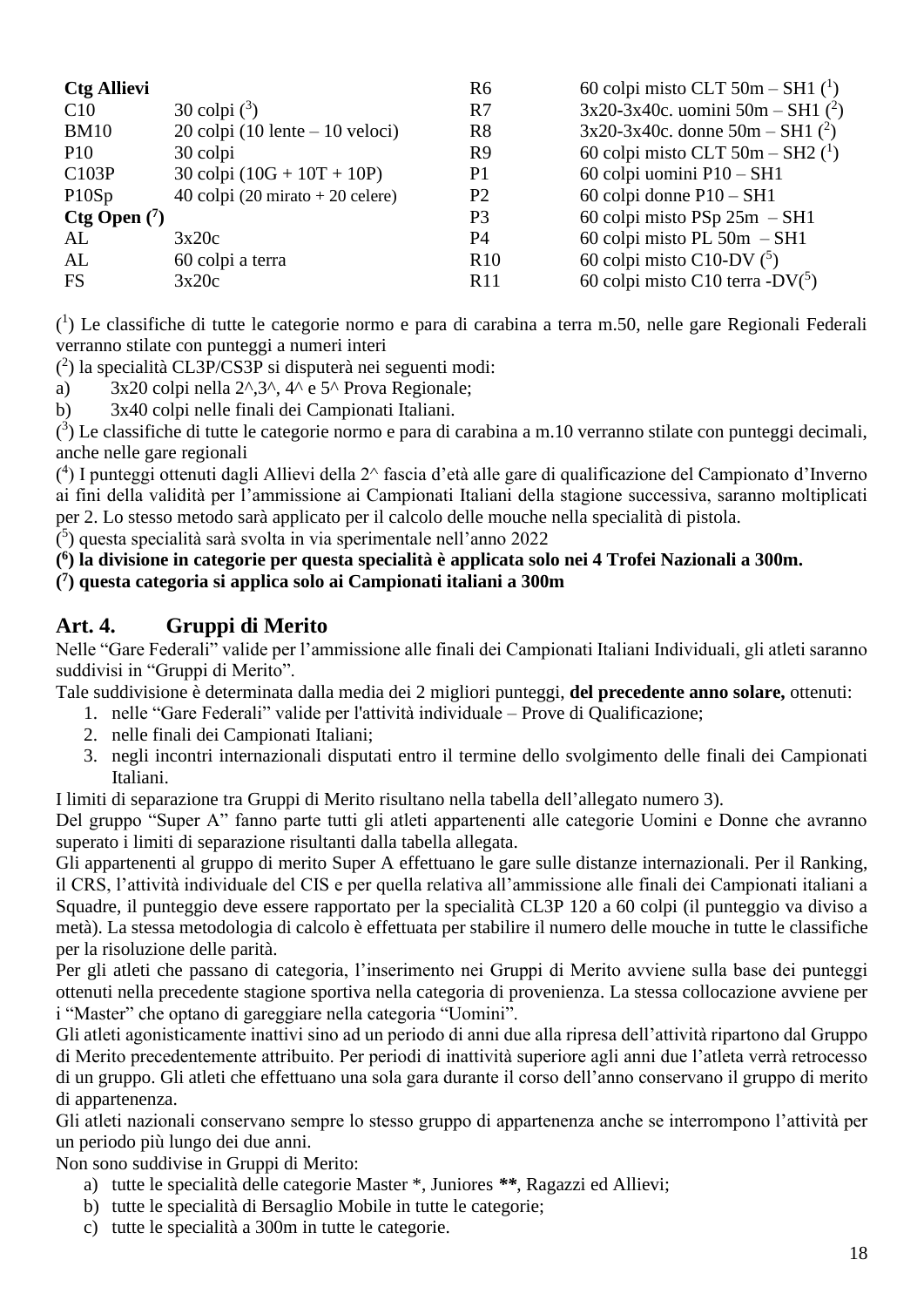| | | | |
|---|---|---|---|
| **Ctg Allievi** | | R6 | 60 colpi misto CLT 50m – SH1 ([1]) |
| C10 | 30 colpi ([3]) | R7 | 3x20-3x40c. uomini 50m – SH1 ([2]) |
| BM10 | 20 colpi (10 lente – 10 veloci) | R8 | 3x20-3x40c. donne 50m – SH1 ([2]) |
| P10 | 30 colpi | R9 | 60 colpi misto CLT 50m – SH2 ([1]) |
| C103P | 30 colpi (10G + 10T + 10P) | P1 | 60 colpi uomini P10 – SH1 |
| P10Sp | 40 colpi (20 mirato + 20 celere) | P2 | 60 colpi donne P10 – SH1 |
| **Ctg Open ([7])** | | P3 | 60 colpi misto PSp 25m – SH1 |
| AL | 3x20c | P4 | 60 colpi misto PL 50m – SH1 |
| AL | 60 colpi a terra | R10 | 60 colpi misto C10-DV ([5]) |
| FS | 3x20c | R11 | 60 colpi misto C10 terra -DV([5]) |

([1]) Le classifiche di tutte le categorie normo e para di carabina a terra m.50, nelle gare Regionali Federali verranno stilate con punteggi a numeri interi

([2]) la specialità CL3P/CS3P si disputerà nei seguenti modi:

a) 3x20 colpi nella 2^,3^, 4^ e 5^ Prova Regionale;

b) 3x40 colpi nelle finali dei Campionati Italiani.

([3]) Le classifiche di tutte le categorie normo e para di carabina a m.10 verranno stilate con punteggi decimali, anche nelle gare regionali

([4]) I punteggi ottenuti dagli Allievi della 2^ fascia d'età alle gare di qualificazione del Campionato d'Inverno ai fini della validità per l'ammissione ai Campionati Italiani della stagione successiva, saranno moltiplicati per 2. Lo stesso metodo sarà applicato per il calcolo delle mouche nella specialità di pistola.

([5]) questa specialità sarà svolta in via sperimentale nell'anno 2022

**([6]) la divisione in categorie per questa specialità è applicata solo nei 4 Trofei Nazionali a 300m.**

**([7]) questa categoria si applica solo ai Campionati italiani a 300m**

## Art. 4. Gruppi di Merito

Nelle "Gare Federali" valide per l'ammissione alle finali dei Campionati Italiani Individuali, gli atleti saranno suddivisi in "Gruppi di Merito".

Tale suddivisione è determinata dalla media dei 2 migliori punteggi, **del precedente anno solare,** ottenuti:

1. nelle "Gare Federali" valide per l'attività individuale – Prove di Qualificazione;
2. nelle finali dei Campionati Italiani;
3. negli incontri internazionali disputati entro il termine dello svolgimento delle finali dei Campionati Italiani.

I limiti di separazione tra Gruppi di Merito risultano nella tabella dell'allegato numero 3).

Del gruppo "Super A" fanno parte tutti gli atleti appartenenti alle categorie Uomini e Donne che avranno superato i limiti di separazione risultanti dalla tabella allegata.

Gli appartenenti al gruppo di merito Super A effettuano le gare sulle distanze internazionali. Per il Ranking, il CRS, l'attività individuale del CIS e per quella relativa all'ammissione alle finali dei Campionati italiani a Squadre, il punteggio deve essere rapportato per la specialità CL3P 120 a 60 colpi (il punteggio va diviso a metà). La stessa metodologia di calcolo è effettuata per stabilire il numero delle mouche in tutte le classifiche per la risoluzione delle parità.

Per gli atleti che passano di categoria, l'inserimento nei Gruppi di Merito avviene sulla base dei punteggi ottenuti nella precedente stagione sportiva nella categoria di provenienza. La stessa collocazione avviene per i "Master" che optano di gareggiare nella categoria "Uomini".

Gli atleti agonisticamente inattivi sino ad un periodo di anni due alla ripresa dell'attività ripartono dal Gruppo di Merito precedentemente attribuito. Per periodi di inattività superiore agli anni due l'atleta verrà retrocesso di un gruppo. Gli atleti che effettuano una sola gara durante il corso dell'anno conservano il gruppo di merito di appartenenza.

Gli atleti nazionali conservano sempre lo stesso gruppo di appartenenza anche se interrompono l'attività per un periodo più lungo dei due anni.

Non sono suddivise in Gruppi di Merito:

a) tutte le specialità delle categorie Master *, Juniores **, Ragazzi ed Allievi;
b) tutte le specialità di Bersaglio Mobile in tutte le categorie;
c) tutte le specialità a 300m in tutte le categorie.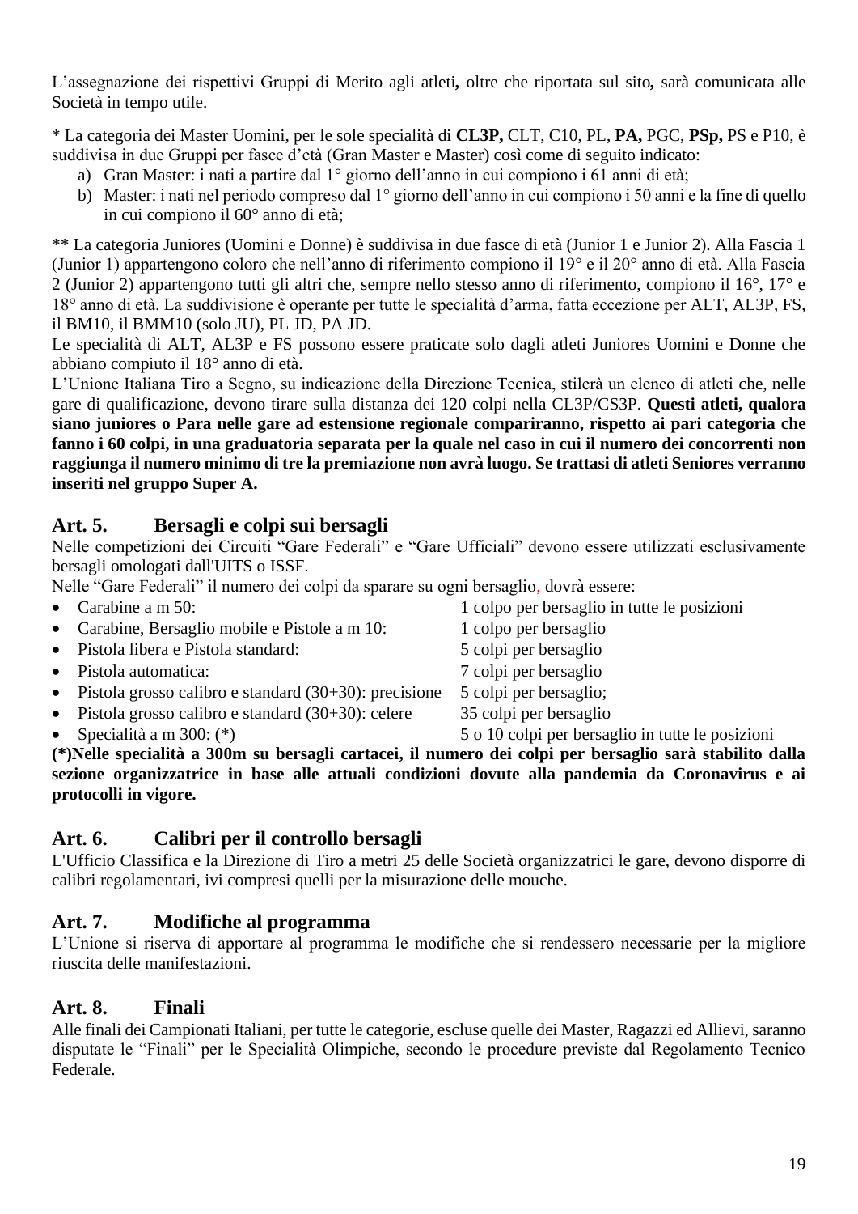L'assegnazione dei rispettivi Gruppi di Merito agli atleti**,** oltre che riportata sul sito**,** sarà comunicata alle Società in tempo utile.

* La categoria dei Master Uomini, per le sole specialità di **CL3P,** CLT, C10, PL, **PA,** PGC, **PSp,** PS e P10, è suddivisa in due Gruppi per fasce d'età (Gran Master e Master) così come di seguito indicato:

a) Gran Master: i nati a partire dal 1° giorno dell'anno in cui compiono i 61 anni di età;
b) Master: i nati nel periodo compreso dal 1° giorno dell'anno in cui compiono i 50 anni e la fine di quello in cui compiono il 60° anno di età;

** La categoria Juniores (Uomini e Donne) è suddivisa in due fasce di età (Junior 1 e Junior 2). Alla Fascia 1 (Junior 1) appartengono coloro che nell'anno di riferimento compiono il 19° e il 20° anno di età. Alla Fascia 2 (Junior 2) appartengono tutti gli altri che, sempre nello stesso anno di riferimento, compiono il 16°, 17° e 18° anno di età. La suddivisione è operante per tutte le specialità d'arma, fatta eccezione per ALT, AL3P, FS, il BM10, il BMM10 (solo JU), PL JD, PA JD.

Le specialità di ALT, AL3P e FS possono essere praticate solo dagli atleti Juniores Uomini e Donne che abbiano compiuto il 18° anno di età.

L'Unione Italiana Tiro a Segno, su indicazione della Direzione Tecnica, stilerà un elenco di atleti che, nelle gare di qualificazione, devono tirare sulla distanza dei 120 colpi nella CL3P/CS3P. **Questi atleti, qualora siano juniores o Para nelle gare ad estensione regionale compariranno, rispetto ai pari categoria che fanno i 60 colpi, in una graduatoria separata per la quale nel caso in cui il numero dei concorrenti non raggiunga il numero minimo di tre la premiazione non avrà luogo. Se trattasi di atleti Seniores verranno inseriti nel gruppo Super A.**

## Art. 5. Bersagli e colpi sui bersagli

Nelle competizioni dei Circuiti "Gare Federali" e "Gare Ufficiali" devono essere utilizzati esclusivamente bersagli omologati dall'UITS o ISSF.

Nelle "Gare Federali" il numero dei colpi da sparare su ogni bersaglio, dovrà essere:

- Carabine a m 50: 1 colpo per bersaglio in tutte le posizioni
- Carabine, Bersaglio mobile e Pistole a m 10: 1 colpo per bersaglio
- Pistola libera e Pistola standard: 5 colpi per bersaglio
- Pistola automatica: 7 colpi per bersaglio
- Pistola grosso calibro e standard (30+30): precisione 5 colpi per bersaglio;
- Pistola grosso calibro e standard (30+30): celere 35 colpi per bersaglio
- Specialità a m 300: (*) 5 o 10 colpi per bersaglio in tutte le posizioni

**(*)Nelle specialità a 300m su bersagli cartacei, il numero dei colpi per bersaglio sarà stabilito dalla sezione organizzatrice in base alle attuali condizioni dovute alla pandemia da Coronavirus e ai protocolli in vigore.**

## Art. 6. Calibri per il controllo bersagli

L'Ufficio Classifica e la Direzione di Tiro a metri 25 delle Società organizzatrici le gare, devono disporre di calibri regolamentari, ivi compresi quelli per la misurazione delle mouche.

## Art. 7. Modifiche al programma

L'Unione si riserva di apportare al programma le modifiche che si rendessero necessarie per la migliore riuscita delle manifestazioni.

## Art. 8. Finali

Alle finali dei Campionati Italiani, per tutte le categorie, escluse quelle dei Master, Ragazzi ed Allievi, saranno disputate le "Finali" per le Specialità Olimpiche, secondo le procedure previste dal Regolamento Tecnico Federale.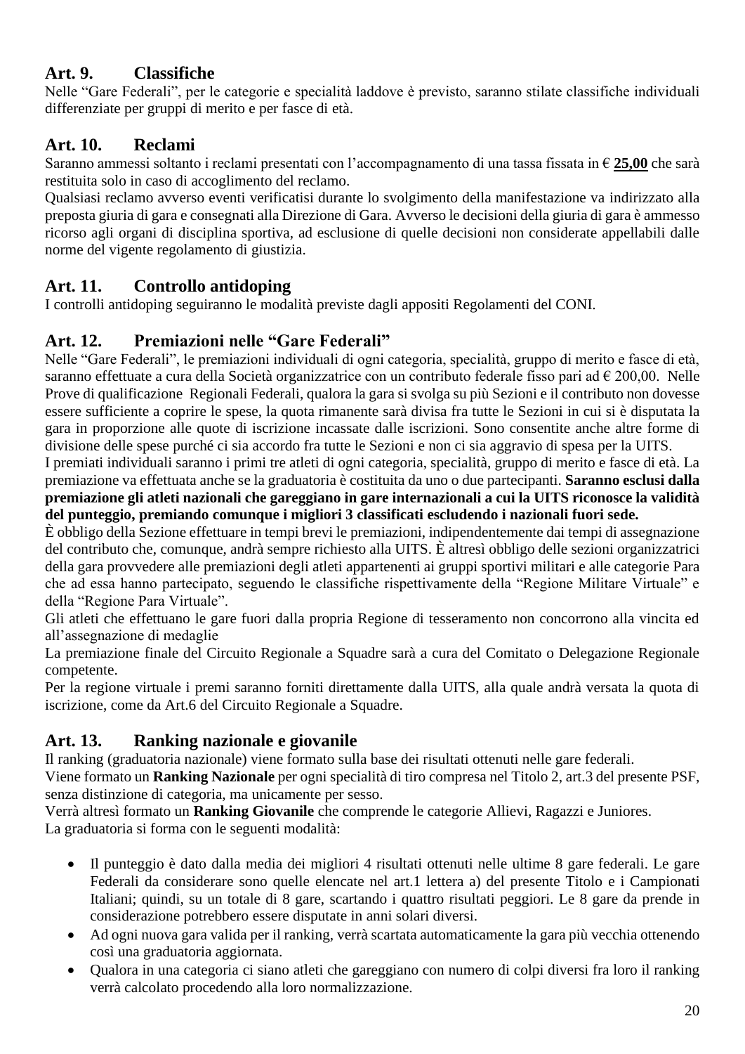## Art. 9. Classifiche

Nelle "Gare Federali", per le categorie e specialità laddove è previsto, saranno stilate classifiche individuali differenziate per gruppi di merito e per fasce di età.

## Art. 10. Reclami

Saranno ammessi soltanto i reclami presentati con l'accompagnamento di una tassa fissata in € **25,00** che sarà restituita solo in caso di accoglimento del reclamo.

Qualsiasi reclamo avverso eventi verificatisi durante lo svolgimento della manifestazione va indirizzato alla preposta giuria di gara e consegnati alla Direzione di Gara. Avverso le decisioni della giuria di gara è ammesso ricorso agli organi di disciplina sportiva, ad esclusione di quelle decisioni non considerate appellabili dalle norme del vigente regolamento di giustizia.

## Art. 11. Controllo antidoping

I controlli antidoping seguiranno le modalità previste dagli appositi Regolamenti del CONI.

## Art. 12. Premiazioni nelle "Gare Federali"

Nelle "Gare Federali", le premiazioni individuali di ogni categoria, specialità, gruppo di merito e fasce di età, saranno effettuate a cura della Società organizzatrice con un contributo federale fisso pari ad € 200,00. Nelle Prove di qualificazione Regionali Federali, qualora la gara si svolga su più Sezioni e il contributo non dovesse essere sufficiente a coprire le spese, la quota rimanente sarà divisa fra tutte le Sezioni in cui si è disputata la gara in proporzione alle quote di iscrizione incassate dalle iscrizioni. Sono consentite anche altre forme di divisione delle spese purché ci sia accordo fra tutte le Sezioni e non ci sia aggravio di spesa per la UITS.

I premiati individuali saranno i primi tre atleti di ogni categoria, specialità, gruppo di merito e fasce di età. La premiazione va effettuata anche se la graduatoria è costituita da uno o due partecipanti. **Saranno esclusi dalla premiazione gli atleti nazionali che gareggiano in gare internazionali a cui la UITS riconosce la validità del punteggio, premiando comunque i migliori 3 classificati escludendo i nazionali fuori sede.**

È obbligo della Sezione effettuare in tempi brevi le premiazioni, indipendentemente dai tempi di assegnazione del contributo che, comunque, andrà sempre richiesto alla UITS. È altresì obbligo delle sezioni organizzatrici della gara provvedere alle premiazioni degli atleti appartenenti ai gruppi sportivi militari e alle categorie Para che ad essa hanno partecipato, seguendo le classifiche rispettivamente della "Regione Militare Virtuale" e della "Regione Para Virtuale".

Gli atleti che effettuano le gare fuori dalla propria Regione di tesseramento non concorrono alla vincita ed all'assegnazione di medaglie

La premiazione finale del Circuito Regionale a Squadre sarà a cura del Comitato o Delegazione Regionale competente.

Per la regione virtuale i premi saranno forniti direttamente dalla UITS, alla quale andrà versata la quota di iscrizione, come da Art.6 del Circuito Regionale a Squadre.

## Art. 13. Ranking nazionale e giovanile

Il ranking (graduatoria nazionale) viene formato sulla base dei risultati ottenuti nelle gare federali.

Viene formato un **Ranking Nazionale** per ogni specialità di tiro compresa nel Titolo 2, art.3 del presente PSF, senza distinzione di categoria, ma unicamente per sesso.

Verrà altresì formato un **Ranking Giovanile** che comprende le categorie Allievi, Ragazzi e Juniores.

La graduatoria si forma con le seguenti modalità:

- Il punteggio è dato dalla media dei migliori 4 risultati ottenuti nelle ultime 8 gare federali. Le gare Federali da considerare sono quelle elencate nel art.1 lettera a) del presente Titolo e i Campionati Italiani; quindi, su un totale di 8 gare, scartando i quattro risultati peggiori. Le 8 gare da prende in considerazione potrebbero essere disputate in anni solari diversi.
- Ad ogni nuova gara valida per il ranking, verrà scartata automaticamente la gara più vecchia ottenendo così una graduatoria aggiornata.
- Qualora in una categoria ci siano atleti che gareggiano con numero di colpi diversi fra loro il ranking verrà calcolato procedendo alla loro normalizzazione.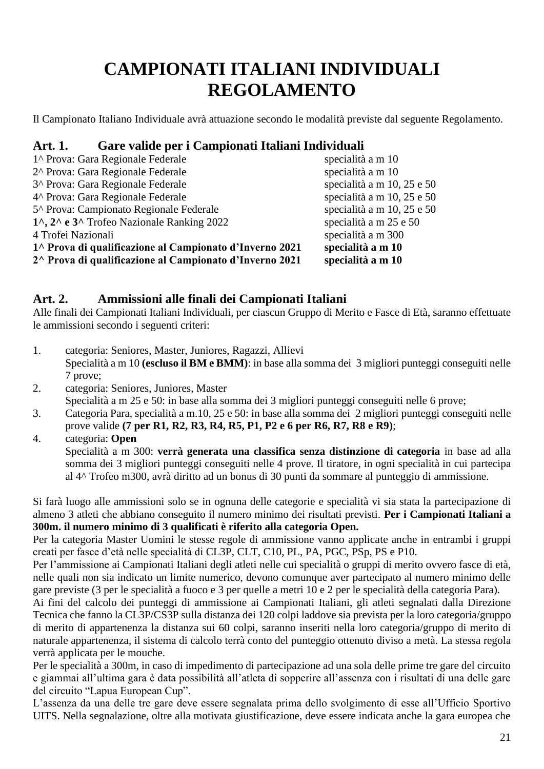# CAMPIONATI ITALIANI INDIVIDUALI REGOLAMENTO

Il Campionato Italiano Individuale avrà attuazione secondo le modalità previste dal seguente Regolamento.

## Art. 1. Gare valide per i Campionati Italiani Individuali

| | |
|---|---|
| 1^ Prova: Gara Regionale Federale | specialità a m 10 |
| 2^ Prova: Gara Regionale Federale | specialità a m 10 |
| 3^ Prova: Gara Regionale Federale | specialità a m 10, 25 e 50 |
| 4^ Prova: Gara Regionale Federale | specialità a m 10, 25 e 50 |
| 5^ Prova: Campionato Regionale Federale | specialità a m 10, 25 e 50 |
| **1^, 2^ e 3^** Trofeo Nazionale Ranking 2022 | specialità a m 25 e 50 |
| 4 Trofei Nazionali | specialità a m 300 |
| **1^ Prova di qualificazione al Campionato d'Inverno 2021** | **specialità a m 10** |
| **2^ Prova di qualificazione al Campionato d'Inverno 2021** | **specialità a m 10** |

## Art. 2. Ammissioni alle finali dei Campionati Italiani

Alle finali dei Campionati Italiani Individuali, per ciascun Gruppo di Merito e Fasce di Età, saranno effettuate le ammissioni secondo i seguenti criteri:

1. categoria: Seniores, Master, Juniores, Ragazzi, Allievi
   Specialità a m 10 **(escluso il BM e BMM)**: in base alla somma dei 3 migliori punteggi conseguiti nelle 7 prove;
2. categoria: Seniores, Juniores, Master
   Specialità a m 25 e 50: in base alla somma dei 3 migliori punteggi conseguiti nelle 6 prove;
3. Categoria Para, specialità a m.10, 25 e 50: in base alla somma dei 2 migliori punteggi conseguiti nelle prove valide **(7 per R1, R2, R3, R4, R5, P1, P2 e 6 per R6, R7, R8 e R9)**;
4. categoria: **Open**
   Specialità a m 300: **verrà generata una classifica senza distinzione di categoria** in base ad alla somma dei 3 migliori punteggi conseguiti nelle 4 prove. Il tiratore, in ogni specialità in cui partecipa al 4^ Trofeo m300, avrà diritto ad un bonus di 30 punti da sommare al punteggio di ammissione.

Si farà luogo alle ammissioni solo se in ognuna delle categorie e specialità vi sia stata la partecipazione di almeno 3 atleti che abbiano conseguito il numero minimo dei risultati previsti. **Per i Campionati Italiani a 300m. il numero minimo di 3 qualificati è riferito alla categoria Open.**

Per la categoria Master Uomini le stesse regole di ammissione vanno applicate anche in entrambi i gruppi creati per fasce d'età nelle specialità di CL3P, CLT, C10, PL, PA, PGC, PSp, PS e P10.

Per l'ammissione ai Campionati Italiani degli atleti nelle cui specialità o gruppi di merito ovvero fasce di età, nelle quali non sia indicato un limite numerico, devono comunque aver partecipato al numero minimo delle gare previste (3 per le specialità a fuoco e 3 per quelle a metri 10 e 2 per le specialità della categoria Para).

Ai fini del calcolo dei punteggi di ammissione ai Campionati Italiani, gli atleti segnalati dalla Direzione Tecnica che fanno la CL3P/CS3P sulla distanza dei 120 colpi laddove sia prevista per la loro categoria/gruppo di merito di appartenenza la distanza sui 60 colpi, saranno inseriti nella loro categoria/gruppo di merito di naturale appartenenza, il sistema di calcolo terrà conto del punteggio ottenuto diviso a metà. La stessa regola verrà applicata per le mouche.

Per le specialità a 300m, in caso di impedimento di partecipazione ad una sola delle prime tre gare del circuito e giammai all'ultima gara è data possibilità all'atleta di sopperire all'assenza con i risultati di una delle gare del circuito "Lapua European Cup".

L'assenza da una delle tre gare deve essere segnalata prima dello svolgimento di esse all'Ufficio Sportivo UITS. Nella segnalazione, oltre alla motivata giustificazione, deve essere indicata anche la gara europea che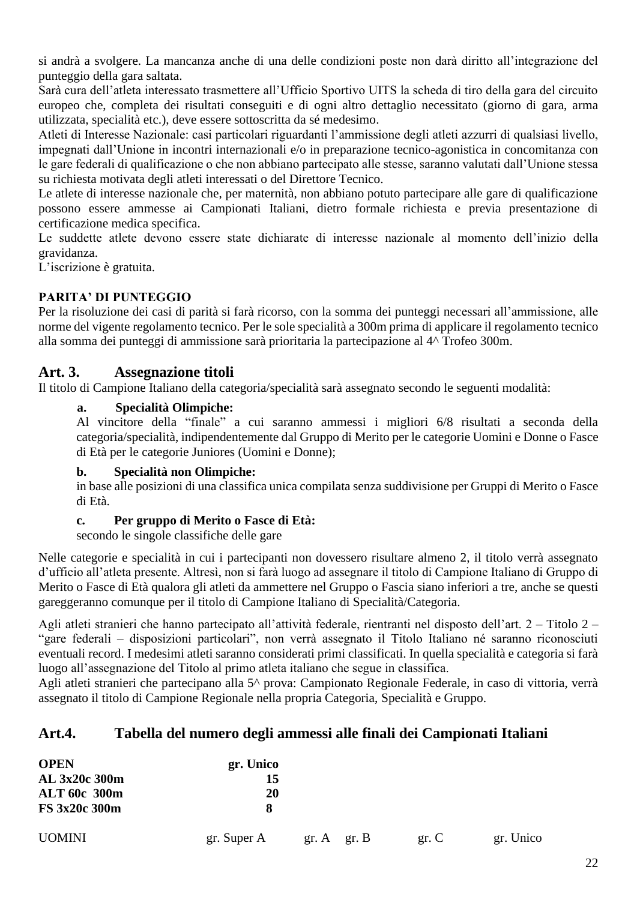si andrà a svolgere. La mancanza anche di una delle condizioni poste non darà diritto all'integrazione del punteggio della gara saltata.

Sarà cura dell'atleta interessato trasmettere all'Ufficio Sportivo UITS la scheda di tiro della gara del circuito europeo che, completa dei risultati conseguiti e di ogni altro dettaglio necessitato (giorno di gara, arma utilizzata, specialità etc.), deve essere sottoscritta da sé medesimo.

Atleti di Interesse Nazionale: casi particolari riguardanti l'ammissione degli atleti azzurri di qualsiasi livello, impegnati dall'Unione in incontri internazionali e/o in preparazione tecnico-agonistica in concomitanza con le gare federali di qualificazione o che non abbiano partecipato alle stesse, saranno valutati dall'Unione stessa su richiesta motivata degli atleti interessati o del Direttore Tecnico.

Le atlete di interesse nazionale che, per maternità, non abbiano potuto partecipare alle gare di qualificazione possono essere ammesse ai Campionati Italiani, dietro formale richiesta e previa presentazione di certificazione medica specifica.

Le suddette atlete devono essere state dichiarate di interesse nazionale al momento dell'inizio della gravidanza.

L'iscrizione è gratuita.

**PARITA' DI PUNTEGGIO**

Per la risoluzione dei casi di parità si farà ricorso, con la somma dei punteggi necessari all'ammissione, alle norme del vigente regolamento tecnico. Per le sole specialità a 300m prima di applicare il regolamento tecnico alla somma dei punteggi di ammissione sarà prioritaria la partecipazione al 4^ Trofeo 300m.

## Art. 3. Assegnazione titoli

Il titolo di Campione Italiano della categoria/specialità sarà assegnato secondo le seguenti modalità:

**a. Specialità Olimpiche:**

Al vincitore della "finale" a cui saranno ammessi i migliori 6/8 risultati a seconda della categoria/specialità, indipendentemente dal Gruppo di Merito per le categorie Uomini e Donne o Fasce di Età per le categorie Juniores (Uomini e Donne);

**b. Specialità non Olimpiche:**

in base alle posizioni di una classifica unica compilata senza suddivisione per Gruppi di Merito o Fasce di Età.

**c. Per gruppo di Merito o Fasce di Età:**

secondo le singole classifiche delle gare

Nelle categorie e specialità in cui i partecipanti non dovessero risultare almeno 2, il titolo verrà assegnato d'ufficio all'atleta presente. Altresì, non si farà luogo ad assegnare il titolo di Campione Italiano di Gruppo di Merito o Fasce di Età qualora gli atleti da ammettere nel Gruppo o Fascia siano inferiori a tre, anche se questi gareggeranno comunque per il titolo di Campione Italiano di Specialità/Categoria.

Agli atleti stranieri che hanno partecipato all'attività federale, rientranti nel disposto dell'art. 2 – Titolo 2 – "gare federali – disposizioni particolari", non verrà assegnato il Titolo Italiano né saranno riconosciuti eventuali record. I medesimi atleti saranno considerati primi classificati. In quella specialità e categoria si farà luogo all'assegnazione del Titolo al primo atleta italiano che segue in classifica.

Agli atleti stranieri che partecipano alla 5^ prova: Campionato Regionale Federale, in caso di vittoria, verrà assegnato il titolo di Campione Regionale nella propria Categoria, Specialità e Gruppo.

## Art.4. Tabella del numero degli ammessi alle finali dei Campionati Italiani

| **OPEN** | **gr. Unico** |
|---|---|
| **AL 3x20c 300m** | **15** |
| **ALT 60c 300m** | **20** |
| **FS 3x20c 300m** | **8** |

| UOMINI | gr. Super A | gr. A | gr. B | gr. C | gr. Unico |
|---|---|---|---|---|---|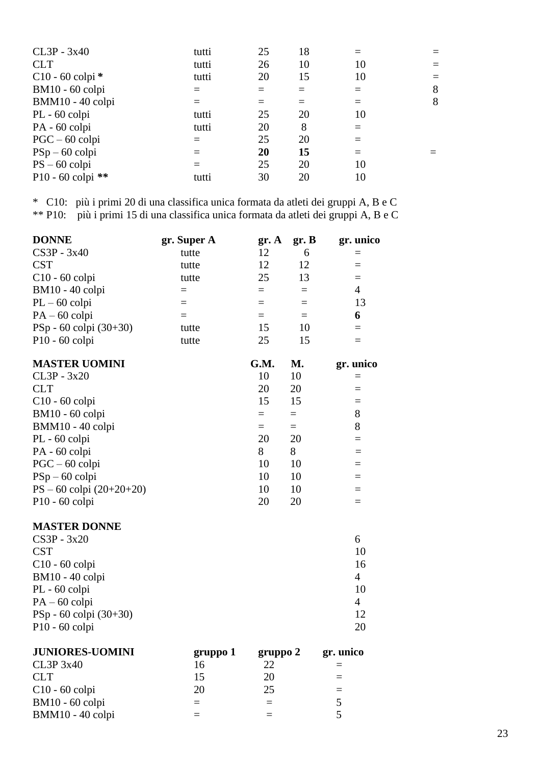| | | | | | |
|---|---|---|---|---|---|
| CL3P - 3x40 | tutti | 25 | 18 | = | = |
| CLT | tutti | 26 | 10 | 10 | = |
| C10 - 60 colpi **\*** | tutti | 20 | 15 | 10 | = |
| BM10 - 60 colpi | = | = | = | = | 8 |
| BMM10 - 40 colpi | = | = | = | = | 8 |
| PL - 60 colpi | tutti | 25 | 20 | 10 | |
| PA - 60 colpi | tutti | 20 | 8 | = | |
| PGC – 60 colpi | = | 25 | 20 | = | |
| PSp – 60 colpi | = | **20** | **15** | = | = |
| PS – 60 colpi | = | 25 | 20 | 10 | |
| P10 - 60 colpi **\*\*** | tutti | 30 | 20 | 10 | |

\* C10: più i primi 20 di una classifica unica formata da atleti dei gruppi A, B e C
\*\* P10: più i primi 15 di una classifica unica formata da atleti dei gruppi A, B e C

| **DONNE** | **gr. Super A** | **gr. A** | **gr. B** | **gr. unico** |
|---|---|---|---|---|
| CS3P - 3x40 | tutte | 12 | 6 | = |
| CST | tutte | 12 | 12 | = |
| C10 - 60 colpi | tutte | 25 | 13 | = |
| BM10 - 40 colpi | = | = | = | 4 |
| PL – 60 colpi | = | = | = | 13 |
| PA – 60 colpi | = | = | = | **6** |
| PSp - 60 colpi (30+30) | tutte | 15 | 10 | = |
| P10 - 60 colpi | tutte | 25 | 15 | = |

| **MASTER UOMINI** | **G.M.** | **M.** | **gr. unico** |
|---|---|---|---|
| CL3P - 3x20 | 10 | 10 | = |
| CLT | 20 | 20 | = |
| C10 - 60 colpi | 15 | 15 | = |
| BM10 - 60 colpi | = | = | 8 |
| BMM10 - 40 colpi | = | = | 8 |
| PL - 60 colpi | 20 | 20 | = |
| PA - 60 colpi | 8 | 8 | = |
| PGC – 60 colpi | 10 | 10 | = |
| PSp – 60 colpi | 10 | 10 | = |
| PS – 60 colpi (20+20+20) | 10 | 10 | = |
| P10 - 60 colpi | 20 | 20 | = |

| **MASTER DONNE** | |
|---|---|
| CS3P - 3x20 | 6 |
| CST | 10 |
| C10 - 60 colpi | 16 |
| BM10 - 40 colpi | 4 |
| PL - 60 colpi | 10 |
| PA – 60 colpi | 4 |
| PSp - 60 colpi (30+30) | 12 |
| P10 - 60 colpi | 20 |

| **JUNIORES-UOMINI** | **gruppo 1** | **gruppo 2** | **gr. unico** |
|---|---|---|---|
| CL3P 3x40 | 16 | 22 | = |
| CLT | 15 | 20 | = |
| C10 - 60 colpi | 20 | 25 | = |
| BM10 - 60 colpi | = | = | 5 |
| BMM10 - 40 colpi | = | = | 5 |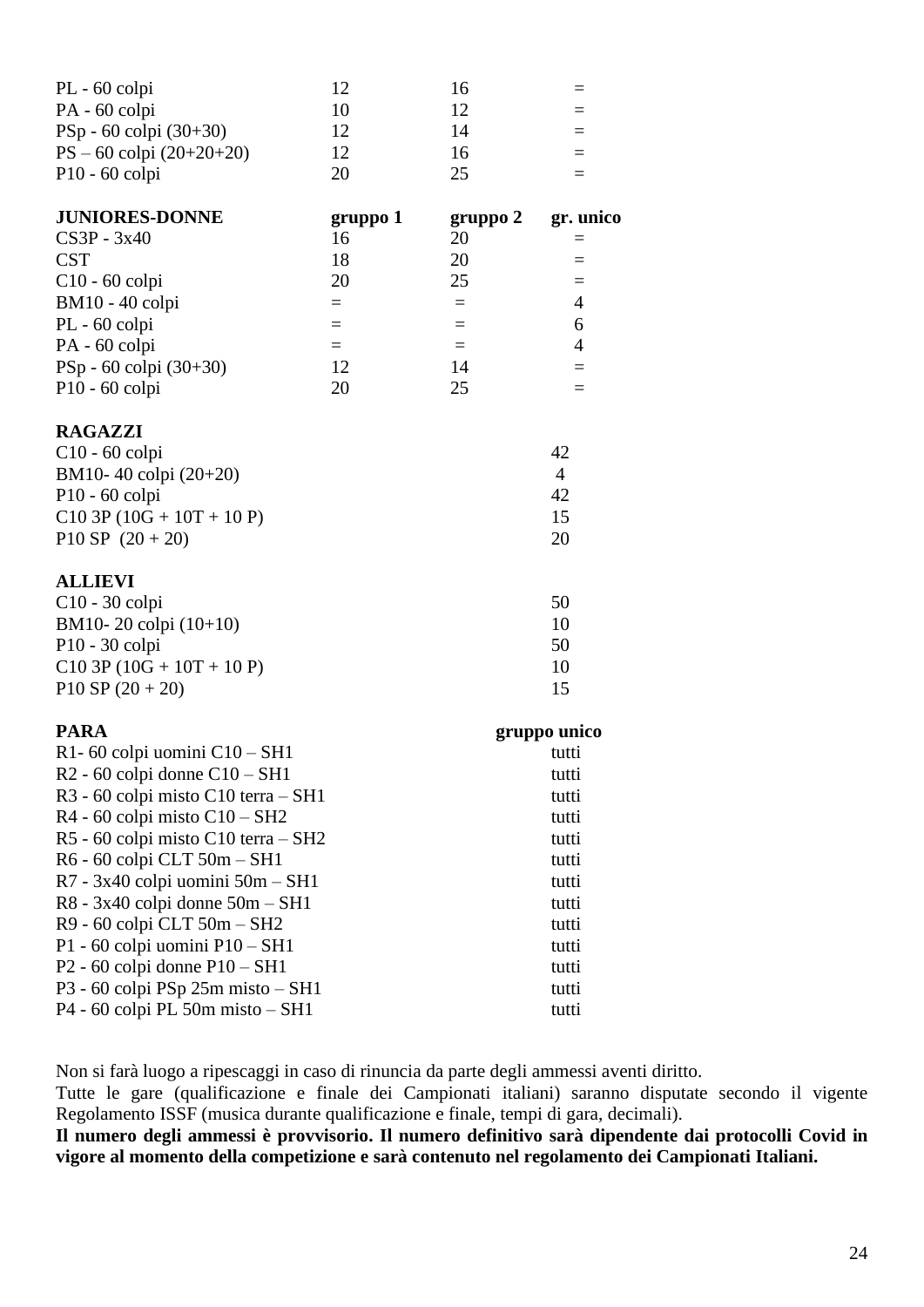| | | | |
|---|---|---|---|
| PL - 60 colpi | 12 | 16 | = |
| PA - 60 colpi | 10 | 12 | = |
| PSp - 60 colpi (30+30) | 12 | 14 | = |
| PS – 60 colpi (20+20+20) | 12 | 16 | = |
| P10 - 60 colpi | 20 | 25 | = |

| **JUNIORES-DONNE** | **gruppo 1** | **gruppo 2** | **gr. unico** |
|---|---|---|---|
| CS3P - 3x40 | 16 | 20 | = |
| CST | 18 | 20 | = |
| C10 - 60 colpi | 20 | 25 | = |
| BM10 - 40 colpi | = | = | 4 |
| PL - 60 colpi | = | = | 6 |
| PA - 60 colpi | = | = | 4 |
| PSp - 60 colpi (30+30) | 12 | 14 | = |
| P10 - 60 colpi | 20 | 25 | = |

| **RAGAZZI** | |
|---|---|
| C10 - 60 colpi | 42 |
| BM10- 40 colpi (20+20) | 4 |
| P10 - 60 colpi | 42 |
| C10 3P (10G + 10T + 10 P) | 15 |
| P10 SP (20 + 20) | 20 |

| **ALLIEVI** | |
|---|---|
| C10 - 30 colpi | 50 |
| BM10- 20 colpi (10+10) | 10 |
| P10 - 30 colpi | 50 |
| C10 3P (10G + 10T + 10 P) | 10 |
| P10 SP (20 + 20) | 15 |

| **PARA** | **gruppo unico** |
|---|---|
| R1- 60 colpi uomini C10 – SH1 | tutti |
| R2 - 60 colpi donne C10 – SH1 | tutti |
| R3 - 60 colpi misto C10 terra – SH1 | tutti |
| R4 - 60 colpi misto C10 – SH2 | tutti |
| R5 - 60 colpi misto C10 terra – SH2 | tutti |
| R6 - 60 colpi CLT 50m – SH1 | tutti |
| R7 - 3x40 colpi uomini 50m – SH1 | tutti |
| R8 - 3x40 colpi donne 50m – SH1 | tutti |
| R9 - 60 colpi CLT 50m – SH2 | tutti |
| P1 - 60 colpi uomini P10 – SH1 | tutti |
| P2 - 60 colpi donne P10 – SH1 | tutti |
| P3 - 60 colpi PSp 25m misto – SH1 | tutti |
| P4 - 60 colpi PL 50m misto – SH1 | tutti |

Non si farà luogo a ripescaggi in caso di rinuncia da parte degli ammessi aventi diritto.
Tutte le gare (qualificazione e finale dei Campionati italiani) saranno disputate secondo il vigente Regolamento ISSF (musica durante qualificazione e finale, tempi di gara, decimali).
**Il numero degli ammessi è provvisorio. Il numero definitivo sarà dipendente dai protocolli Covid in vigore al momento della competizione e sarà contenuto nel regolamento dei Campionati Italiani.**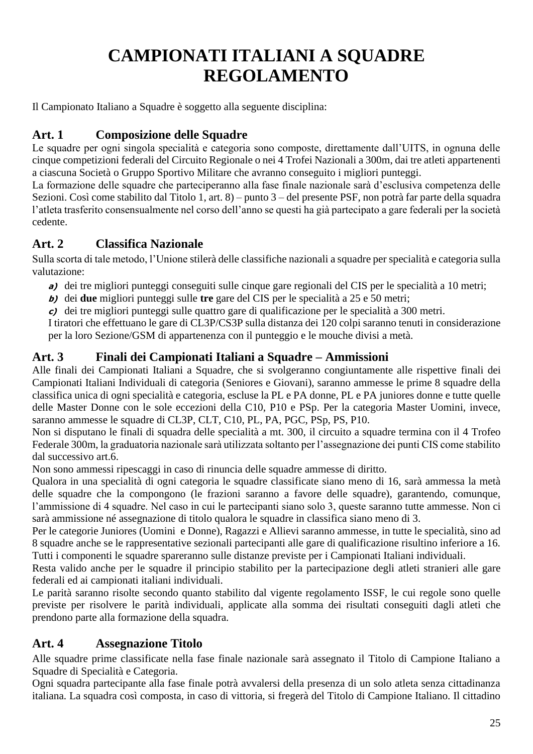# CAMPIONATI ITALIANI A SQUADRE REGOLAMENTO

Il Campionato Italiano a Squadre è soggetto alla seguente disciplina:

## Art. 1 Composizione delle Squadre

Le squadre per ogni singola specialità e categoria sono composte, direttamente dall'UITS, in ognuna delle cinque competizioni federali del Circuito Regionale o nei 4 Trofei Nazionali a 300m, dai tre atleti appartenenti a ciascuna Società o Gruppo Sportivo Militare che avranno conseguito i migliori punteggi.

La formazione delle squadre che parteciperanno alla fase finale nazionale sarà d'esclusiva competenza delle Sezioni. Così come stabilito dal Titolo 1, art. 8) – punto 3 – del presente PSF, non potrà far parte della squadra l'atleta trasferito consensualmente nel corso dell'anno se questi ha già partecipato a gare federali per la società cedente.

## Art. 2 Classifica Nazionale

Sulla scorta di tale metodo, l'Unione stilerà delle classifiche nazionali a squadre per specialità e categoria sulla valutazione:

- ***a)*** dei tre migliori punteggi conseguiti sulle cinque gare regionali del CIS per le specialità a 10 metri;
- ***b)*** dei **due** migliori punteggi sulle **tre** gare del CIS per le specialità a 25 e 50 metri;
- ***c)*** dei tre migliori punteggi sulle quattro gare di qualificazione per le specialità a 300 metri.

I tiratori che effettuano le gare di CL3P/CS3P sulla distanza dei 120 colpi saranno tenuti in considerazione per la loro Sezione/GSM di appartenenza con il punteggio e le mouche divisi a metà.

## Art. 3 Finali dei Campionati Italiani a Squadre – Ammissioni

Alle finali dei Campionati Italiani a Squadre, che si svolgeranno congiuntamente alle rispettive finali dei Campionati Italiani Individuali di categoria (Seniores e Giovani), saranno ammesse le prime 8 squadre della classifica unica di ogni specialità e categoria, escluse la PL e PA donne, PL e PA juniores donne e tutte quelle delle Master Donne con le sole eccezioni della C10, P10 e PSp. Per la categoria Master Uomini, invece, saranno ammesse le squadre di CL3P, CLT, C10, PL, PA, PGC, PSp, PS, P10.

Non si disputano le finali di squadra delle specialità a mt. 300, il circuito a squadre termina con il 4 Trofeo Federale 300m, la graduatoria nazionale sarà utilizzata soltanto per l'assegnazione dei punti CIS come stabilito dal successivo art.6.

Non sono ammessi ripescaggi in caso di rinuncia delle squadre ammesse di diritto.

Qualora in una specialità di ogni categoria le squadre classificate siano meno di 16, sarà ammessa la metà delle squadre che la compongono (le frazioni saranno a favore delle squadre), garantendo, comunque, l'ammissione di 4 squadre. Nel caso in cui le partecipanti siano solo 3, queste saranno tutte ammesse. Non ci sarà ammissione né assegnazione di titolo qualora le squadre in classifica siano meno di 3.

Per le categorie Juniores (Uomini e Donne), Ragazzi e Allievi saranno ammesse, in tutte le specialità, sino ad 8 squadre anche se le rappresentative sezionali partecipanti alle gare di qualificazione risultino inferiore a 16.

Tutti i componenti le squadre spareranno sulle distanze previste per i Campionati Italiani individuali.

Resta valido anche per le squadre il principio stabilito per la partecipazione degli atleti stranieri alle gare federali ed ai campionati italiani individuali.

Le parità saranno risolte secondo quanto stabilito dal vigente regolamento ISSF, le cui regole sono quelle previste per risolvere le parità individuali, applicate alla somma dei risultati conseguiti dagli atleti che prendono parte alla formazione della squadra.

## Art. 4 Assegnazione Titolo

Alle squadre prime classificate nella fase finale nazionale sarà assegnato il Titolo di Campione Italiano a Squadre di Specialità e Categoria.

Ogni squadra partecipante alla fase finale potrà avvalersi della presenza di un solo atleta senza cittadinanza italiana. La squadra così composta, in caso di vittoria, si fregerà del Titolo di Campione Italiano. Il cittadino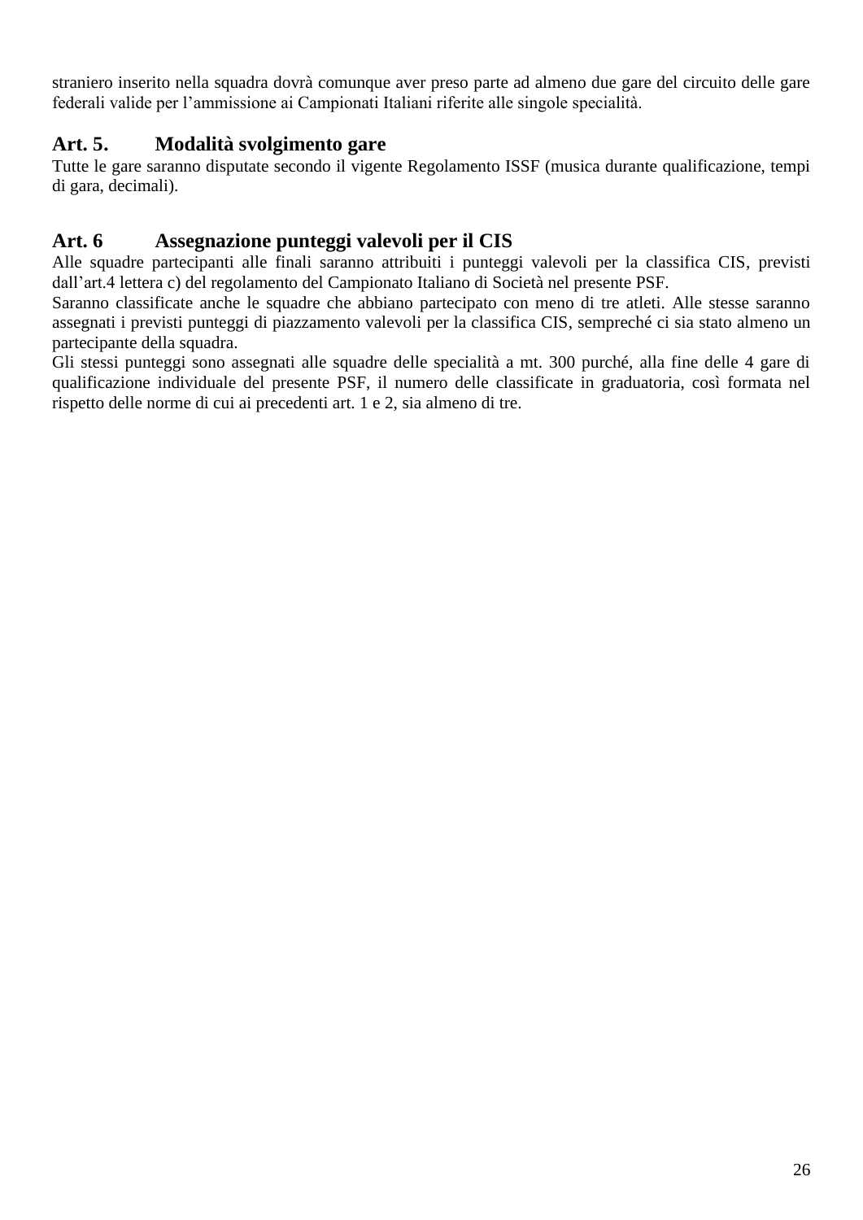straniero inserito nella squadra dovrà comunque aver preso parte ad almeno due gare del circuito delle gare federali valide per l'ammissione ai Campionati Italiani riferite alle singole specialità.

## Art. 5. Modalità svolgimento gare

Tutte le gare saranno disputate secondo il vigente Regolamento ISSF (musica durante qualificazione, tempi di gara, decimali).

## Art. 6 Assegnazione punteggi valevoli per il CIS

Alle squadre partecipanti alle finali saranno attribuiti i punteggi valevoli per la classifica CIS, previsti dall'art.4 lettera c) del regolamento del Campionato Italiano di Società nel presente PSF.
Saranno classificate anche le squadre che abbiano partecipato con meno di tre atleti. Alle stesse saranno assegnati i previsti punteggi di piazzamento valevoli per la classifica CIS, sempreché ci sia stato almeno un partecipante della squadra.
Gli stessi punteggi sono assegnati alle squadre delle specialità a mt. 300 purché, alla fine delle 4 gare di qualificazione individuale del presente PSF, il numero delle classificate in graduatoria, così formata nel rispetto delle norme di cui ai precedenti art. 1 e 2, sia almeno di tre.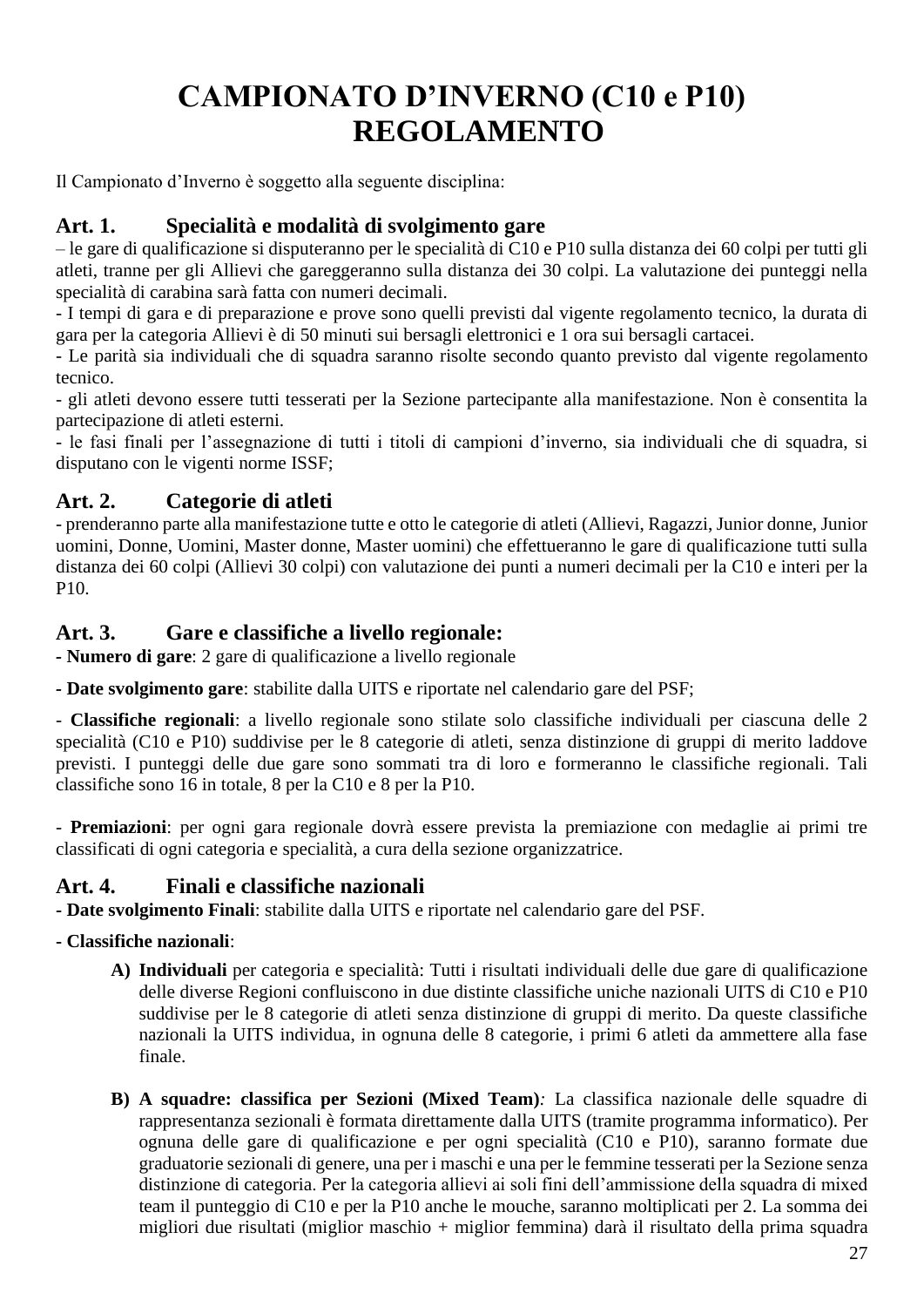# CAMPIONATO D'INVERNO (C10 e P10) REGOLAMENTO

Il Campionato d'Inverno è soggetto alla seguente disciplina:

## Art. 1. Specialità e modalità di svolgimento gare

– le gare di qualificazione si disputeranno per le specialità di C10 e P10 sulla distanza dei 60 colpi per tutti gli atleti, tranne per gli Allievi che gareggeranno sulla distanza dei 30 colpi. La valutazione dei punteggi nella specialità di carabina sarà fatta con numeri decimali.

- I tempi di gara e di preparazione e prove sono quelli previsti dal vigente regolamento tecnico, la durata di gara per la categoria Allievi è di 50 minuti sui bersagli elettronici e 1 ora sui bersagli cartacei.
- Le parità sia individuali che di squadra saranno risolte secondo quanto previsto dal vigente regolamento tecnico.
- gli atleti devono essere tutti tesserati per la Sezione partecipante alla manifestazione. Non è consentita la partecipazione di atleti esterni.
- le fasi finali per l'assegnazione di tutti i titoli di campioni d'inverno, sia individuali che di squadra, si disputano con le vigenti norme ISSF;

## Art. 2. Categorie di atleti

- prenderanno parte alla manifestazione tutte e otto le categorie di atleti (Allievi, Ragazzi, Junior donne, Junior uomini, Donne, Uomini, Master donne, Master uomini) che effettueranno le gare di qualificazione tutti sulla distanza dei 60 colpi (Allievi 30 colpi) con valutazione dei punti a numeri decimali per la C10 e interi per la P10.

## Art. 3. Gare e classifiche a livello regionale:

- **Numero di gare**: 2 gare di qualificazione a livello regionale

- **Date svolgimento gare**: stabilite dalla UITS e riportate nel calendario gare del PSF;

- **Classifiche regionali**: a livello regionale sono stilate solo classifiche individuali per ciascuna delle 2 specialità (C10 e P10) suddivise per le 8 categorie di atleti, senza distinzione di gruppi di merito laddove previsti. I punteggi delle due gare sono sommati tra di loro e formeranno le classifiche regionali. Tali classifiche sono 16 in totale, 8 per la C10 e 8 per la P10.

- **Premiazioni**: per ogni gara regionale dovrà essere prevista la premiazione con medaglie ai primi tre classificati di ogni categoria e specialità, a cura della sezione organizzatrice.

## Art. 4. Finali e classifiche nazionali

- **Date svolgimento Finali**: stabilite dalla UITS e riportate nel calendario gare del PSF.

- **Classifiche nazionali**:

A) **Individuali** per categoria e specialità: Tutti i risultati individuali delle due gare di qualificazione delle diverse Regioni confluiscono in due distinte classifiche uniche nazionali UITS di C10 e P10 suddivise per le 8 categorie di atleti senza distinzione di gruppi di merito. Da queste classifiche nazionali la UITS individua, in ognuna delle 8 categorie, i primi 6 atleti da ammettere alla fase finale.

B) **A squadre: classifica per Sezioni (Mixed Team)***:* La classifica nazionale delle squadre di rappresentanza sezionali è formata direttamente dalla UITS (tramite programma informatico). Per ognuna delle gare di qualificazione e per ogni specialità (C10 e P10), saranno formate due graduatorie sezionali di genere, una per i maschi e una per le femmine tesserati per la Sezione senza distinzione di categoria. Per la categoria allievi ai soli fini dell'ammissione della squadra di mixed team il punteggio di C10 e per la P10 anche le mouche, saranno moltiplicati per 2. La somma dei migliori due risultati (miglior maschio + miglior femmina) darà il risultato della prima squadra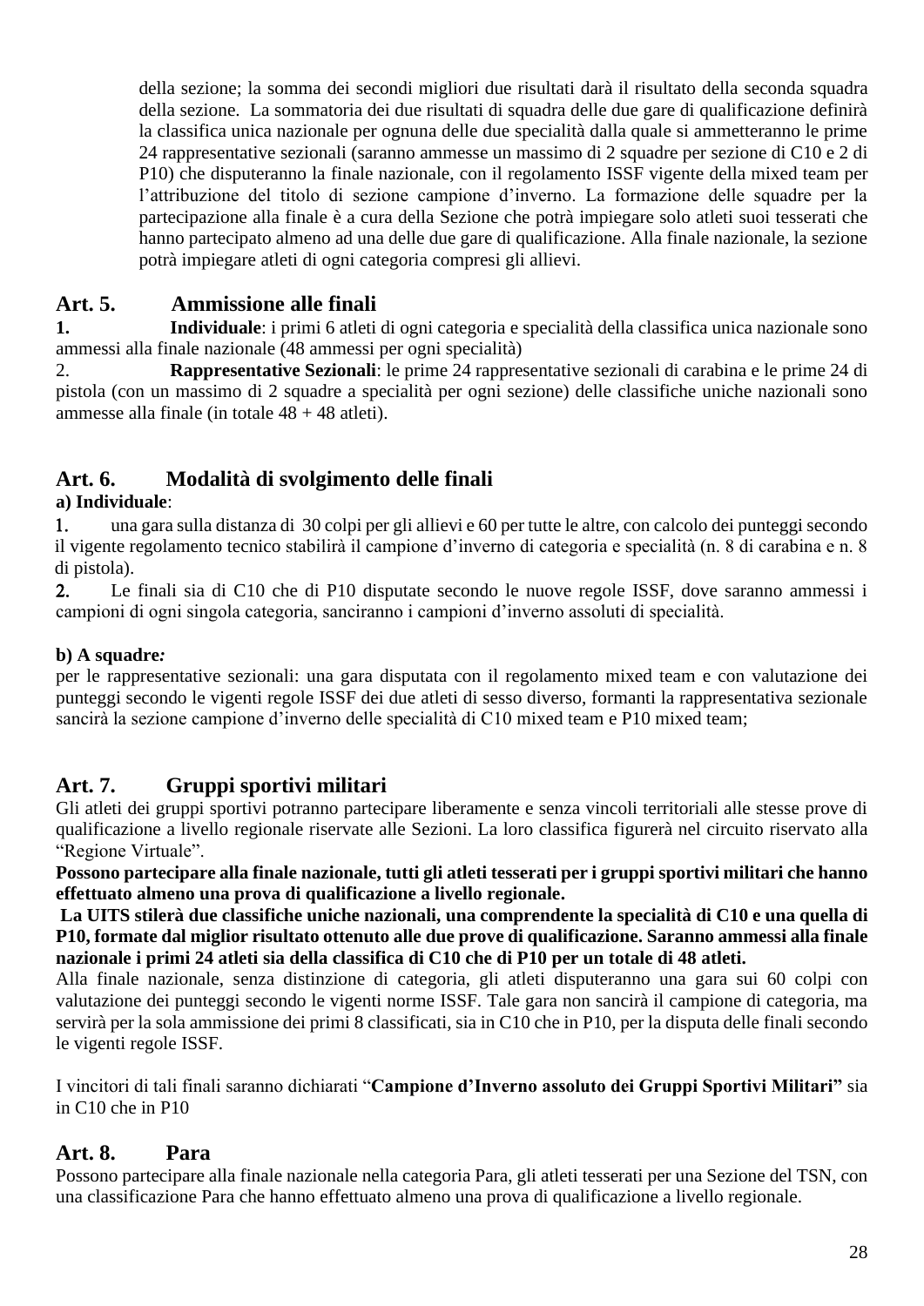della sezione; la somma dei secondi migliori due risultati darà il risultato della seconda squadra della sezione. La sommatoria dei due risultati di squadra delle due gare di qualificazione definirà la classifica unica nazionale per ognuna delle due specialità dalla quale si ammetteranno le prime 24 rappresentative sezionali (saranno ammesse un massimo di 2 squadre per sezione di C10 e 2 di P10) che disputeranno la finale nazionale, con il regolamento ISSF vigente della mixed team per l'attribuzione del titolo di sezione campione d'inverno. La formazione delle squadre per la partecipazione alla finale è a cura della Sezione che potrà impiegare solo atleti suoi tesserati che hanno partecipato almeno ad una delle due gare di qualificazione. Alla finale nazionale, la sezione potrà impiegare atleti di ogni categoria compresi gli allievi.

## Art. 5. Ammissione alle finali

**1.** **Individuale**: i primi 6 atleti di ogni categoria e specialità della classifica unica nazionale sono ammessi alla finale nazionale (48 ammessi per ogni specialità)

2. **Rappresentative Sezionali**: le prime 24 rappresentative sezionali di carabina e le prime 24 di pistola (con un massimo di 2 squadre a specialità per ogni sezione) delle classifiche uniche nazionali sono ammesse alla finale (in totale 48 + 48 atleti).

## Art. 6. Modalità di svolgimento delle finali

**a) Individuale**:

1. una gara sulla distanza di 30 colpi per gli allievi e 60 per tutte le altre, con calcolo dei punteggi secondo il vigente regolamento tecnico stabilirà il campione d'inverno di categoria e specialità (n. 8 di carabina e n. 8 di pistola).
2. Le finali sia di C10 che di P10 disputate secondo le nuove regole ISSF, dove saranno ammessi i campioni di ogni singola categoria, sanciranno i campioni d'inverno assoluti di specialità.

**b) A squadre*:***

per le rappresentative sezionali: una gara disputata con il regolamento mixed team e con valutazione dei punteggi secondo le vigenti regole ISSF dei due atleti di sesso diverso, formanti la rappresentativa sezionale sancirà la sezione campione d'inverno delle specialità di C10 mixed team e P10 mixed team;

## Art. 7. Gruppi sportivi militari

Gli atleti dei gruppi sportivi potranno partecipare liberamente e senza vincoli territoriali alle stesse prove di qualificazione a livello regionale riservate alle Sezioni. La loro classifica figurerà nel circuito riservato alla "Regione Virtuale".

**Possono partecipare alla finale nazionale, tutti gli atleti tesserati per i gruppi sportivi militari che hanno effettuato almeno una prova di qualificazione a livello regionale.**

**La UITS stilerà due classifiche uniche nazionali, una comprendente la specialità di C10 e una quella di P10, formate dal miglior risultato ottenuto alle due prove di qualificazione. Saranno ammessi alla finale nazionale i primi 24 atleti sia della classifica di C10 che di P10 per un totale di 48 atleti.**

Alla finale nazionale, senza distinzione di categoria, gli atleti disputeranno una gara sui 60 colpi con valutazione dei punteggi secondo le vigenti norme ISSF. Tale gara non sancirà il campione di categoria, ma servirà per la sola ammissione dei primi 8 classificati, sia in C10 che in P10, per la disputa delle finali secondo le vigenti regole ISSF.

I vincitori di tali finali saranno dichiarati "**Campione d'Inverno assoluto dei Gruppi Sportivi Militari"** sia in C10 che in P10

## Art. 8. Para

Possono partecipare alla finale nazionale nella categoria Para, gli atleti tesserati per una Sezione del TSN, con una classificazione Para che hanno effettuato almeno una prova di qualificazione a livello regionale.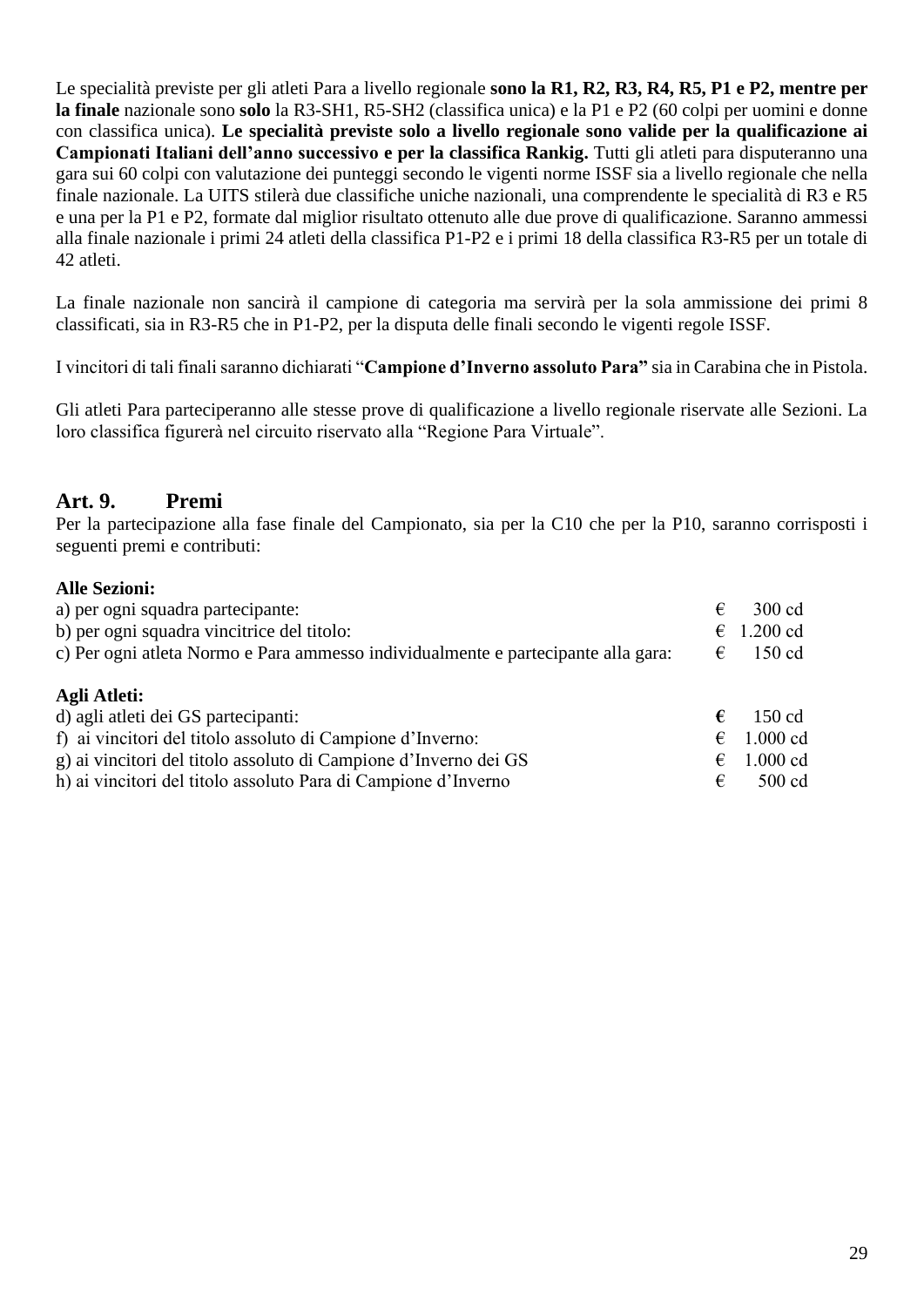Le specialità previste per gli atleti Para a livello regionale **sono la R1, R2, R3, R4, R5, P1 e P2, mentre per la finale** nazionale sono **solo** la R3-SH1, R5-SH2 (classifica unica) e la P1 e P2 (60 colpi per uomini e donne con classifica unica). **Le specialità previste solo a livello regionale sono valide per la qualificazione ai Campionati Italiani dell'anno successivo e per la classifica Rankig.** Tutti gli atleti para disputeranno una gara sui 60 colpi con valutazione dei punteggi secondo le vigenti norme ISSF sia a livello regionale che nella finale nazionale. La UITS stilerà due classifiche uniche nazionali, una comprendente le specialità di R3 e R5 e una per la P1 e P2, formate dal miglior risultato ottenuto alle due prove di qualificazione. Saranno ammessi alla finale nazionale i primi 24 atleti della classifica P1-P2 e i primi 18 della classifica R3-R5 per un totale di 42 atleti.

La finale nazionale non sancirà il campione di categoria ma servirà per la sola ammissione dei primi 8 classificati, sia in R3-R5 che in P1-P2, per la disputa delle finali secondo le vigenti regole ISSF.

I vincitori di tali finali saranno dichiarati "**Campione d'Inverno assoluto Para"** sia in Carabina che in Pistola.

Gli atleti Para parteciperanno alle stesse prove di qualificazione a livello regionale riservate alle Sezioni. La loro classifica figurerà nel circuito riservato alla "Regione Para Virtuale".

## Art. 9. Premi

Per la partecipazione alla fase finale del Campionato, sia per la C10 che per la P10, saranno corrisposti i seguenti premi e contributi:

**Alle Sezioni:**

| | |
|---|---|
| a) per ogni squadra partecipante: | € 300 cd |
| b) per ogni squadra vincitrice del titolo: | € 1.200 cd |
| c) Per ogni atleta Normo e Para ammesso individualmente e partecipante alla gara: | € 150 cd |

**Agli Atleti:**

| | |
|---|---|
| d) agli atleti dei GS partecipanti: | € 150 cd |
| f) ai vincitori del titolo assoluto di Campione d'Inverno: | € 1.000 cd |
| g) ai vincitori del titolo assoluto di Campione d'Inverno dei GS | € 1.000 cd |
| h) ai vincitori del titolo assoluto Para di Campione d'Inverno | € 500 cd |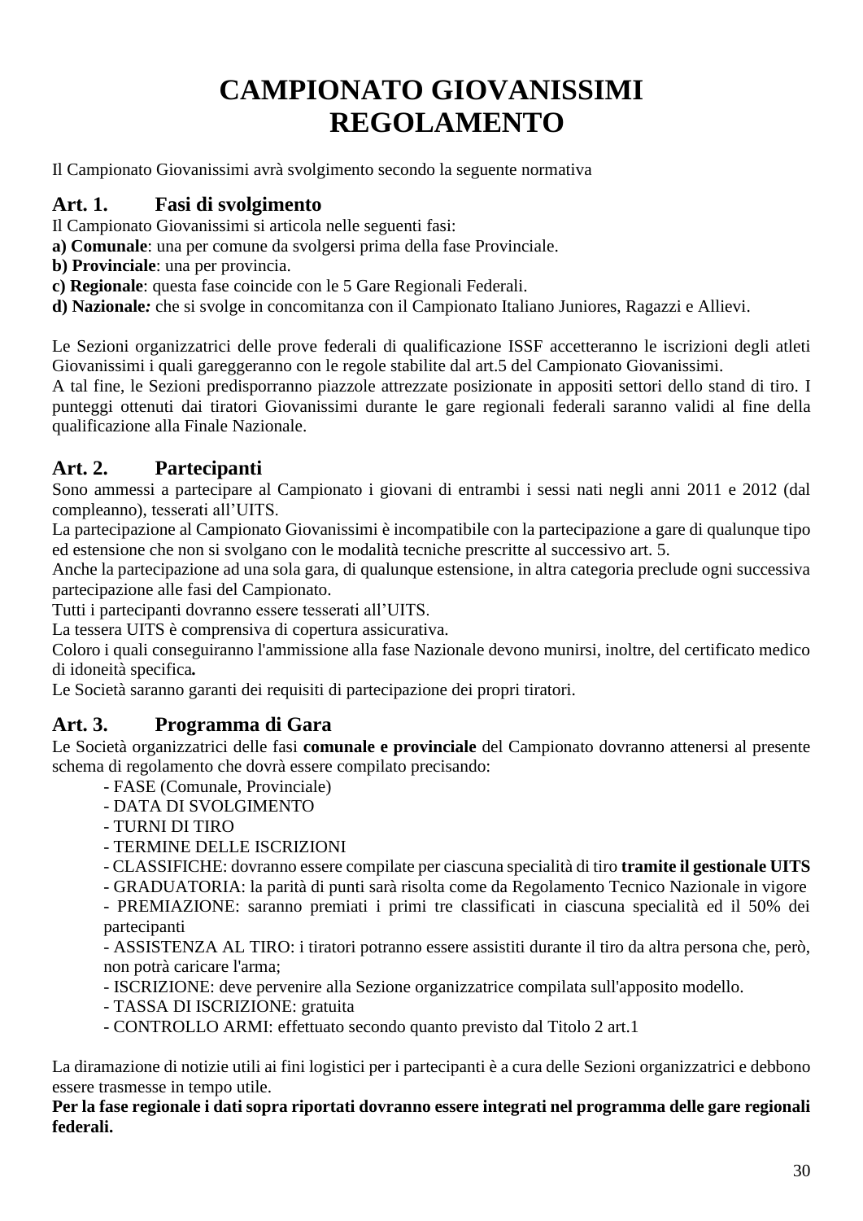# CAMPIONATO GIOVANISSIMI
# REGOLAMENTO

Il Campionato Giovanissimi avrà svolgimento secondo la seguente normativa

## Art. 1. Fasi di svolgimento

Il Campionato Giovanissimi si articola nelle seguenti fasi:

**a) Comunale**: una per comune da svolgersi prima della fase Provinciale.

**b) Provinciale**: una per provincia.

**c) Regionale**: questa fase coincide con le 5 Gare Regionali Federali.

**d) Nazionale*:*** che si svolge in concomitanza con il Campionato Italiano Juniores, Ragazzi e Allievi.

Le Sezioni organizzatrici delle prove federali di qualificazione ISSF accetteranno le iscrizioni degli atleti Giovanissimi i quali gareggeranno con le regole stabilite dal art.5 del Campionato Giovanissimi.

A tal fine, le Sezioni predisporranno piazzole attrezzate posizionate in appositi settori dello stand di tiro. I punteggi ottenuti dai tiratori Giovanissimi durante le gare regionali federali saranno validi al fine della qualificazione alla Finale Nazionale.

## Art. 2. Partecipanti

Sono ammessi a partecipare al Campionato i giovani di entrambi i sessi nati negli anni 2011 e 2012 (dal compleanno), tesserati all'UITS.

La partecipazione al Campionato Giovanissimi è incompatibile con la partecipazione a gare di qualunque tipo ed estensione che non si svolgano con le modalità tecniche prescritte al successivo art. 5.

Anche la partecipazione ad una sola gara, di qualunque estensione, in altra categoria preclude ogni successiva partecipazione alle fasi del Campionato.

Tutti i partecipanti dovranno essere tesserati all'UITS.

La tessera UITS è comprensiva di copertura assicurativa.

Coloro i quali conseguiranno l'ammissione alla fase Nazionale devono munirsi, inoltre, del certificato medico di idoneità specifica**.**

Le Società saranno garanti dei requisiti di partecipazione dei propri tiratori.

## Art. 3. Programma di Gara

Le Società organizzatrici delle fasi **comunale e provinciale** del Campionato dovranno attenersi al presente schema di regolamento che dovrà essere compilato precisando:

- FASE (Comunale, Provinciale)
- DATA DI SVOLGIMENTO
- TURNI DI TIRO
- TERMINE DELLE ISCRIZIONI
- CLASSIFICHE: dovranno essere compilate per ciascuna specialità di tiro **tramite il gestionale UITS**
- GRADUATORIA: la parità di punti sarà risolta come da Regolamento Tecnico Nazionale in vigore
- PREMIAZIONE: saranno premiati i primi tre classificati in ciascuna specialità ed il 50% dei partecipanti
- ASSISTENZA AL TIRO: i tiratori potranno essere assistiti durante il tiro da altra persona che, però, non potrà caricare l'arma;
- ISCRIZIONE: deve pervenire alla Sezione organizzatrice compilata sull'apposito modello.
- TASSA DI ISCRIZIONE: gratuita
- CONTROLLO ARMI: effettuato secondo quanto previsto dal Titolo 2 art.1

La diramazione di notizie utili ai fini logistici per i partecipanti è a cura delle Sezioni organizzatrici e debbono essere trasmesse in tempo utile.

**Per la fase regionale i dati sopra riportati dovranno essere integrati nel programma delle gare regionali federali.**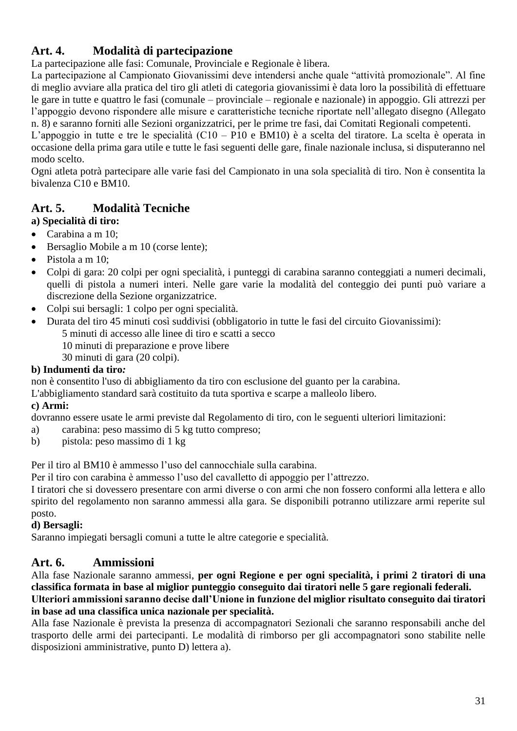## Art. 4. Modalità di partecipazione

La partecipazione alle fasi: Comunale, Provinciale e Regionale è libera.

La partecipazione al Campionato Giovanissimi deve intendersi anche quale "attività promozionale". Al fine di meglio avviare alla pratica del tiro gli atleti di categoria giovanissimi è data loro la possibilità di effettuare le gare in tutte e quattro le fasi (comunale – provinciale – regionale e nazionale) in appoggio. Gli attrezzi per l'appoggio devono rispondere alle misure e caratteristiche tecniche riportate nell'allegato disegno (Allegato n. 8) e saranno forniti alle Sezioni organizzatrici, per le prime tre fasi, dai Comitati Regionali competenti.

L'appoggio in tutte e tre le specialità (C10 – P10 e BM10) è a scelta del tiratore. La scelta è operata in occasione della prima gara utile e tutte le fasi seguenti delle gare, finale nazionale inclusa, si disputeranno nel modo scelto.

Ogni atleta potrà partecipare alle varie fasi del Campionato in una sola specialità di tiro. Non è consentita la bivalenza C10 e BM10.

## Art. 5. Modalità Tecniche

**a) Specialità di tiro:**

- Carabina a m 10;
- Bersaglio Mobile a m 10 (corse lente);
- Pistola a m 10;
- Colpi di gara: 20 colpi per ogni specialità, i punteggi di carabina saranno conteggiati a numeri decimali, quelli di pistola a numeri interi. Nelle gare varie la modalità del conteggio dei punti può variare a discrezione della Sezione organizzatrice.
- Colpi sui bersagli: 1 colpo per ogni specialità.
- Durata del tiro 45 minuti così suddivisi (obbligatorio in tutte le fasi del circuito Giovanissimi):
  - 5 minuti di accesso alle linee di tiro e scatti a secco
  - 10 minuti di preparazione e prove libere
  - 30 minuti di gara (20 colpi).

**b) Indumenti da tiro*:***

non è consentito l'uso di abbigliamento da tiro con esclusione del guanto per la carabina.

L'abbigliamento standard sarà costituito da tuta sportiva e scarpe a malleolo libero.

**c) Armi:**

dovranno essere usate le armi previste dal Regolamento di tiro, con le seguenti ulteriori limitazioni:

a) carabina: peso massimo di 5 kg tutto compreso;
b) pistola: peso massimo di 1 kg

Per il tiro al BM10 è ammesso l'uso del cannocchiale sulla carabina.

Per il tiro con carabina è ammesso l'uso del cavalletto di appoggio per l'attrezzo.

I tiratori che si dovessero presentare con armi diverse o con armi che non fossero conformi alla lettera e allo spirito del regolamento non saranno ammessi alla gara. Se disponibili potranno utilizzare armi reperite sul posto.

**d) Bersagli:**

Saranno impiegati bersagli comuni a tutte le altre categorie e specialità.

## Art. 6. Ammissioni

Alla fase Nazionale saranno ammessi, **per ogni Regione e per ogni specialità, i primi 2 tiratori di una classifica formata in base al miglior punteggio conseguito dai tiratori nelle 5 gare regionali federali.**
**Ulteriori ammissioni saranno decise dall'Unione in funzione del miglior risultato conseguito dai tiratori in base ad una classifica unica nazionale per specialità.**

Alla fase Nazionale è prevista la presenza di accompagnatori Sezionali che saranno responsabili anche del trasporto delle armi dei partecipanti. Le modalità di rimborso per gli accompagnatori sono stabilite nelle disposizioni amministrative, punto D) lettera a).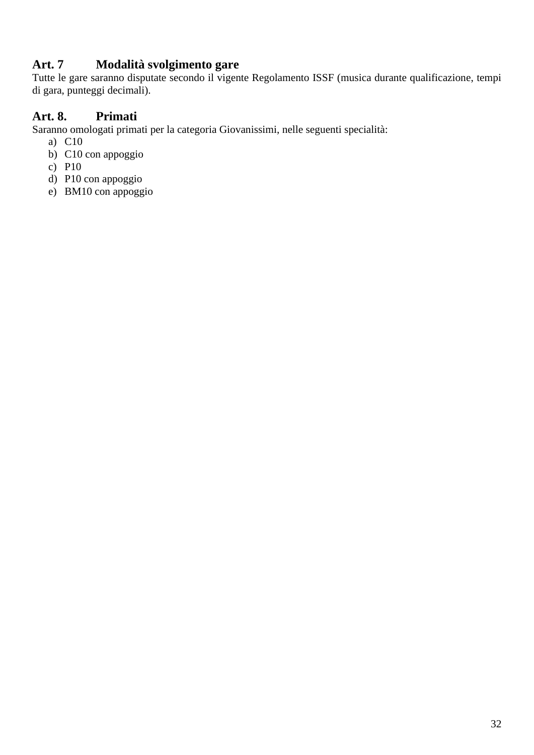## Art. 7 Modalità svolgimento gare

Tutte le gare saranno disputate secondo il vigente Regolamento ISSF (musica durante qualificazione, tempi di gara, punteggi decimali).

## Art. 8. Primati

Saranno omologati primati per la categoria Giovanissimi, nelle seguenti specialità:

a) C10
b) C10 con appoggio
c) P10
d) P10 con appoggio
e) BM10 con appoggio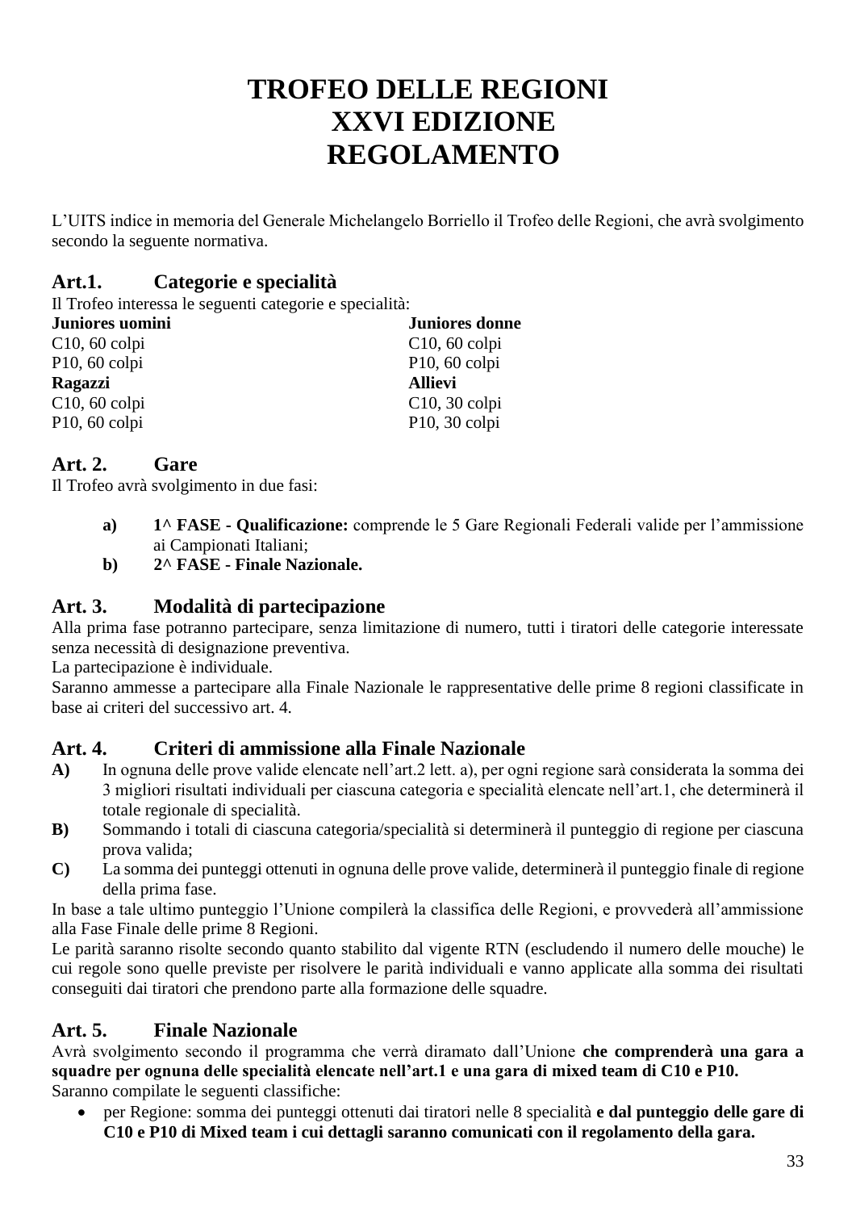# TROFEO DELLE REGIONI
# XXVI EDIZIONE
# REGOLAMENTO

L'UITS indice in memoria del Generale Michelangelo Borriello il Trofeo delle Regioni, che avrà svolgimento secondo la seguente normativa.

## Art.1. Categorie e specialità

Il Trofeo interessa le seguenti categorie e specialità:

| **Juniores uomini** | **Juniores donne** |
|---|---|
| C10, 60 colpi | C10, 60 colpi |
| P10, 60 colpi | P10, 60 colpi |
| **Ragazzi** | **Allievi** |
| C10, 60 colpi | C10, 30 colpi |
| P10, 60 colpi | P10, 30 colpi |

## Art. 2. Gare

Il Trofeo avrà svolgimento in due fasi:

- **a)** **1^ FASE - Qualificazione:** comprende le 5 Gare Regionali Federali valide per l'ammissione ai Campionati Italiani;
- **b)** **2^ FASE - Finale Nazionale.**

## Art. 3. Modalità di partecipazione

Alla prima fase potranno partecipare, senza limitazione di numero, tutti i tiratori delle categorie interessate senza necessità di designazione preventiva.

La partecipazione è individuale.

Saranno ammesse a partecipare alla Finale Nazionale le rappresentative delle prime 8 regioni classificate in base ai criteri del successivo art. 4.

## Art. 4. Criteri di ammissione alla Finale Nazionale

- **A)** In ognuna delle prove valide elencate nell'art.2 lett. a), per ogni regione sarà considerata la somma dei 3 migliori risultati individuali per ciascuna categoria e specialità elencate nell'art.1, che determinerà il totale regionale di specialità.
- **B)** Sommando i totali di ciascuna categoria/specialità si determinerà il punteggio di regione per ciascuna prova valida;
- **C)** La somma dei punteggi ottenuti in ognuna delle prove valide, determinerà il punteggio finale di regione della prima fase.

In base a tale ultimo punteggio l'Unione compilerà la classifica delle Regioni, e provvederà all'ammissione alla Fase Finale delle prime 8 Regioni.

Le parità saranno risolte secondo quanto stabilito dal vigente RTN (escludendo il numero delle mouche) le cui regole sono quelle previste per risolvere le parità individuali e vanno applicate alla somma dei risultati conseguiti dai tiratori che prendono parte alla formazione delle squadre.

## Art. 5. Finale Nazionale

Avrà svolgimento secondo il programma che verrà diramato dall'Unione **che comprenderà una gara a squadre per ognuna delle specialità elencate nell'art.1 e una gara di mixed team di C10 e P10.**

Saranno compilate le seguenti classifiche:

- per Regione: somma dei punteggi ottenuti dai tiratori nelle 8 specialità **e dal punteggio delle gare di C10 e P10 di Mixed team i cui dettagli saranno comunicati con il regolamento della gara.**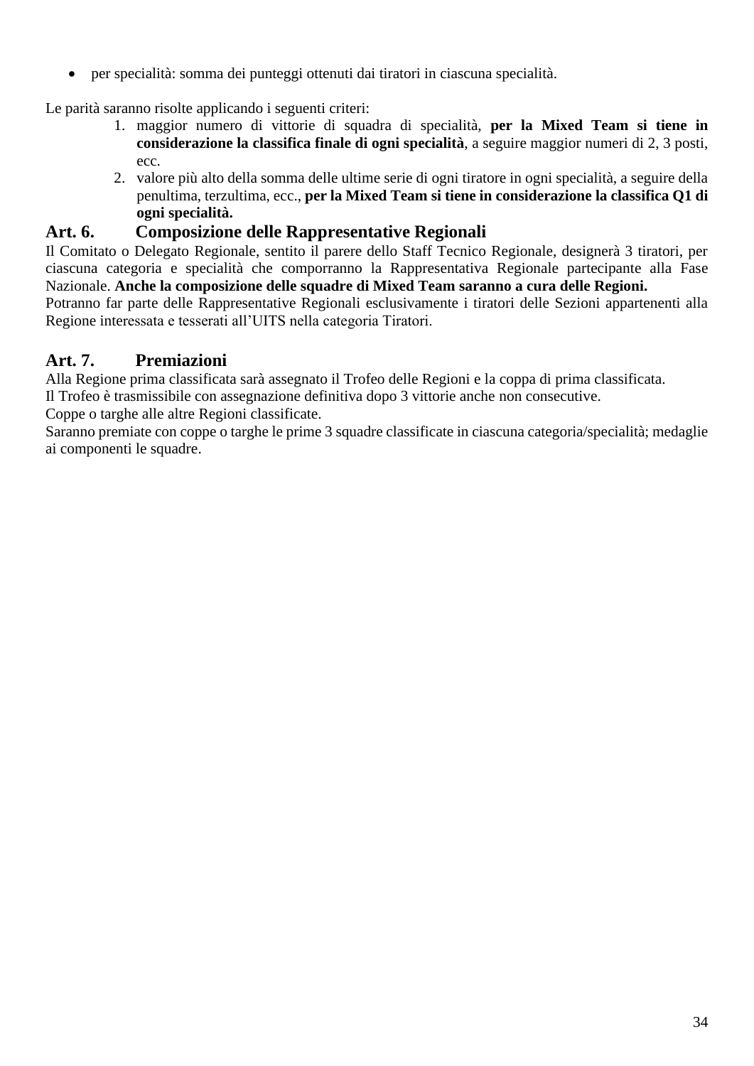- per specialità: somma dei punteggi ottenuti dai tiratori in ciascuna specialità.

Le parità saranno risolte applicando i seguenti criteri:

1. maggior numero di vittorie di squadra di specialità, **per la Mixed Team si tiene in considerazione la classifica finale di ogni specialità**, a seguire maggior numeri di 2, 3 posti, ecc.
2. valore più alto della somma delle ultime serie di ogni tiratore in ogni specialità, a seguire della penultima, terzultima, ecc., **per la Mixed Team si tiene in considerazione la classifica Q1 di ogni specialità.**

## Art. 6. Composizione delle Rappresentative Regionali

Il Comitato o Delegato Regionale, sentito il parere dello Staff Tecnico Regionale, designerà 3 tiratori, per ciascuna categoria e specialità che comporranno la Rappresentativa Regionale partecipante alla Fase Nazionale. **Anche la composizione delle squadre di Mixed Team saranno a cura delle Regioni.**

Potranno far parte delle Rappresentative Regionali esclusivamente i tiratori delle Sezioni appartenenti alla Regione interessata e tesserati all'UITS nella categoria Tiratori.

## Art. 7. Premiazioni

Alla Regione prima classificata sarà assegnato il Trofeo delle Regioni e la coppa di prima classificata.

Il Trofeo è trasmissibile con assegnazione definitiva dopo 3 vittorie anche non consecutive.

Coppe o targhe alle altre Regioni classificate.

Saranno premiate con coppe o targhe le prime 3 squadre classificate in ciascuna categoria/specialità; medaglie ai componenti le squadre.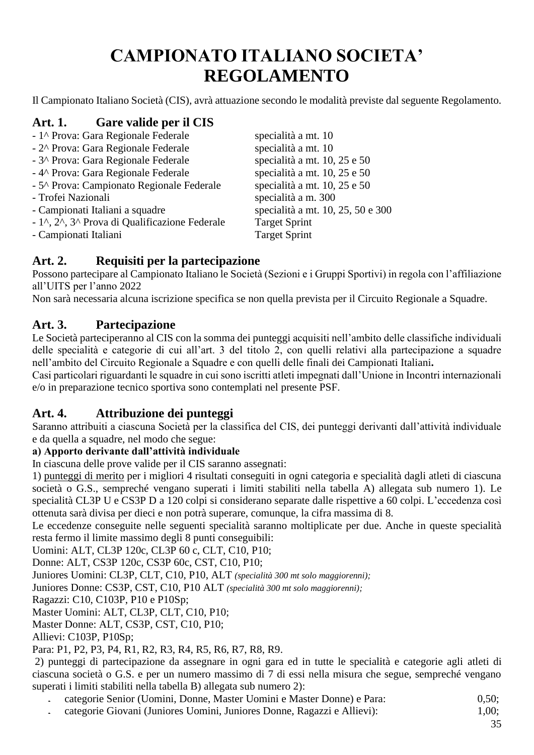# CAMPIONATO ITALIANO SOCIETA' REGOLAMENTO

Il Campionato Italiano Società (CIS), avrà attuazione secondo le modalità previste dal seguente Regolamento.

## Art. 1. Gare valide per il CIS

| | |
|---|---|
| - 1^ Prova: Gara Regionale Federale | specialità a mt. 10 |
| - 2^ Prova: Gara Regionale Federale | specialità a mt. 10 |
| - 3^ Prova: Gara Regionale Federale | specialità a mt. 10, 25 e 50 |
| - 4^ Prova: Gara Regionale Federale | specialità a mt. 10, 25 e 50 |
| - 5^ Prova: Campionato Regionale Federale | specialità a mt. 10, 25 e 50 |
| - Trofei Nazionali | specialità a m. 300 |
| - Campionati Italiani a squadre | specialità a mt. 10, 25, 50 e 300 |
| - 1^, 2^, 3^ Prova di Qualificazione Federale | Target Sprint |
| - Campionati Italiani | Target Sprint |

## Art. 2. Requisiti per la partecipazione

Possono partecipare al Campionato Italiano le Società (Sezioni e i Gruppi Sportivi) in regola con l'affiliazione all'UITS per l'anno 2022

Non sarà necessaria alcuna iscrizione specifica se non quella prevista per il Circuito Regionale a Squadre.

## Art. 3. Partecipazione

Le Società parteciperanno al CIS con la somma dei punteggi acquisiti nell'ambito delle classifiche individuali delle specialità e categorie di cui all'art. 3 del titolo 2, con quelli relativi alla partecipazione a squadre nell'ambito del Circuito Regionale a Squadre e con quelli delle finali dei Campionati Italiani**.**

Casi particolari riguardanti le squadre in cui sono iscritti atleti impegnati dall'Unione in Incontri internazionali e/o in preparazione tecnico sportiva sono contemplati nel presente PSF.

## Art. 4. Attribuzione dei punteggi

Saranno attribuiti a ciascuna Società per la classifica del CIS, dei punteggi derivanti dall'attività individuale e da quella a squadre, nel modo che segue:

**a) Apporto derivante dall'attività individuale**

In ciascuna delle prove valide per il CIS saranno assegnati:

1) <u>punteggi di merito</u> per i migliori 4 risultati conseguiti in ogni categoria e specialità dagli atleti di ciascuna società o G.S., sempreché vengano superati i limiti stabiliti nella tabella A) allegata sub numero 1). Le specialità CL3P U e CS3P D a 120 colpi si considerano separate dalle rispettive a 60 colpi. L'eccedenza così ottenuta sarà divisa per dieci e non potrà superare, comunque, la cifra massima di 8.

Le eccedenze conseguite nelle seguenti specialità saranno moltiplicate per due. Anche in queste specialità resta fermo il limite massimo degli 8 punti conseguibili:

Uomini: ALT, CL3P 120c, CL3P 60 c, CLT, C10, P10;

Donne: ALT, CS3P 120c, CS3P 60c, CST, C10, P10;

Juniores Uomini: CL3P, CLT, C10, P10, ALT *(specialità 300 mt solo maggiorenni);*

Juniores Donne: CS3P, CST, C10, P10 ALT *(specialità 300 mt solo maggiorenni);*

Ragazzi: C10, C103P, P10 e P10Sp;

Master Uomini: ALT, CL3P, CLT, C10, P10;

Master Donne: ALT, CS3P, CST, C10, P10;

Allievi: C103P, P10Sp;

Para: P1, P2, P3, P4, R1, R2, R3, R4, R5, R6, R7, R8, R9.

2) punteggi di partecipazione da assegnare in ogni gara ed in tutte le specialità e categorie agli atleti di ciascuna società o G.S. e per un numero massimo di 7 di essi nella misura che segue, sempreché vengano superati i limiti stabiliti nella tabella B) allegata sub numero 2):

- categorie Senior (Uomini, Donne, Master Uomini e Master Donne) e Para: 0,50;
- categorie Giovani (Juniores Uomini, Juniores Donne, Ragazzi e Allievi): 1,00;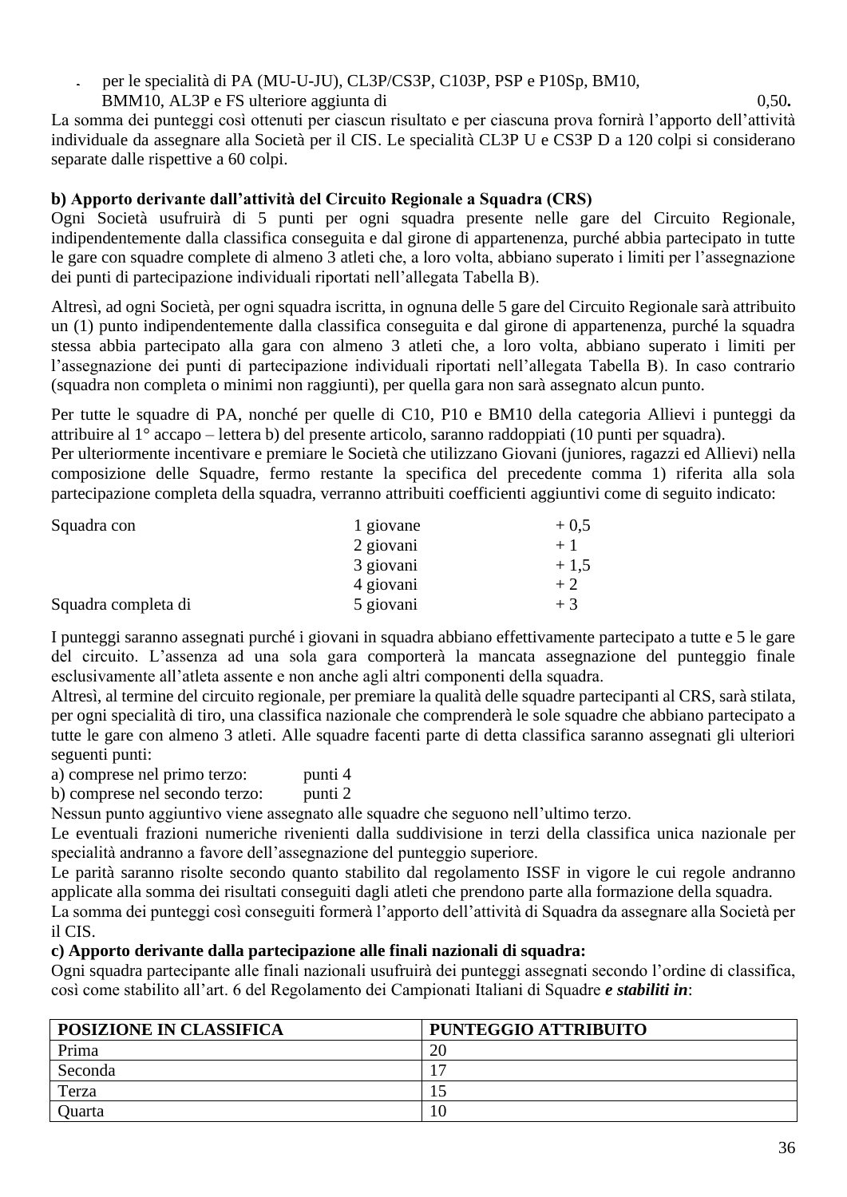- per le specialità di PA (MU-U-JU), CL3P/CS3P, C103P, PSP e P10Sp, BM10, BMM10, AL3P e FS ulteriore aggiunta di 0,50**.**

La somma dei punteggi così ottenuti per ciascun risultato e per ciascuna prova fornirà l'apporto dell'attività individuale da assegnare alla Società per il CIS. Le specialità CL3P U e CS3P D a 120 colpi si considerano separate dalle rispettive a 60 colpi.

**b) Apporto derivante dall'attività del Circuito Regionale a Squadra (CRS)**

Ogni Società usufruirà di 5 punti per ogni squadra presente nelle gare del Circuito Regionale, indipendentemente dalla classifica conseguita e dal girone di appartenenza, purché abbia partecipato in tutte le gare con squadre complete di almeno 3 atleti che, a loro volta, abbiano superato i limiti per l'assegnazione dei punti di partecipazione individuali riportati nell'allegata Tabella B).

Altresì, ad ogni Società, per ogni squadra iscritta, in ognuna delle 5 gare del Circuito Regionale sarà attribuito un (1) punto indipendentemente dalla classifica conseguita e dal girone di appartenenza, purché la squadra stessa abbia partecipato alla gara con almeno 3 atleti che, a loro volta, abbiano superato i limiti per l'assegnazione dei punti di partecipazione individuali riportati nell'allegata Tabella B). In caso contrario (squadra non completa o minimi non raggiunti), per quella gara non sarà assegnato alcun punto.

Per tutte le squadre di PA, nonché per quelle di C10, P10 e BM10 della categoria Allievi i punteggi da attribuire al 1° accapo – lettera b) del presente articolo, saranno raddoppiati (10 punti per squadra).
Per ulteriormente incentivare e premiare le Società che utilizzano Giovani (juniores, ragazzi ed Allievi) nella composizione delle Squadre, fermo restante la specifica del precedente comma 1) riferita alla sola partecipazione completa della squadra, verranno attribuiti coefficienti aggiuntivi come di seguito indicato:

| | | |
|---|---|---|
| Squadra con | 1 giovane | + 0,5 |
| | 2 giovani | + 1 |
| | 3 giovani | + 1,5 |
| | 4 giovani | + 2 |
| Squadra completa di | 5 giovani | + 3 |

I punteggi saranno assegnati purché i giovani in squadra abbiano effettivamente partecipato a tutte e 5 le gare del circuito. L'assenza ad una sola gara comporterà la mancata assegnazione del punteggio finale esclusivamente all'atleta assente e non anche agli altri componenti della squadra.
Altresì, al termine del circuito regionale, per premiare la qualità delle squadre partecipanti al CRS, sarà stilata, per ogni specialità di tiro, una classifica nazionale che comprenderà le sole squadre che abbiano partecipato a tutte le gare con almeno 3 atleti. Alle squadre facenti parte di detta classifica saranno assegnati gli ulteriori seguenti punti:

a) comprese nel primo terzo: punti 4
b) comprese nel secondo terzo: punti 2

Nessun punto aggiuntivo viene assegnato alle squadre che seguono nell'ultimo terzo.
Le eventuali frazioni numeriche rivenienti dalla suddivisione in terzi della classifica unica nazionale per specialità andranno a favore dell'assegnazione del punteggio superiore.
Le parità saranno risolte secondo quanto stabilito dal regolamento ISSF in vigore le cui regole andranno applicate alla somma dei risultati conseguiti dagli atleti che prendono parte alla formazione della squadra.
La somma dei punteggi così conseguiti formerà l'apporto dell'attività di Squadra da assegnare alla Società per il CIS.

**c) Apporto derivante dalla partecipazione alle finali nazionali di squadra:**

Ogni squadra partecipante alle finali nazionali usufruirà dei punteggi assegnati secondo l'ordine di classifica, così come stabilito all'art. 6 del Regolamento dei Campionati Italiani di Squadre ***e stabiliti in***:

| POSIZIONE IN CLASSIFICA | PUNTEGGIO ATTRIBUITO |
|---|---|
| Prima | 20 |
| Seconda | 17 |
| Terza | 15 |
| Quarta | 10 |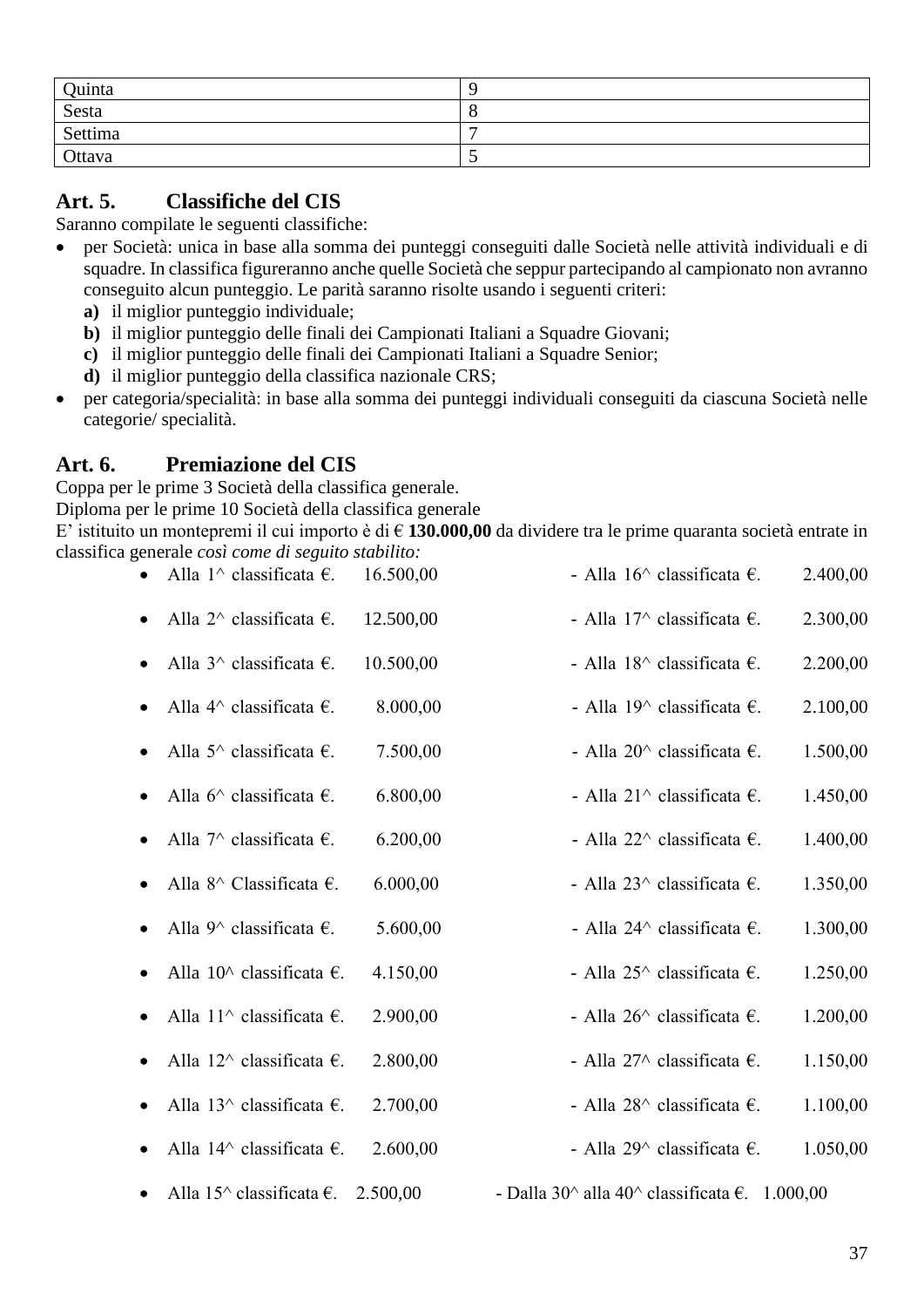| Quinta | 9 |
|---|---|
| Sesta | 8 |
| Settima | 7 |
| Ottava | 5 |

## Art. 5. Classifiche del CIS

Saranno compilate le seguenti classifiche:

- per Società: unica in base alla somma dei punteggi conseguiti dalle Società nelle attività individuali e di squadre. In classifica figureranno anche quelle Società che seppur partecipando al campionato non avranno conseguito alcun punteggio. Le parità saranno risolte usando i seguenti criteri:
  - **a)** il miglior punteggio individuale;
  - **b)** il miglior punteggio delle finali dei Campionati Italiani a Squadre Giovani;
  - **c)** il miglior punteggio delle finali dei Campionati Italiani a Squadre Senior;
  - **d)** il miglior punteggio della classifica nazionale CRS;
- per categoria/specialità: in base alla somma dei punteggi individuali conseguiti da ciascuna Società nelle categorie/ specialità.

## Art. 6. Premiazione del CIS

Coppa per le prime 3 Società della classifica generale.
Diploma per le prime 10 Società della classifica generale
E' istituito un montepremi il cui importo è di € **130.000,00** da dividere tra le prime quaranta società entrate in classifica generale *così come di seguito stabilito:*

- Alla 1^ classificata €. 16.500,00 - Alla 16^ classificata €. 2.400,00
- Alla 2^ classificata €. 12.500,00 - Alla 17^ classificata €. 2.300,00
- Alla 3^ classificata €. 10.500,00 - Alla 18^ classificata €. 2.200,00
- Alla 4^ classificata €. 8.000,00 - Alla 19^ classificata €. 2.100,00
- Alla 5^ classificata €. 7.500,00 - Alla 20^ classificata €. 1.500,00
- Alla 6^ classificata €. 6.800,00 - Alla 21^ classificata €. 1.450,00
- Alla 7^ classificata €. 6.200,00 - Alla 22^ classificata €. 1.400,00
- Alla 8^ Classificata €. 6.000,00 - Alla 23^ classificata €. 1.350,00
- Alla 9^ classificata €. 5.600,00 - Alla 24^ classificata €. 1.300,00
- Alla 10^ classificata €. 4.150,00 - Alla 25^ classificata €. 1.250,00
- Alla 11^ classificata €. 2.900,00 - Alla 26^ classificata €. 1.200,00
- Alla 12^ classificata €. 2.800,00 - Alla 27^ classificata €. 1.150,00
- Alla 13^ classificata €. 2.700,00 - Alla 28^ classificata €. 1.100,00
- Alla 14^ classificata €. 2.600,00 - Alla 29^ classificata €. 1.050,00
- Alla 15^ classificata €. 2.500,00 - Dalla 30^ alla 40^ classificata €. 1.000,00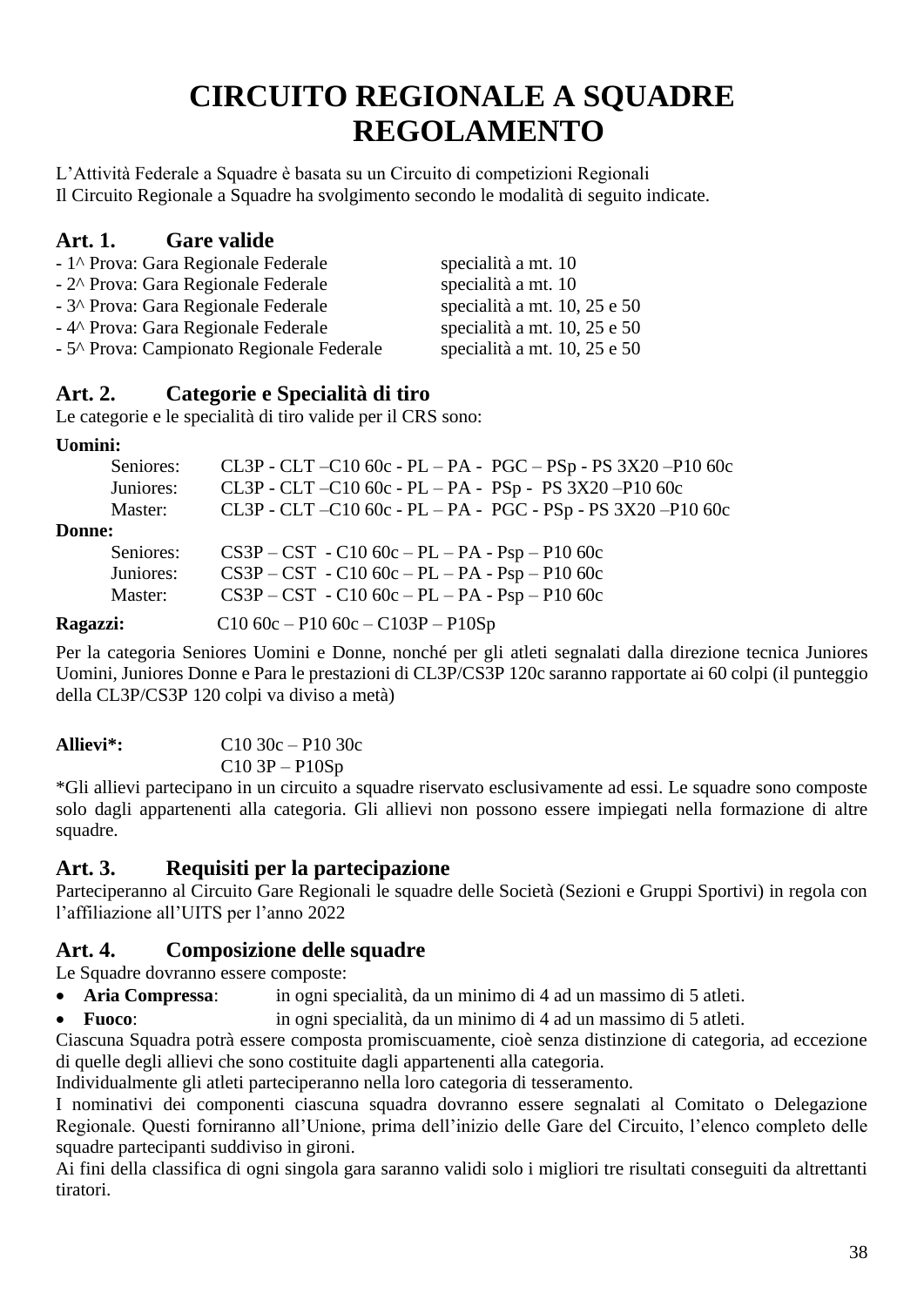# CIRCUITO REGIONALE A SQUADRE REGOLAMENTO

L'Attività Federale a Squadre è basata su un Circuito di competizioni Regionali
Il Circuito Regionale a Squadre ha svolgimento secondo le modalità di seguito indicate.

## Art. 1. Gare valide

- 1^ Prova: Gara Regionale Federale specialità a mt. 10
- 2^ Prova: Gara Regionale Federale specialità a mt. 10
- 3^ Prova: Gara Regionale Federale specialità a mt. 10, 25 e 50
- 4^ Prova: Gara Regionale Federale specialità a mt. 10, 25 e 50
- 5^ Prova: Campionato Regionale Federale specialità a mt. 10, 25 e 50

## Art. 2. Categorie e Specialità di tiro

Le categorie e le specialità di tiro valide per il CRS sono:

**Uomini:**

Seniores: CL3P - CLT –C10 60c - PL – PA - PGC – PSp - PS 3X20 –P10 60c
Juniores: CL3P - CLT –C10 60c - PL – PA - PSp - PS 3X20 –P10 60c
Master: CL3P - CLT –C10 60c - PL – PA - PGC - PSp - PS 3X20 –P10 60c

**Donne:**

Seniores: CS3P – CST - C10 60c – PL – PA - Psp – P10 60c
Juniores: CS3P – CST - C10 60c – PL – PA - Psp – P10 60c
Master: CS3P – CST - C10 60c – PL – PA - Psp – P10 60c

**Ragazzi:** C10 60c – P10 60c – C103P – P10Sp

Per la categoria Seniores Uomini e Donne, nonché per gli atleti segnalati dalla direzione tecnica Juniores Uomini, Juniores Donne e Para le prestazioni di CL3P/CS3P 120c saranno rapportate ai 60 colpi (il punteggio della CL3P/CS3P 120 colpi va diviso a metà)

**Allievi*:** C10 30c – P10 30c
C10 3P – P10Sp

*Gli allievi partecipano in un circuito a squadre riservato esclusivamente ad essi. Le squadre sono composte solo dagli appartenenti alla categoria. Gli allievi non possono essere impiegati nella formazione di altre squadre.

## Art. 3. Requisiti per la partecipazione

Parteciperanno al Circuito Gare Regionali le squadre delle Società (Sezioni e Gruppi Sportivi) in regola con l'affiliazione all'UITS per l'anno 2022

## Art. 4. Composizione delle squadre

Le Squadre dovranno essere composte:

- **Aria Compressa**: in ogni specialità, da un minimo di 4 ad un massimo di 5 atleti.
- **Fuoco**: in ogni specialità, da un minimo di 4 ad un massimo di 5 atleti.

Ciascuna Squadra potrà essere composta promiscuamente, cioè senza distinzione di categoria, ad eccezione di quelle degli allievi che sono costituite dagli appartenenti alla categoria.
Individualmente gli atleti parteciperanno nella loro categoria di tesseramento.
I nominativi dei componenti ciascuna squadra dovranno essere segnalati al Comitato o Delegazione Regionale. Questi forniranno all'Unione, prima dell'inizio delle Gare del Circuito, l'elenco completo delle squadre partecipanti suddiviso in gironi.
Ai fini della classifica di ogni singola gara saranno validi solo i migliori tre risultati conseguiti da altrettanti tiratori.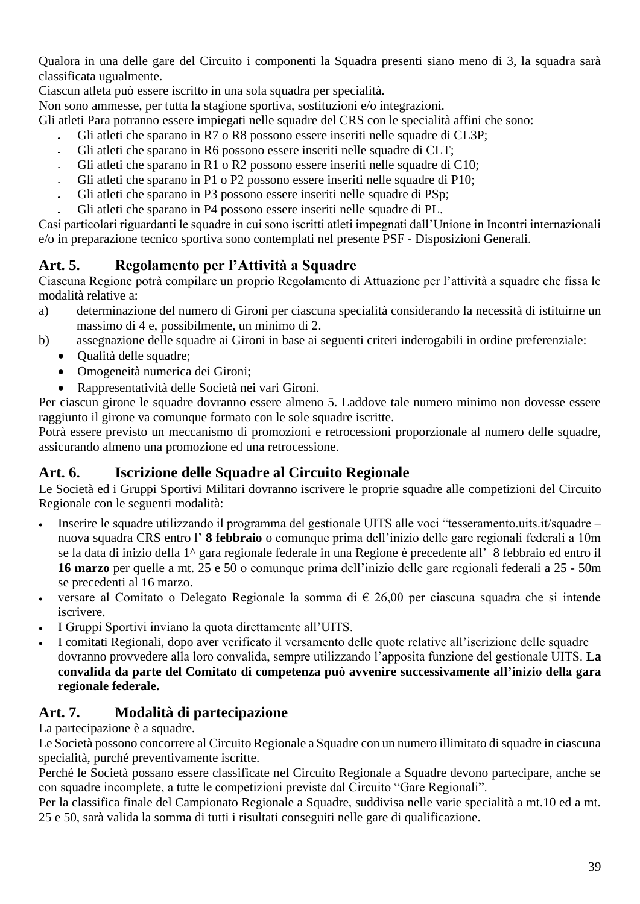Qualora in una delle gare del Circuito i componenti la Squadra presenti siano meno di 3, la squadra sarà classificata ugualmente.

Ciascun atleta può essere iscritto in una sola squadra per specialità.

Non sono ammesse, per tutta la stagione sportiva, sostituzioni e/o integrazioni.

Gli atleti Para potranno essere impiegati nelle squadre del CRS con le specialità affini che sono:

- Gli atleti che sparano in R7 o R8 possono essere inseriti nelle squadre di CL3P;
- Gli atleti che sparano in R6 possono essere inseriti nelle squadre di CLT;
- Gli atleti che sparano in R1 o R2 possono essere inseriti nelle squadre di C10;
- Gli atleti che sparano in P1 o P2 possono essere inseriti nelle squadre di P10;
- Gli atleti che sparano in P3 possono essere inseriti nelle squadre di PSp;
- Gli atleti che sparano in P4 possono essere inseriti nelle squadre di PL.

Casi particolari riguardanti le squadre in cui sono iscritti atleti impegnati dall'Unione in Incontri internazionali e/o in preparazione tecnico sportiva sono contemplati nel presente PSF - Disposizioni Generali.

## Art. 5. Regolamento per l'Attività a Squadre

Ciascuna Regione potrà compilare un proprio Regolamento di Attuazione per l'attività a squadre che fissa le modalità relative a:

a) determinazione del numero di Gironi per ciascuna specialità considerando la necessità di istituirne un massimo di 4 e, possibilmente, un minimo di 2.

b) assegnazione delle squadre ai Gironi in base ai seguenti criteri inderogabili in ordine preferenziale:
   - Qualità delle squadre;
   - Omogeneità numerica dei Gironi;
   - Rappresentatività delle Società nei vari Gironi.

Per ciascun girone le squadre dovranno essere almeno 5. Laddove tale numero minimo non dovesse essere raggiunto il girone va comunque formato con le sole squadre iscritte.

Potrà essere previsto un meccanismo di promozioni e retrocessioni proporzionale al numero delle squadre, assicurando almeno una promozione ed una retrocessione.

## Art. 6. Iscrizione delle Squadre al Circuito Regionale

Le Società ed i Gruppi Sportivi Militari dovranno iscrivere le proprie squadre alle competizioni del Circuito Regionale con le seguenti modalità:

- Inserire le squadre utilizzando il programma del gestionale UITS alle voci "tesseramento.uits.it/squadre – nuova squadra CRS entro l' **8 febbraio** o comunque prima dell'inizio delle gare regionali federali a 10m se la data di inizio della 1^ gara regionale federale in una Regione è precedente all' 8 febbraio ed entro il **16 marzo** per quelle a mt. 25 e 50 o comunque prima dell'inizio delle gare regionali federali a 25 - 50m se precedenti al 16 marzo.
- versare al Comitato o Delegato Regionale la somma di € 26,00 per ciascuna squadra che si intende iscrivere.
- I Gruppi Sportivi inviano la quota direttamente all'UITS.
- I comitati Regionali, dopo aver verificato il versamento delle quote relative all'iscrizione delle squadre dovranno provvedere alla loro convalida, sempre utilizzando l'apposita funzione del gestionale UITS. **La convalida da parte del Comitato di competenza può avvenire successivamente all'inizio della gara regionale federale.**

## Art. 7. Modalità di partecipazione

La partecipazione è a squadre.

Le Società possono concorrere al Circuito Regionale a Squadre con un numero illimitato di squadre in ciascuna specialità, purché preventivamente iscritte.

Perché le Società possano essere classificate nel Circuito Regionale a Squadre devono partecipare, anche se con squadre incomplete, a tutte le competizioni previste dal Circuito "Gare Regionali".

Per la classifica finale del Campionato Regionale a Squadre, suddivisa nelle varie specialità a mt.10 ed a mt. 25 e 50, sarà valida la somma di tutti i risultati conseguiti nelle gare di qualificazione.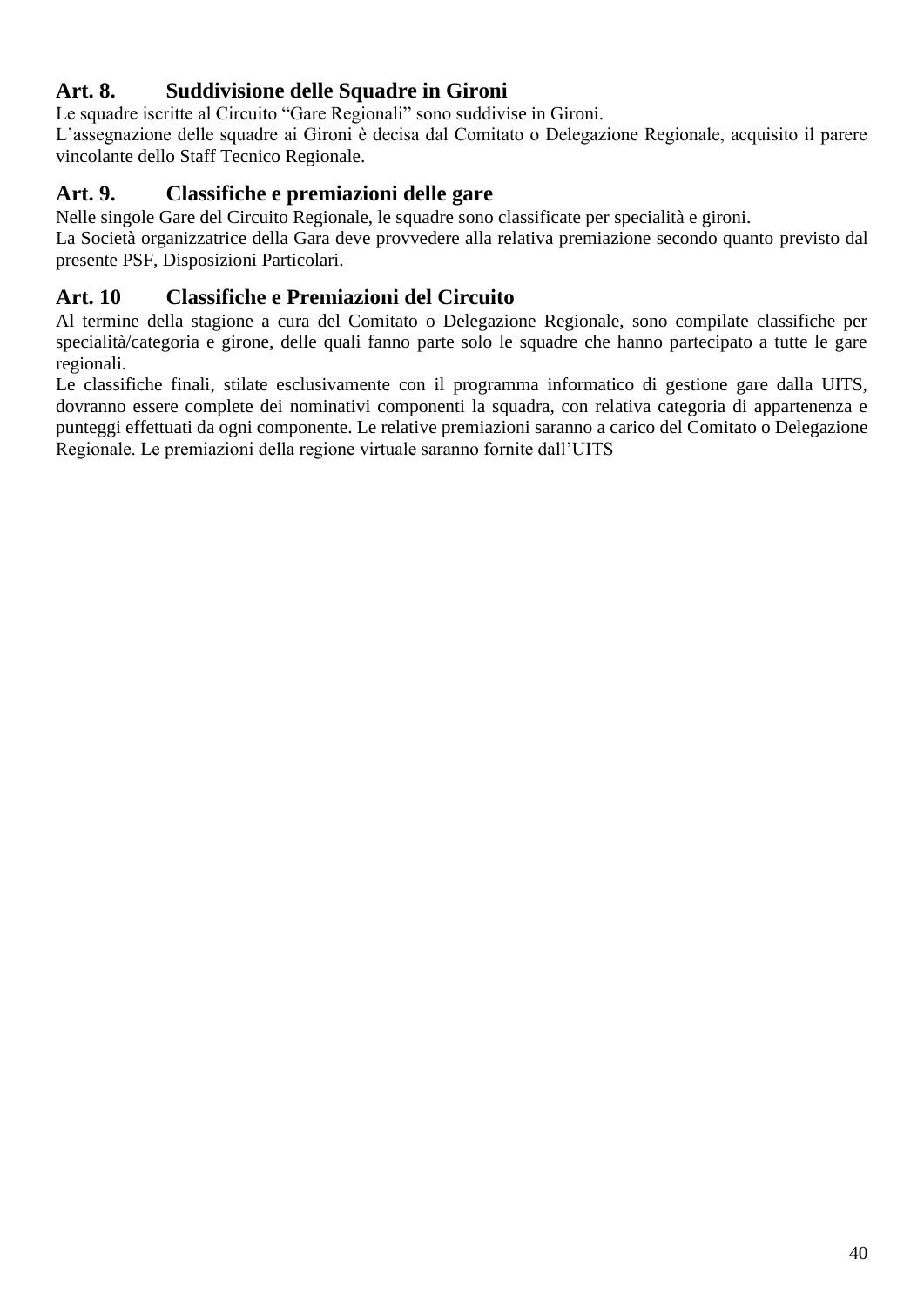### Art. 8. Suddivisione delle Squadre in Gironi

Le squadre iscritte al Circuito “Gare Regionali” sono suddivise in Gironi.
L’assegnazione delle squadre ai Gironi è decisa dal Comitato o Delegazione Regionale, acquisito il parere vincolante dello Staff Tecnico Regionale.

### Art. 9. Classifiche e premiazioni delle gare

Nelle singole Gare del Circuito Regionale, le squadre sono classificate per specialità e gironi.
La Società organizzatrice della Gara deve provvedere alla relativa premiazione secondo quanto previsto dal presente PSF, Disposizioni Particolari.

### Art. 10 Classifiche e Premiazioni del Circuito

Al termine della stagione a cura del Comitato o Delegazione Regionale, sono compilate classifiche per specialità/categoria e girone, delle quali fanno parte solo le squadre che hanno partecipato a tutte le gare regionali.
Le classifiche finali, stilate esclusivamente con il programma informatico di gestione gare dalla UITS, dovranno essere complete dei nominativi componenti la squadra, con relativa categoria di appartenenza e punteggi effettuati da ogni componente. Le relative premiazioni saranno a carico del Comitato o Delegazione Regionale. Le premiazioni della regione virtuale saranno fornite dall’UITS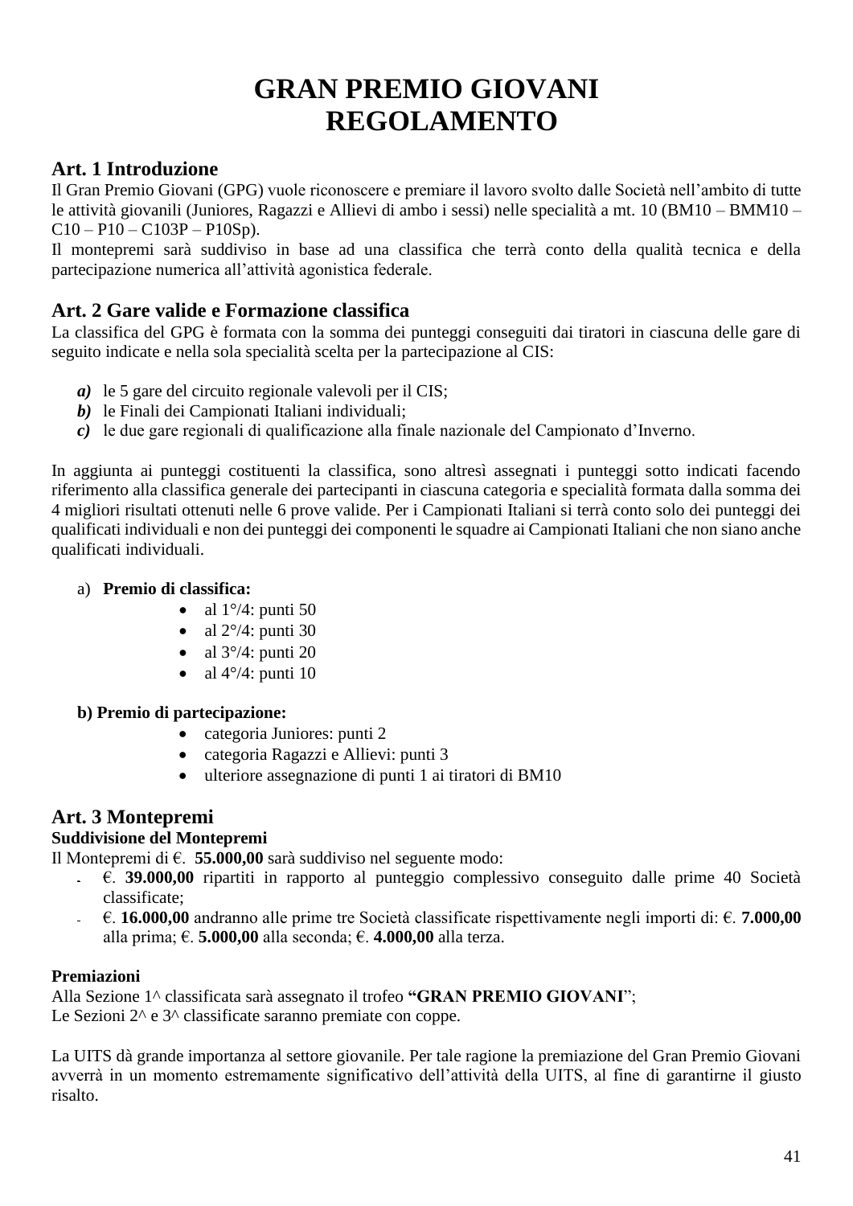# GRAN PREMIO GIOVANI
# REGOLAMENTO

## Art. 1 Introduzione

Il Gran Premio Giovani (GPG) vuole riconoscere e premiare il lavoro svolto dalle Società nell'ambito di tutte le attività giovanili (Juniores, Ragazzi e Allievi di ambo i sessi) nelle specialità a mt. 10 (BM10 – BMM10 – C10 – P10 – C103P – P10Sp).

Il montepremi sarà suddiviso in base ad una classifica che terrà conto della qualità tecnica e della partecipazione numerica all'attività agonistica federale.

## Art. 2 Gare valide e Formazione classifica

La classifica del GPG è formata con la somma dei punteggi conseguiti dai tiratori in ciascuna delle gare di seguito indicate e nella sola specialità scelta per la partecipazione al CIS:

- ***a)*** le 5 gare del circuito regionale valevoli per il CIS;
- ***b)*** le Finali dei Campionati Italiani individuali;
- ***c)*** le due gare regionali di qualificazione alla finale nazionale del Campionato d'Inverno.

In aggiunta ai punteggi costituenti la classifica, sono altresì assegnati i punteggi sotto indicati facendo riferimento alla classifica generale dei partecipanti in ciascuna categoria e specialità formata dalla somma dei 4 migliori risultati ottenuti nelle 6 prove valide. Per i Campionati Italiani si terrà conto solo dei punteggi dei qualificati individuali e non dei punteggi dei componenti le squadre ai Campionati Italiani che non siano anche qualificati individuali.

a) **Premio di classifica:**
   - al 1°/4: punti 50
   - al 2°/4: punti 30
   - al 3°/4: punti 20
   - al 4°/4: punti 10

**b) Premio di partecipazione:**
   - categoria Juniores: punti 2
   - categoria Ragazzi e Allievi: punti 3
   - ulteriore assegnazione di punti 1 ai tiratori di BM10

## Art. 3 Montepremi

**Suddivisione del Montepremi**

Il Montepremi di €. **55.000,00** sarà suddiviso nel seguente modo:

- €. **39.000,00** ripartiti in rapporto al punteggio complessivo conseguito dalle prime 40 Società classificate;
- €. **16.000,00** andranno alle prime tre Società classificate rispettivamente negli importi di: €. **7.000,00** alla prima; €. **5.000,00** alla seconda; €. **4.000,00** alla terza.

**Premiazioni**

Alla Sezione 1^ classificata sarà assegnato il trofeo **"GRAN PREMIO GIOVANI**";
Le Sezioni 2^ e 3^ classificate saranno premiate con coppe.

La UITS dà grande importanza al settore giovanile. Per tale ragione la premiazione del Gran Premio Giovani avverrà in un momento estremamente significativo dell'attività della UITS, al fine di garantirne il giusto risalto.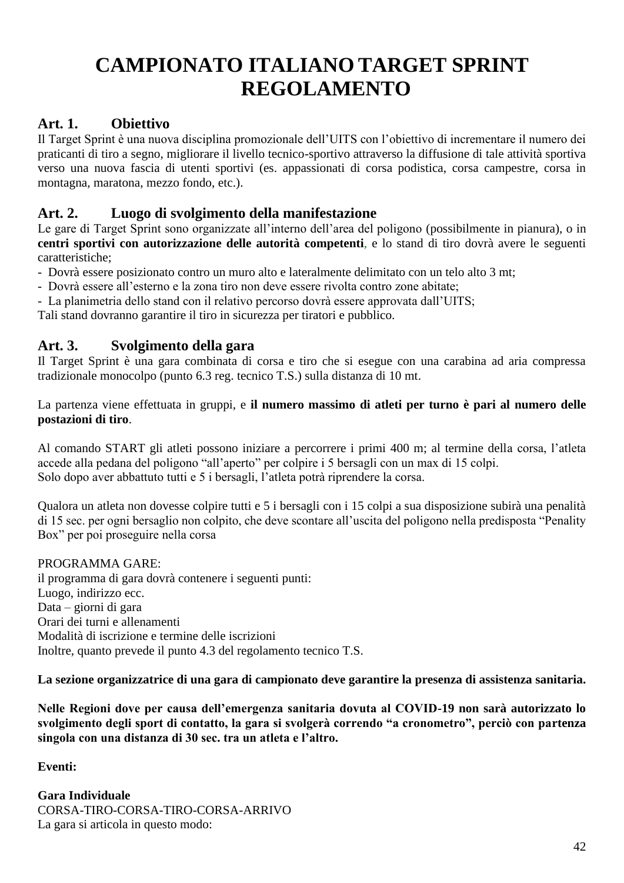# CAMPIONATO ITALIANO TARGET SPRINT REGOLAMENTO

## Art. 1. Obiettivo

Il Target Sprint è una nuova disciplina promozionale dell'UITS con l'obiettivo di incrementare il numero dei praticanti di tiro a segno, migliorare il livello tecnico-sportivo attraverso la diffusione di tale attività sportiva verso una nuova fascia di utenti sportivi (es. appassionati di corsa podistica, corsa campestre, corsa in montagna, maratona, mezzo fondo, etc.).

## Art. 2. Luogo di svolgimento della manifestazione

Le gare di Target Sprint sono organizzate all'interno dell'area del poligono (possibilmente in pianura), o in **centri sportivi con autorizzazione delle autorità competenti**, e lo stand di tiro dovrà avere le seguenti caratteristiche;

- Dovrà essere posizionato contro un muro alto e lateralmente delimitato con un telo alto 3 mt;
- Dovrà essere all'esterno e la zona tiro non deve essere rivolta contro zone abitate;
- La planimetria dello stand con il relativo percorso dovrà essere approvata dall'UITS;

Tali stand dovranno garantire il tiro in sicurezza per tiratori e pubblico.

## Art. 3. Svolgimento della gara

Il Target Sprint è una gara combinata di corsa e tiro che si esegue con una carabina ad aria compressa tradizionale monocolpo (punto 6.3 reg. tecnico T.S.) sulla distanza di 10 mt.

La partenza viene effettuata in gruppi, e **il numero massimo di atleti per turno è pari al numero delle postazioni di tiro**.

Al comando START gli atleti possono iniziare a percorrere i primi 400 m; al termine della corsa, l'atleta accede alla pedana del poligono "all'aperto" per colpire i 5 bersagli con un max di 15 colpi.
Solo dopo aver abbattuto tutti e 5 i bersagli, l'atleta potrà riprendere la corsa.

Qualora un atleta non dovesse colpire tutti e 5 i bersagli con i 15 colpi a sua disposizione subirà una penalità di 15 sec. per ogni bersaglio non colpito, che deve scontare all'uscita del poligono nella predisposta "Penality Box" per poi proseguire nella corsa

PROGRAMMA GARE:
il programma di gara dovrà contenere i seguenti punti:
Luogo, indirizzo ecc.
Data – giorni di gara
Orari dei turni e allenamenti
Modalità di iscrizione e termine delle iscrizioni
Inoltre, quanto prevede il punto 4.3 del regolamento tecnico T.S.

**La sezione organizzatrice di una gara di campionato deve garantire la presenza di assistenza sanitaria.**

**Nelle Regioni dove per causa dell'emergenza sanitaria dovuta al COVID-19 non sarà autorizzato lo svolgimento degli sport di contatto, la gara si svolgerà correndo "a cronometro", perciò con partenza singola con una distanza di 30 sec. tra un atleta e l'altro.**

**Eventi:**

**Gara Individuale**
CORSA-TIRO-CORSA-TIRO-CORSA-ARRIVO
La gara si articola in questo modo: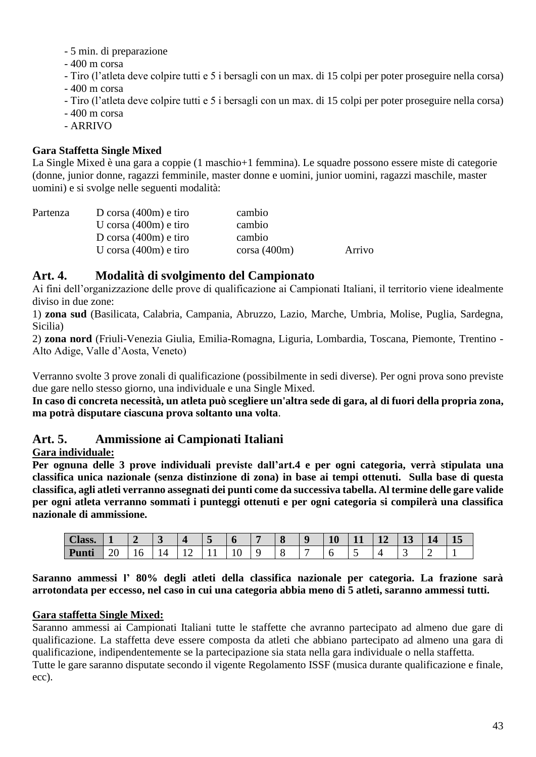- 5 min. di preparazione
- 400 m corsa
- Tiro (l'atleta deve colpire tutti e 5 i bersagli con un max. di 15 colpi per poter proseguire nella corsa)
- 400 m corsa
- Tiro (l'atleta deve colpire tutti e 5 i bersagli con un max. di 15 colpi per poter proseguire nella corsa)
- 400 m corsa
- ARRIVO

**Gara Staffetta Single Mixed**

La Single Mixed è una gara a coppie (1 maschio+1 femmina). Le squadre possono essere miste di categorie (donne, junior donne, ragazzi femminile, master donne e uomini, junior uomini, ragazzi maschile, master uomini) e si svolge nelle seguenti modalità:

| | | | |
|---|---|---|---|
| Partenza | D corsa (400m) e tiro | cambio | |
| | U corsa (400m) e tiro | cambio | |
| | D corsa (400m) e tiro | cambio | |
| | U corsa (400m) e tiro | corsa (400m) | Arrivo |

## Art. 4. Modalità di svolgimento del Campionato

Ai fini dell'organizzazione delle prove di qualificazione ai Campionati Italiani, il territorio viene idealmente diviso in due zone:

1) **zona sud** (Basilicata, Calabria, Campania, Abruzzo, Lazio, Marche, Umbria, Molise, Puglia, Sardegna, Sicilia)

2) **zona nord** (Friuli-Venezia Giulia, Emilia-Romagna, Liguria, Lombardia, Toscana, Piemonte, Trentino - Alto Adige, Valle d'Aosta, Veneto)

Verranno svolte 3 prove zonali di qualificazione (possibilmente in sedi diverse). Per ogni prova sono previste due gare nello stesso giorno, una individuale e una Single Mixed.

**In caso di concreta necessità, un atleta può scegliere un'altra sede di gara, al di fuori della propria zona, ma potrà disputare ciascuna prova soltanto una volta**.

## Art. 5. Ammissione ai Campionati Italiani

**Gara individuale:**

**Per ognuna delle 3 prove individuali previste dall'art.4 e per ogni categoria, verrà stipulata una classifica unica nazionale (senza distinzione di zona) in base ai tempi ottenuti. Sulla base di questa classifica, agli atleti verranno assegnati dei punti come da successiva tabella. Al termine delle gare valide per ogni atleta verranno sommati i punteggi ottenuti e per ogni categoria si compilerà una classifica nazionale di ammissione.**

| Class. | 1 | 2 | 3 | 4 | 5 | 6 | 7 | 8 | 9 | 10 | 11 | 12 | 13 | 14 | 15 |
|---|---|---|---|---|---|---|---|---|---|---|---|---|---|---|---|
| Punti | 20 | 16 | 14 | 12 | 11 | 10 | 9 | 8 | 7 | 6 | 5 | 4 | 3 | 2 | 1 |

**Saranno ammessi l' 80% degli atleti della classifica nazionale per categoria. La frazione sarà arrotondata per eccesso, nel caso in cui una categoria abbia meno di 5 atleti, saranno ammessi tutti.**

**Gara staffetta Single Mixed:**

Saranno ammessi ai Campionati Italiani tutte le staffette che avranno partecipato ad almeno due gare di qualificazione. La staffetta deve essere composta da atleti che abbiano partecipato ad almeno una gara di qualificazione, indipendentemente se la partecipazione sia stata nella gara individuale o nella staffetta.

Tutte le gare saranno disputate secondo il vigente Regolamento ISSF (musica durante qualificazione e finale, ecc).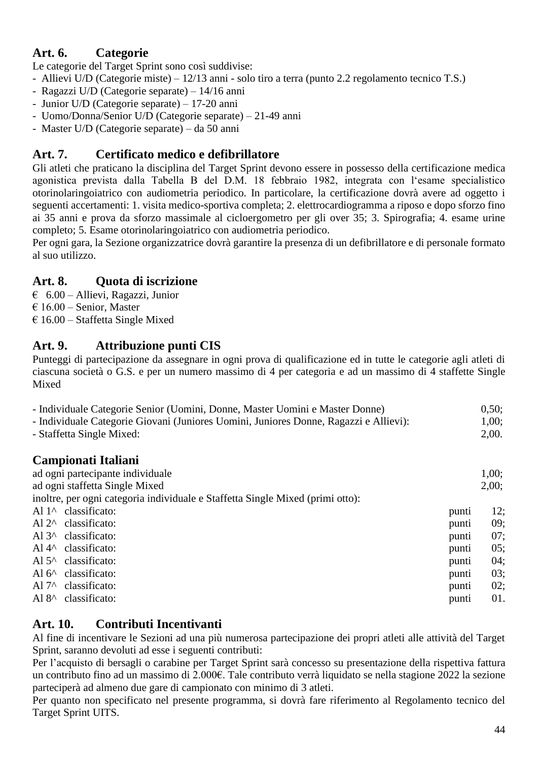## Art. 6. Categorie

Le categorie del Target Sprint sono così suddivise:

- Allievi U/D (Categorie miste) – 12/13 anni - solo tiro a terra (punto 2.2 regolamento tecnico T.S.)
- Ragazzi U/D (Categorie separate) – 14/16 anni
- Junior U/D (Categorie separate) – 17-20 anni
- Uomo/Donna/Senior U/D (Categorie separate) – 21-49 anni
- Master U/D (Categorie separate) – da 50 anni

## Art. 7. Certificato medico e defibrillatore

Gli atleti che praticano la disciplina del Target Sprint devono essere in possesso della certificazione medica agonistica prevista dalla Tabella B del D.M. 18 febbraio 1982, integrata con l'esame specialistico otorinolaringoiatrico con audiometria periodico. In particolare, la certificazione dovrà avere ad oggetto i seguenti accertamenti: 1. visita medico-sportiva completa; 2. elettrocardiogramma a riposo e dopo sforzo fino ai 35 anni e prova da sforzo massimale al cicloergometro per gli over 35; 3. Spirografia; 4. esame urine completo; 5. Esame otorinolaringoiatrico con audiometria periodico.

Per ogni gara, la Sezione organizzatrice dovrà garantire la presenza di un defibrillatore e di personale formato al suo utilizzo.

## Art. 8. Quota di iscrizione

€ 6.00 – Allievi, Ragazzi, Junior
€ 16.00 – Senior, Master
€ 16.00 – Staffetta Single Mixed

## Art. 9. Attribuzione punti CIS

Punteggi di partecipazione da assegnare in ogni prova di qualificazione ed in tutte le categorie agli atleti di ciascuna società o G.S. e per un numero massimo di 4 per categoria e ad un massimo di 4 staffette Single Mixed

| | |
|---|---|
| - Individuale Categorie Senior (Uomini, Donne, Master Uomini e Master Donne) | 0,50; |
| - Individuale Categorie Giovani (Juniores Uomini, Juniores Donne, Ragazzi e Allievi): | 1,00; |
| - Staffetta Single Mixed: | 2,00. |

### Campionati Italiani

| | |
|---|---|
| ad ogni partecipante individuale | 1,00; |
| ad ogni staffetta Single Mixed | 2,00; |

inoltre, per ogni categoria individuale e Staffetta Single Mixed (primi otto):

| | | |
|---|---|---|
| Al 1^ classificato: | punti | 12; |
| Al 2^ classificato: | punti | 09; |
| Al 3^ classificato: | punti | 07; |
| Al 4^ classificato: | punti | 05; |
| Al 5^ classificato: | punti | 04; |
| Al 6^ classificato: | punti | 03; |
| Al 7^ classificato: | punti | 02; |
| Al 8^ classificato: | punti | 01. |

## Art. 10. Contributi Incentivanti

Al fine di incentivare le Sezioni ad una più numerosa partecipazione dei propri atleti alle attività del Target Sprint, saranno devoluti ad esse i seguenti contributi:

Per l'acquisto di bersagli o carabine per Target Sprint sarà concesso su presentazione della rispettiva fattura un contributo fino ad un massimo di 2.000€. Tale contributo verrà liquidato se nella stagione 2022 la sezione parteciperà ad almeno due gare di campionato con minimo di 3 atleti.

Per quanto non specificato nel presente programma, si dovrà fare riferimento al Regolamento tecnico del Target Sprint UITS.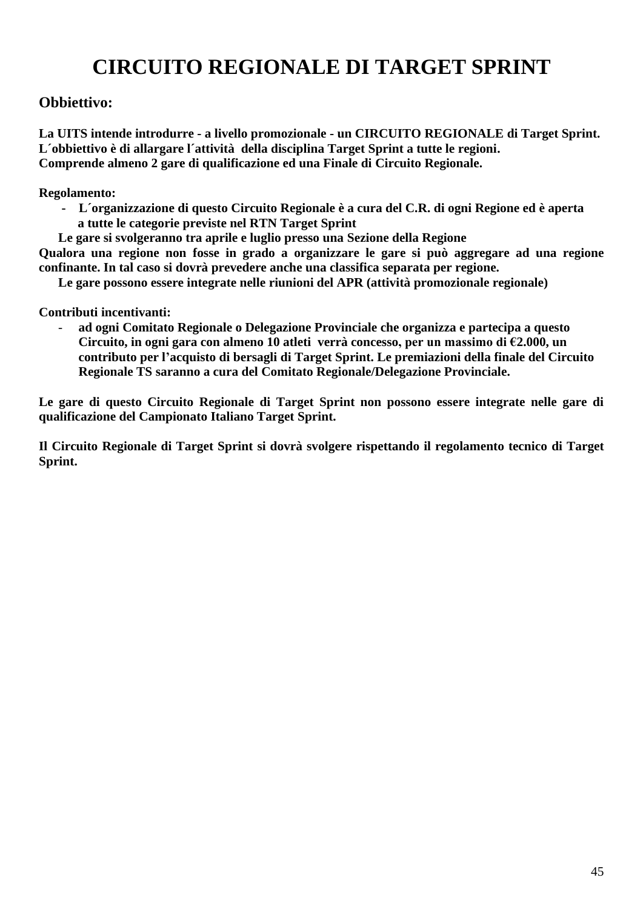# CIRCUITO REGIONALE DI TARGET SPRINT

## Obbiettivo:

**La UITS intende introdurre - a livello promozionale - un CIRCUITO REGIONALE di Target Sprint.**
**L´obbiettivo è di allargare l´attività della disciplina Target Sprint a tutte le regioni.**
**Comprende almeno 2 gare di qualificazione ed una Finale di Circuito Regionale.**

**Regolamento:**

- **L´organizzazione di questo Circuito Regionale è a cura del C.R. di ogni Regione ed è aperta a tutte le categorie previste nel RTN Target Sprint**

**Le gare si svolgeranno tra aprile e luglio presso una Sezione della Regione**
**Qualora una regione non fosse in grado a organizzare le gare si può aggregare ad una regione confinante. In tal caso si dovrà prevedere anche una classifica separata per regione.**
**Le gare possono essere integrate nelle riunioni del APR (attività promozionale regionale)**

**Contributi incentivanti:**

- **ad ogni Comitato Regionale o Delegazione Provinciale che organizza e partecipa a questo Circuito, in ogni gara con almeno 10 atleti verrà concesso, per un massimo di €2.000, un contributo per l'acquisto di bersagli di Target Sprint. Le premiazioni della finale del Circuito Regionale TS saranno a cura del Comitato Regionale/Delegazione Provinciale.**

**Le gare di questo Circuito Regionale di Target Sprint non possono essere integrate nelle gare di qualificazione del Campionato Italiano Target Sprint.**

**Il Circuito Regionale di Target Sprint si dovrà svolgere rispettando il regolamento tecnico di Target Sprint.**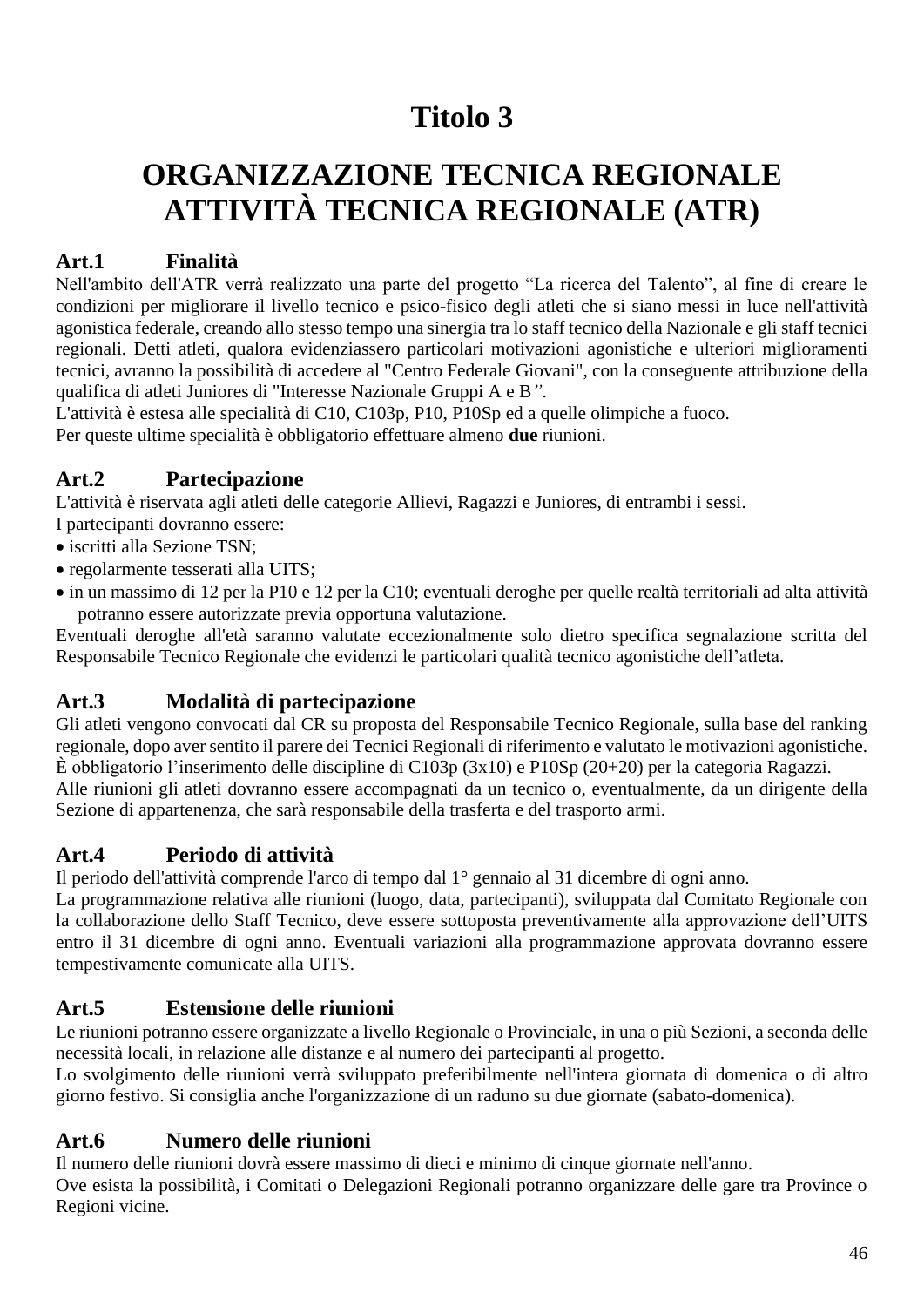# Titolo 3

# ORGANIZZAZIONE TECNICA REGIONALE ATTIVITÀ TECNICA REGIONALE (ATR)

### Art.1 Finalità

Nell'ambito dell'ATR verrà realizzato una parte del progetto “La ricerca del Talento”, al fine di creare le condizioni per migliorare il livello tecnico e psico-fisico degli atleti che si siano messi in luce nell'attività agonistica federale, creando allo stesso tempo una sinergia tra lo staff tecnico della Nazionale e gli staff tecnici regionali. Detti atleti, qualora evidenziassero particolari motivazioni agonistiche e ulteriori miglioramenti tecnici, avranno la possibilità di accedere al "Centro Federale Giovani", con la conseguente attribuzione della qualifica di atleti Juniores di "Interesse Nazionale Gruppi A e B*”*.

L'attività è estesa alle specialità di C10, C103p, P10, P10Sp ed a quelle olimpiche a fuoco.

Per queste ultime specialità è obbligatorio effettuare almeno **due** riunioni.

### Art.2 Partecipazione

L'attività è riservata agli atleti delle categorie Allievi, Ragazzi e Juniores, di entrambi i sessi.

I partecipanti dovranno essere:

- iscritti alla Sezione TSN;
- regolarmente tesserati alla UITS;
- in un massimo di 12 per la P10 e 12 per la C10; eventuali deroghe per quelle realtà territoriali ad alta attività potranno essere autorizzate previa opportuna valutazione.

Eventuali deroghe all'età saranno valutate eccezionalmente solo dietro specifica segnalazione scritta del Responsabile Tecnico Regionale che evidenzi le particolari qualità tecnico agonistiche dell’atleta.

### Art.3 Modalità di partecipazione

Gli atleti vengono convocati dal CR su proposta del Responsabile Tecnico Regionale, sulla base del ranking regionale, dopo aver sentito il parere dei Tecnici Regionali di riferimento e valutato le motivazioni agonistiche.

È obbligatorio l’inserimento delle discipline di C103p (3x10) e P10Sp (20+20) per la categoria Ragazzi.

Alle riunioni gli atleti dovranno essere accompagnati da un tecnico o, eventualmente, da un dirigente della Sezione di appartenenza, che sarà responsabile della trasferta e del trasporto armi.

### Art.4 Periodo di attività

Il periodo dell'attività comprende l'arco di tempo dal 1° gennaio al 31 dicembre di ogni anno.

La programmazione relativa alle riunioni (luogo, data, partecipanti), sviluppata dal Comitato Regionale con la collaborazione dello Staff Tecnico, deve essere sottoposta preventivamente alla approvazione dell’UITS entro il 31 dicembre di ogni anno. Eventuali variazioni alla programmazione approvata dovranno essere tempestivamente comunicate alla UITS.

### Art.5 Estensione delle riunioni

Le riunioni potranno essere organizzate a livello Regionale o Provinciale, in una o più Sezioni, a seconda delle necessità locali, in relazione alle distanze e al numero dei partecipanti al progetto.

Lo svolgimento delle riunioni verrà sviluppato preferibilmente nell'intera giornata di domenica o di altro giorno festivo. Si consiglia anche l'organizzazione di un raduno su due giornate (sabato-domenica).

### Art.6 Numero delle riunioni

Il numero delle riunioni dovrà essere massimo di dieci e minimo di cinque giornate nell'anno.

Ove esista la possibilità, i Comitati o Delegazioni Regionali potranno organizzare delle gare tra Province o Regioni vicine.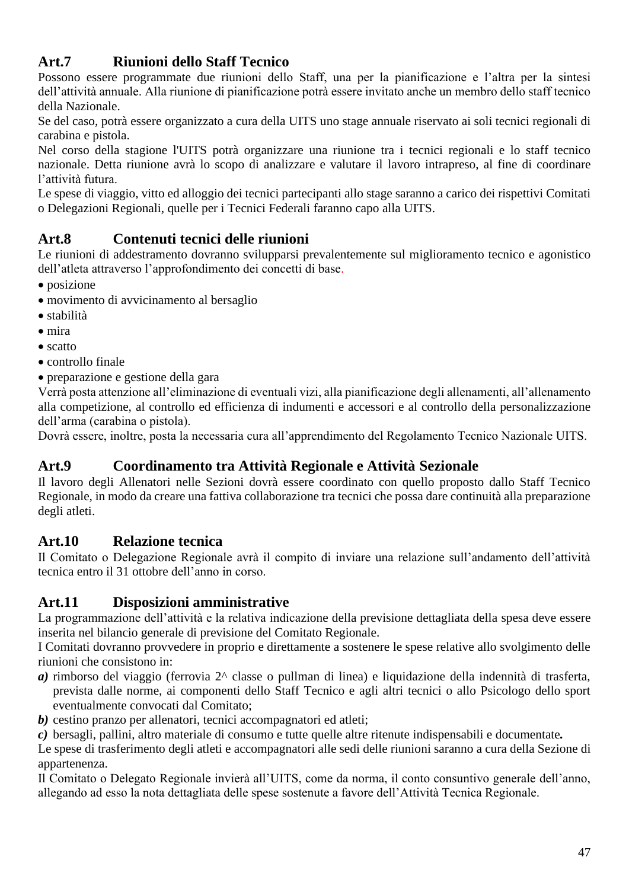## Art.7 Riunioni dello Staff Tecnico

Possono essere programmate due riunioni dello Staff, una per la pianificazione e l'altra per la sintesi dell'attività annuale. Alla riunione di pianificazione potrà essere invitato anche un membro dello staff tecnico della Nazionale.

Se del caso, potrà essere organizzato a cura della UITS uno stage annuale riservato ai soli tecnici regionali di carabina e pistola.

Nel corso della stagione l'UITS potrà organizzare una riunione tra i tecnici regionali e lo staff tecnico nazionale. Detta riunione avrà lo scopo di analizzare e valutare il lavoro intrapreso, al fine di coordinare l'attività futura.

Le spese di viaggio, vitto ed alloggio dei tecnici partecipanti allo stage saranno a carico dei rispettivi Comitati o Delegazioni Regionali, quelle per i Tecnici Federali faranno capo alla UITS.

## Art.8 Contenuti tecnici delle riunioni

Le riunioni di addestramento dovranno svilupparsi prevalentemente sul miglioramento tecnico e agonistico dell'atleta attraverso l'approfondimento dei concetti di base.

- posizione
- movimento di avvicinamento al bersaglio
- stabilità
- mira
- scatto
- controllo finale
- preparazione e gestione della gara

Verrà posta attenzione all'eliminazione di eventuali vizi, alla pianificazione degli allenamenti, all'allenamento alla competizione, al controllo ed efficienza di indumenti e accessori e al controllo della personalizzazione dell'arma (carabina o pistola).

Dovrà essere, inoltre, posta la necessaria cura all'apprendimento del Regolamento Tecnico Nazionale UITS.

## Art.9 Coordinamento tra Attività Regionale e Attività Sezionale

Il lavoro degli Allenatori nelle Sezioni dovrà essere coordinato con quello proposto dallo Staff Tecnico Regionale, in modo da creare una fattiva collaborazione tra tecnici che possa dare continuità alla preparazione degli atleti.

## Art.10 Relazione tecnica

Il Comitato o Delegazione Regionale avrà il compito di inviare una relazione sull'andamento dell'attività tecnica entro il 31 ottobre dell'anno in corso.

## Art.11 Disposizioni amministrative

La programmazione dell'attività e la relativa indicazione della previsione dettagliata della spesa deve essere inserita nel bilancio generale di previsione del Comitato Regionale.

I Comitati dovranno provvedere in proprio e direttamente a sostenere le spese relative allo svolgimento delle riunioni che consistono in:

***a)*** rimborso del viaggio (ferrovia 2^ classe o pullman di linea) e liquidazione della indennità di trasferta, prevista dalle norme, ai componenti dello Staff Tecnico e agli altri tecnici o allo Psicologo dello sport eventualmente convocati dal Comitato;

***b)*** cestino pranzo per allenatori, tecnici accompagnatori ed atleti;

***c)*** bersagli, pallini, altro materiale di consumo e tutte quelle altre ritenute indispensabili e documentate**.**

Le spese di trasferimento degli atleti e accompagnatori alle sedi delle riunioni saranno a cura della Sezione di appartenenza.

Il Comitato o Delegato Regionale invierà all'UITS, come da norma, il conto consuntivo generale dell'anno, allegando ad esso la nota dettagliata delle spese sostenute a favore dell'Attività Tecnica Regionale.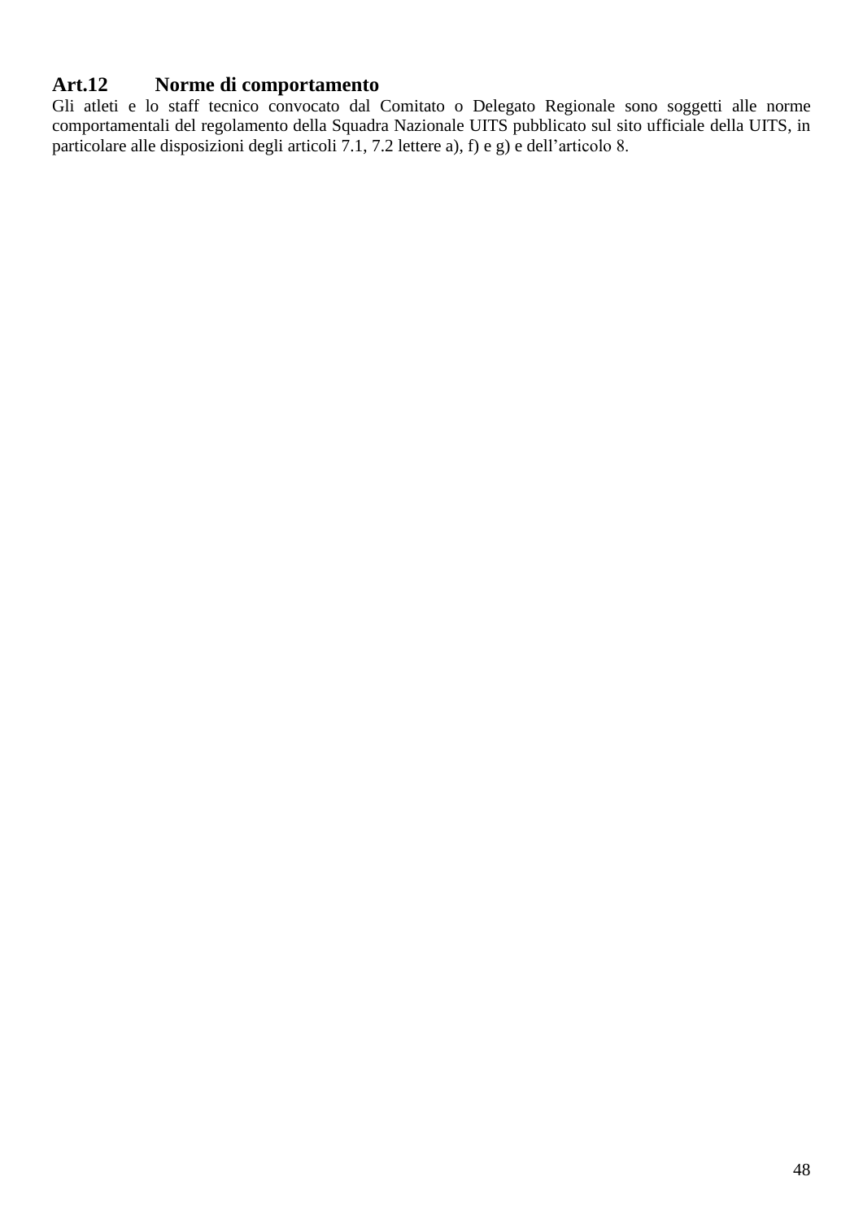## Art.12 Norme di comportamento

Gli atleti e lo staff tecnico convocato dal Comitato o Delegato Regionale sono soggetti alle norme comportamentali del regolamento della Squadra Nazionale UITS pubblicato sul sito ufficiale della UITS, in particolare alle disposizioni degli articoli 7.1, 7.2 lettere a), f) e g) e dell'articolo 8.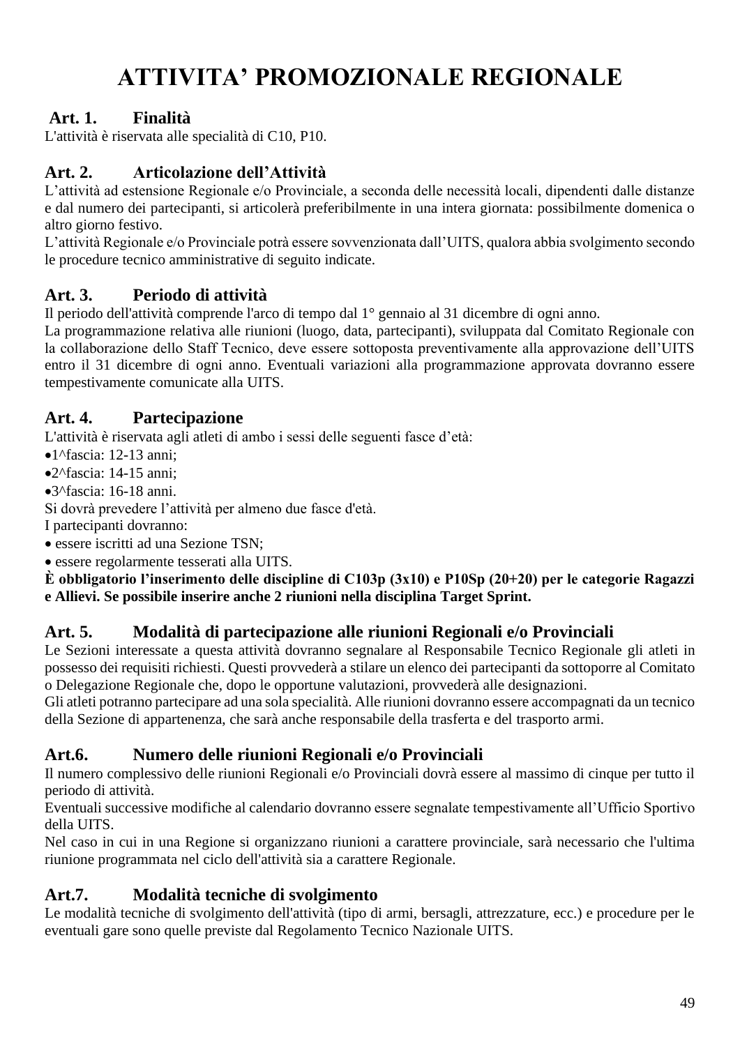# ATTIVITA' PROMOZIONALE REGIONALE

## Art. 1. Finalità

L'attività è riservata alle specialità di C10, P10.

## Art. 2. Articolazione dell'Attività

L'attività ad estensione Regionale e/o Provinciale, a seconda delle necessità locali, dipendenti dalle distanze e dal numero dei partecipanti, si articolerà preferibilmente in una intera giornata: possibilmente domenica o altro giorno festivo.

L'attività Regionale e/o Provinciale potrà essere sovvenzionata dall'UITS, qualora abbia svolgimento secondo le procedure tecnico amministrative di seguito indicate.

## Art. 3. Periodo di attività

Il periodo dell'attività comprende l'arco di tempo dal 1° gennaio al 31 dicembre di ogni anno.

La programmazione relativa alle riunioni (luogo, data, partecipanti), sviluppata dal Comitato Regionale con la collaborazione dello Staff Tecnico, deve essere sottoposta preventivamente alla approvazione dell'UITS entro il 31 dicembre di ogni anno. Eventuali variazioni alla programmazione approvata dovranno essere tempestivamente comunicate alla UITS.

## Art. 4. Partecipazione

L'attività è riservata agli atleti di ambo i sessi delle seguenti fasce d'età:

- 1^fascia: 12-13 anni;
- 2^fascia: 14-15 anni;
- 3^fascia: 16-18 anni.

Si dovrà prevedere l'attività per almeno due fasce d'età.

I partecipanti dovranno:

- essere iscritti ad una Sezione TSN;
- essere regolarmente tesserati alla UITS.

**È obbligatorio l'inserimento delle discipline di C103p (3x10) e P10Sp (20+20) per le categorie Ragazzi e Allievi. Se possibile inserire anche 2 riunioni nella disciplina Target Sprint.**

## Art. 5. Modalità di partecipazione alle riunioni Regionali e/o Provinciali

Le Sezioni interessate a questa attività dovranno segnalare al Responsabile Tecnico Regionale gli atleti in possesso dei requisiti richiesti. Questi provvederà a stilare un elenco dei partecipanti da sottoporre al Comitato o Delegazione Regionale che, dopo le opportune valutazioni, provvederà alle designazioni.

Gli atleti potranno partecipare ad una sola specialità. Alle riunioni dovranno essere accompagnati da un tecnico della Sezione di appartenenza, che sarà anche responsabile della trasferta e del trasporto armi.

## Art.6. Numero delle riunioni Regionali e/o Provinciali

Il numero complessivo delle riunioni Regionali e/o Provinciali dovrà essere al massimo di cinque per tutto il periodo di attività.

Eventuali successive modifiche al calendario dovranno essere segnalate tempestivamente all'Ufficio Sportivo della UITS.

Nel caso in cui in una Regione si organizzano riunioni a carattere provinciale, sarà necessario che l'ultima riunione programmata nel ciclo dell'attività sia a carattere Regionale.

## Art.7. Modalità tecniche di svolgimento

Le modalità tecniche di svolgimento dell'attività (tipo di armi, bersagli, attrezzature, ecc.) e procedure per le eventuali gare sono quelle previste dal Regolamento Tecnico Nazionale UITS.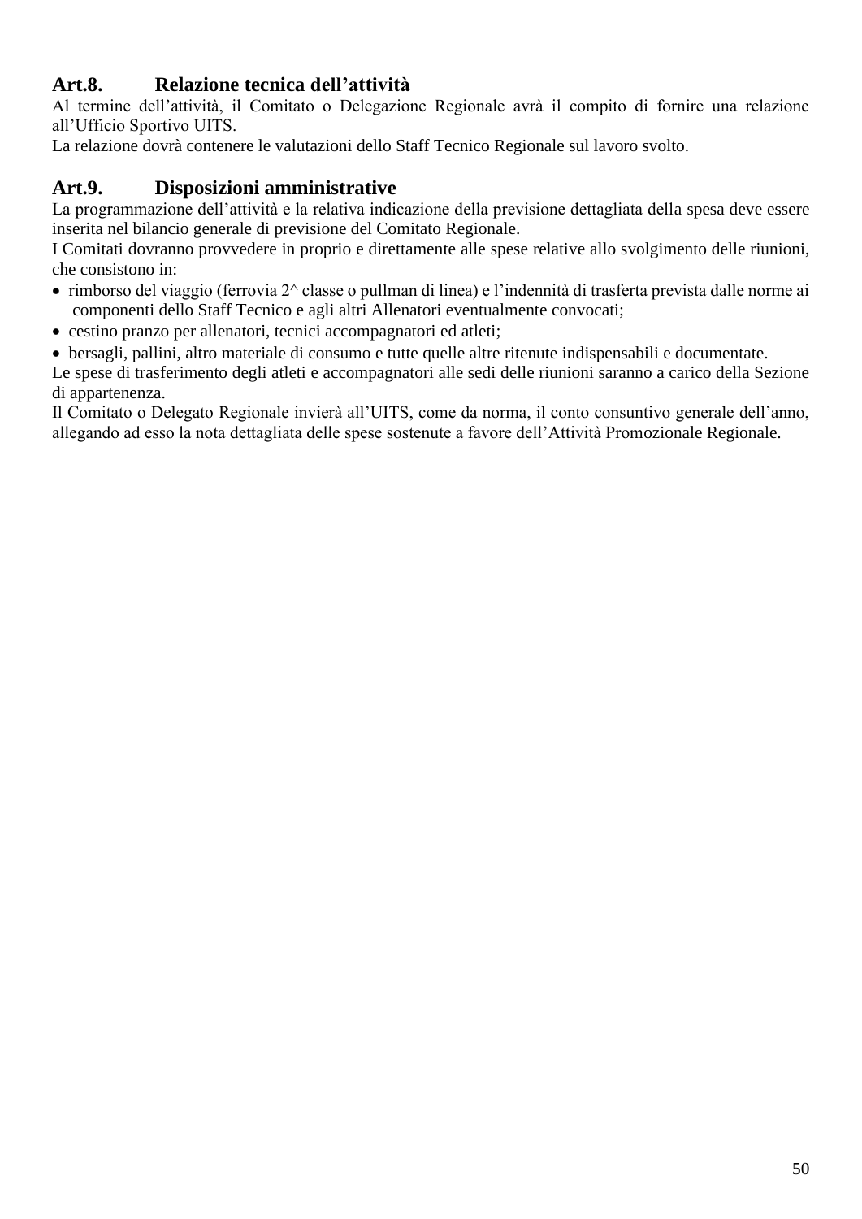## Art.8. Relazione tecnica dell'attività

Al termine dell'attività, il Comitato o Delegazione Regionale avrà il compito di fornire una relazione all'Ufficio Sportivo UITS.
La relazione dovrà contenere le valutazioni dello Staff Tecnico Regionale sul lavoro svolto.

## Art.9. Disposizioni amministrative

La programmazione dell'attività e la relativa indicazione della previsione dettagliata della spesa deve essere inserita nel bilancio generale di previsione del Comitato Regionale.
I Comitati dovranno provvedere in proprio e direttamente alle spese relative allo svolgimento delle riunioni, che consistono in:

- rimborso del viaggio (ferrovia 2^ classe o pullman di linea) e l'indennità di trasferta prevista dalle norme ai componenti dello Staff Tecnico e agli altri Allenatori eventualmente convocati;
- cestino pranzo per allenatori, tecnici accompagnatori ed atleti;
- bersagli, pallini, altro materiale di consumo e tutte quelle altre ritenute indispensabili e documentate.

Le spese di trasferimento degli atleti e accompagnatori alle sedi delle riunioni saranno a carico della Sezione di appartenenza.
Il Comitato o Delegato Regionale invierà all'UITS, come da norma, il conto consuntivo generale dell'anno, allegando ad esso la nota dettagliata delle spese sostenute a favore dell'Attività Promozionale Regionale.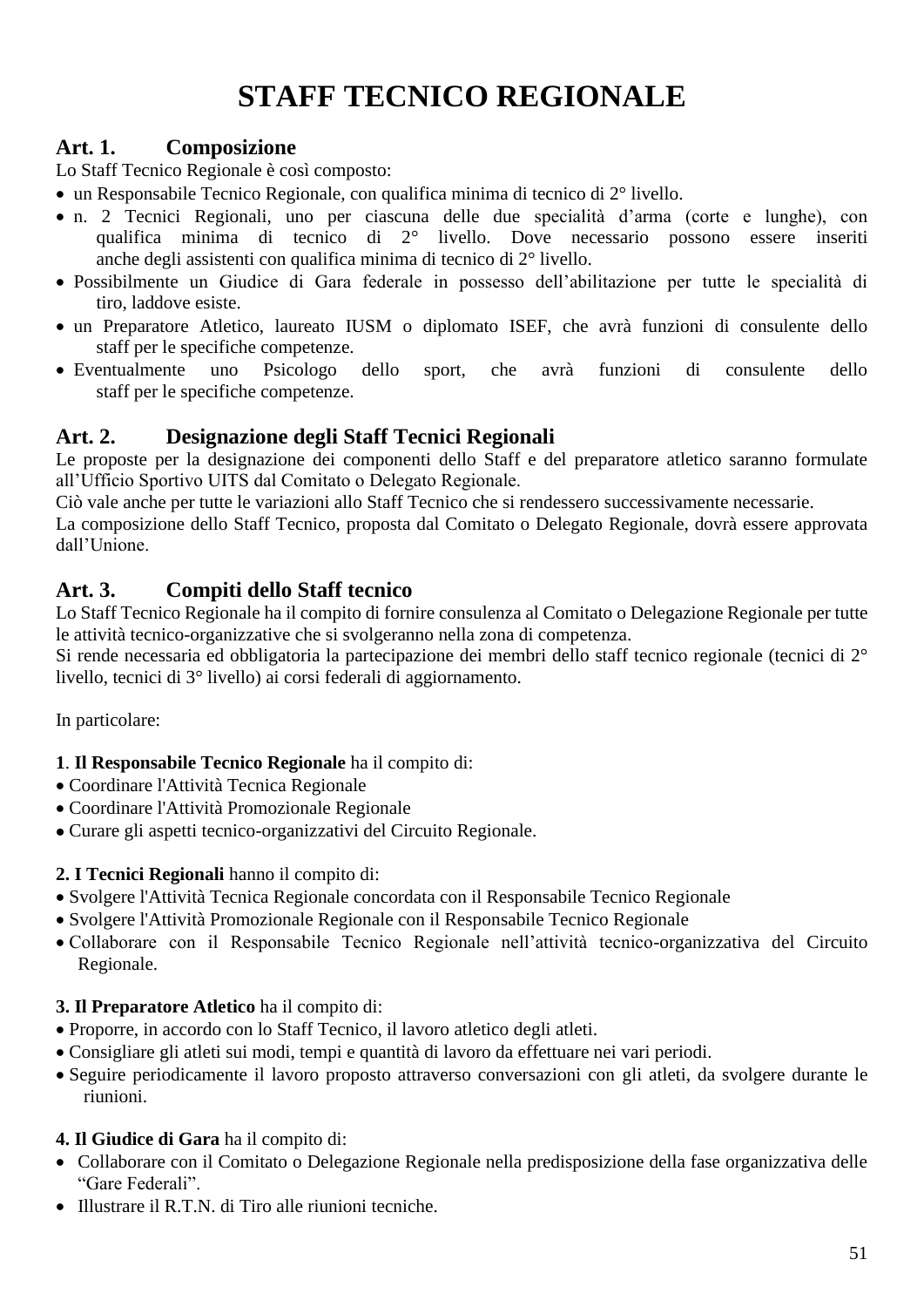# STAFF TECNICO REGIONALE

## Art. 1. Composizione

Lo Staff Tecnico Regionale è così composto:

- un Responsabile Tecnico Regionale, con qualifica minima di tecnico di 2° livello.
- n. 2 Tecnici Regionali, uno per ciascuna delle due specialità d'arma (corte e lunghe), con qualifica minima di tecnico di 2° livello. Dove necessario possono essere inseriti anche degli assistenti con qualifica minima di tecnico di 2° livello.
- Possibilmente un Giudice di Gara federale in possesso dell'abilitazione per tutte le specialità di tiro, laddove esiste.
- un Preparatore Atletico, laureato IUSM o diplomato ISEF, che avrà funzioni di consulente dello staff per le specifiche competenze.
- Eventualmente uno Psicologo dello sport, che avrà funzioni di consulente dello staff per le specifiche competenze.

## Art. 2. Designazione degli Staff Tecnici Regionali

Le proposte per la designazione dei componenti dello Staff e del preparatore atletico saranno formulate all'Ufficio Sportivo UITS dal Comitato o Delegato Regionale.

Ciò vale anche per tutte le variazioni allo Staff Tecnico che si rendessero successivamente necessarie.

La composizione dello Staff Tecnico, proposta dal Comitato o Delegato Regionale, dovrà essere approvata dall'Unione.

## Art. 3. Compiti dello Staff tecnico

Lo Staff Tecnico Regionale ha il compito di fornire consulenza al Comitato o Delegazione Regionale per tutte le attività tecnico-organizzative che si svolgeranno nella zona di competenza.

Si rende necessaria ed obbligatoria la partecipazione dei membri dello staff tecnico regionale (tecnici di 2° livello, tecnici di 3° livello) ai corsi federali di aggiornamento.

In particolare:

**1**. **Il Responsabile Tecnico Regionale** ha il compito di:

- Coordinare l'Attività Tecnica Regionale
- Coordinare l'Attività Promozionale Regionale
- Curare gli aspetti tecnico-organizzativi del Circuito Regionale.

**2. I Tecnici Regionali** hanno il compito di:

- Svolgere l'Attività Tecnica Regionale concordata con il Responsabile Tecnico Regionale
- Svolgere l'Attività Promozionale Regionale con il Responsabile Tecnico Regionale
- Collaborare con il Responsabile Tecnico Regionale nell'attività tecnico-organizzativa del Circuito Regionale.

**3. Il Preparatore Atletico** ha il compito di:

- Proporre, in accordo con lo Staff Tecnico, il lavoro atletico degli atleti.
- Consigliare gli atleti sui modi, tempi e quantità di lavoro da effettuare nei vari periodi.
- Seguire periodicamente il lavoro proposto attraverso conversazioni con gli atleti, da svolgere durante le riunioni.

**4. Il Giudice di Gara** ha il compito di:

- Collaborare con il Comitato o Delegazione Regionale nella predisposizione della fase organizzativa delle "Gare Federali".
- Illustrare il R.T.N. di Tiro alle riunioni tecniche.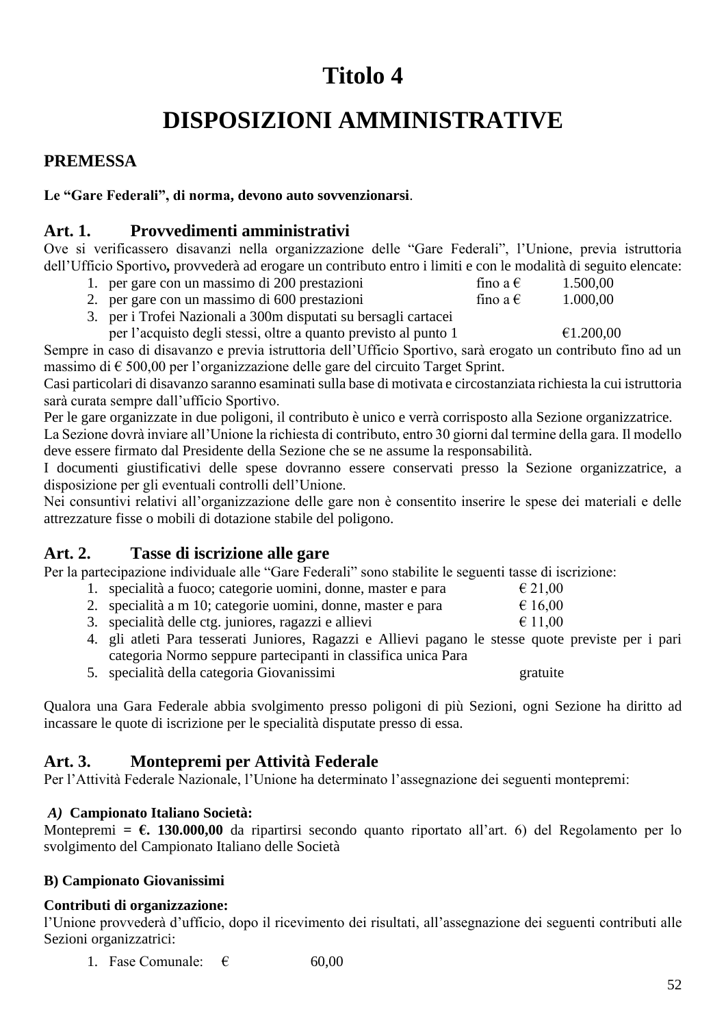# Titolo 4

# DISPOSIZIONI AMMINISTRATIVE

## PREMESSA

**Le "Gare Federali", di norma, devono auto sovvenzionarsi**.

## Art. 1. Provvedimenti amministrativi

Ove si verificassero disavanzi nella organizzazione delle "Gare Federali", l'Unione, previa istruttoria dell'Ufficio Sportivo**,** provvederà ad erogare un contributo entro i limiti e con le modalità di seguito elencate:

1. per gare con un massimo di 200 prestazioni fino a € 1.500,00
2. per gare con un massimo di 600 prestazioni fino a € 1.000,00
3. per i Trofei Nazionali a 300m disputati su bersagli cartacei per l'acquisto degli stessi, oltre a quanto previsto al punto 1 €1.200,00

Sempre in caso di disavanzo e previa istruttoria dell'Ufficio Sportivo, sarà erogato un contributo fino ad un massimo di € 500,00 per l'organizzazione delle gare del circuito Target Sprint.

Casi particolari di disavanzo saranno esaminati sulla base di motivata e circostanziata richiesta la cui istruttoria sarà curata sempre dall'ufficio Sportivo.

Per le gare organizzate in due poligoni, il contributo è unico e verrà corrisposto alla Sezione organizzatrice.

La Sezione dovrà inviare all'Unione la richiesta di contributo, entro 30 giorni dal termine della gara. Il modello deve essere firmato dal Presidente della Sezione che se ne assume la responsabilità.

I documenti giustificativi delle spese dovranno essere conservati presso la Sezione organizzatrice, a disposizione per gli eventuali controlli dell'Unione.

Nei consuntivi relativi all'organizzazione delle gare non è consentito inserire le spese dei materiali e delle attrezzature fisse o mobili di dotazione stabile del poligono.

## Art. 2. Tasse di iscrizione alle gare

Per la partecipazione individuale alle "Gare Federali" sono stabilite le seguenti tasse di iscrizione:

1. specialità a fuoco; categorie uomini, donne, master e para € 21,00
2. specialità a m 10; categorie uomini, donne, master e para € 16,00
3. specialità delle ctg. juniores, ragazzi e allievi € 11,00
4. gli atleti Para tesserati Juniores, Ragazzi e Allievi pagano le stesse quote previste per i pari categoria Normo seppure partecipanti in classifica unica Para
5. specialità della categoria Giovanissimi gratuite

Qualora una Gara Federale abbia svolgimento presso poligoni di più Sezioni, ogni Sezione ha diritto ad incassare le quote di iscrizione per le specialità disputate presso di essa.

## Art. 3. Montepremi per Attività Federale

Per l'Attività Federale Nazionale, l'Unione ha determinato l'assegnazione dei seguenti montepremi:

***A)*** **Campionato Italiano Società:**

Montepremi **= €. 130.000,00** da ripartirsi secondo quanto riportato all'art. 6) del Regolamento per lo svolgimento del Campionato Italiano delle Società

**B) Campionato Giovanissimi**

**Contributi di organizzazione:**

l'Unione provvederà d'ufficio, dopo il ricevimento dei risultati, all'assegnazione dei seguenti contributi alle Sezioni organizzatrici:

1. Fase Comunale: € 60,00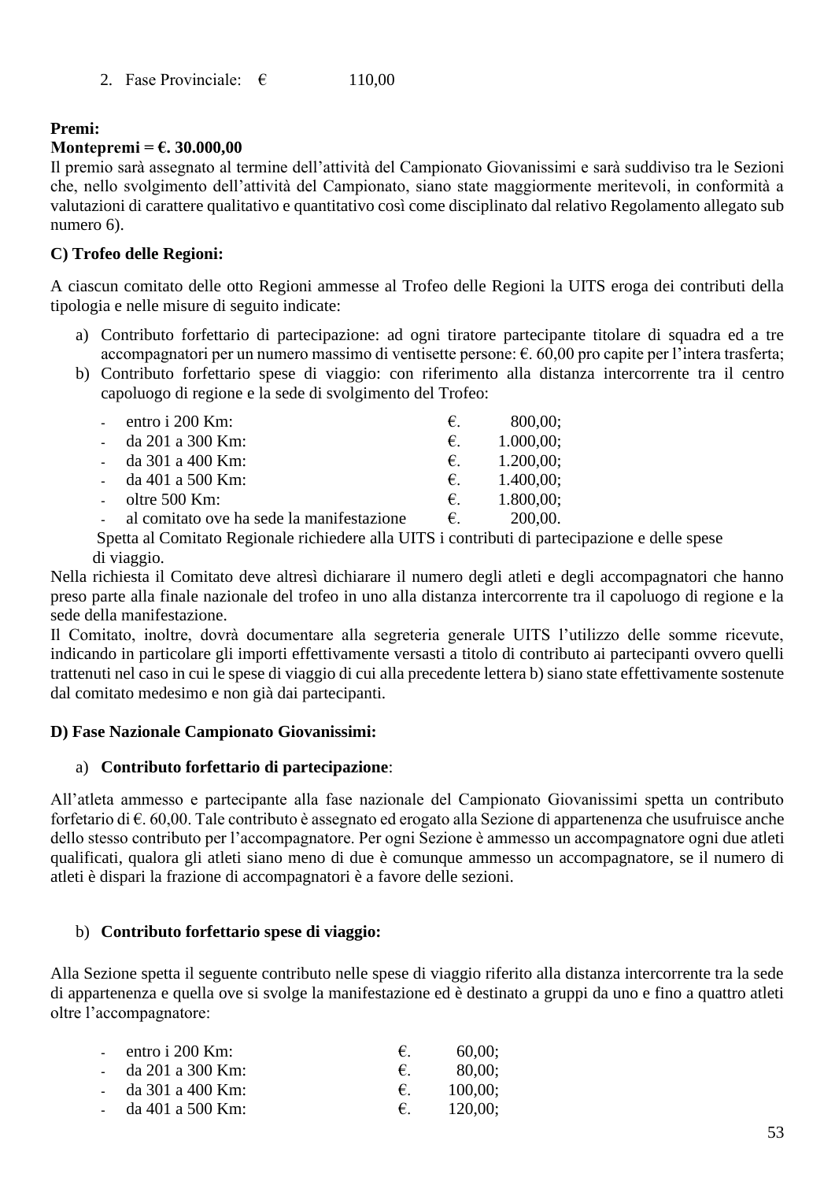2. Fase Provinciale: € 110,00

**Premi:**
**Montepremi = €. 30.000,00**
Il premio sarà assegnato al termine dell'attività del Campionato Giovanissimi e sarà suddiviso tra le Sezioni che, nello svolgimento dell'attività del Campionato, siano state maggiormente meritevoli, in conformità a valutazioni di carattere qualitativo e quantitativo così come disciplinato dal relativo Regolamento allegato sub numero 6).

**C) Trofeo delle Regioni:**

A ciascun comitato delle otto Regioni ammesse al Trofeo delle Regioni la UITS eroga dei contributi della tipologia e nelle misure di seguito indicate:

a) Contributo forfettario di partecipazione: ad ogni tiratore partecipante titolare di squadra ed a tre accompagnatori per un numero massimo di ventisette persone: €. 60,00 pro capite per l'intera trasferta;
b) Contributo forfettario spese di viaggio: con riferimento alla distanza intercorrente tra il centro capoluogo di regione e la sede di svolgimento del Trofeo:

- entro i 200 Km: €. 800,00;
- da 201 a 300 Km: €. 1.000,00;
- da 301 a 400 Km: €. 1.200,00;
- da 401 a 500 Km: €. 1.400,00;
- oltre 500 Km: €. 1.800,00;
- al comitato ove ha sede la manifestazione €. 200,00.

Spetta al Comitato Regionale richiedere alla UITS i contributi di partecipazione e delle spese di viaggio.
Nella richiesta il Comitato deve altresì dichiarare il numero degli atleti e degli accompagnatori che hanno preso parte alla finale nazionale del trofeo in uno alla distanza intercorrente tra il capoluogo di regione e la sede della manifestazione.
Il Comitato, inoltre, dovrà documentare alla segreteria generale UITS l'utilizzo delle somme ricevute, indicando in particolare gli importi effettivamente versati a titolo di contributo ai partecipanti ovvero quelli trattenuti nel caso in cui le spese di viaggio di cui alla precedente lettera b) siano state effettivamente sostenute dal comitato medesimo e non già dai partecipanti.

**D) Fase Nazionale Campionato Giovanissimi:**

a) **Contributo forfettario di partecipazione**:

All'atleta ammesso e partecipante alla fase nazionale del Campionato Giovanissimi spetta un contributo forfetario di €. 60,00. Tale contributo è assegnato ed erogato alla Sezione di appartenenza che usufruisce anche dello stesso contributo per l'accompagnatore. Per ogni Sezione è ammesso un accompagnatore ogni due atleti qualificati, qualora gli atleti siano meno di due è comunque ammesso un accompagnatore, se il numero di atleti è dispari la frazione di accompagnatori è a favore delle sezioni.

b) **Contributo forfettario spese di viaggio:**

Alla Sezione spetta il seguente contributo nelle spese di viaggio riferito alla distanza intercorrente tra la sede di appartenenza e quella ove si svolge la manifestazione ed è destinato a gruppi da uno e fino a quattro atleti oltre l'accompagnatore:

- entro i 200 Km: €. 60,00;
- da 201 a 300 Km: €. 80,00;
- da 301 a 400 Km: €. 100,00;
- da 401 a 500 Km: €. 120,00;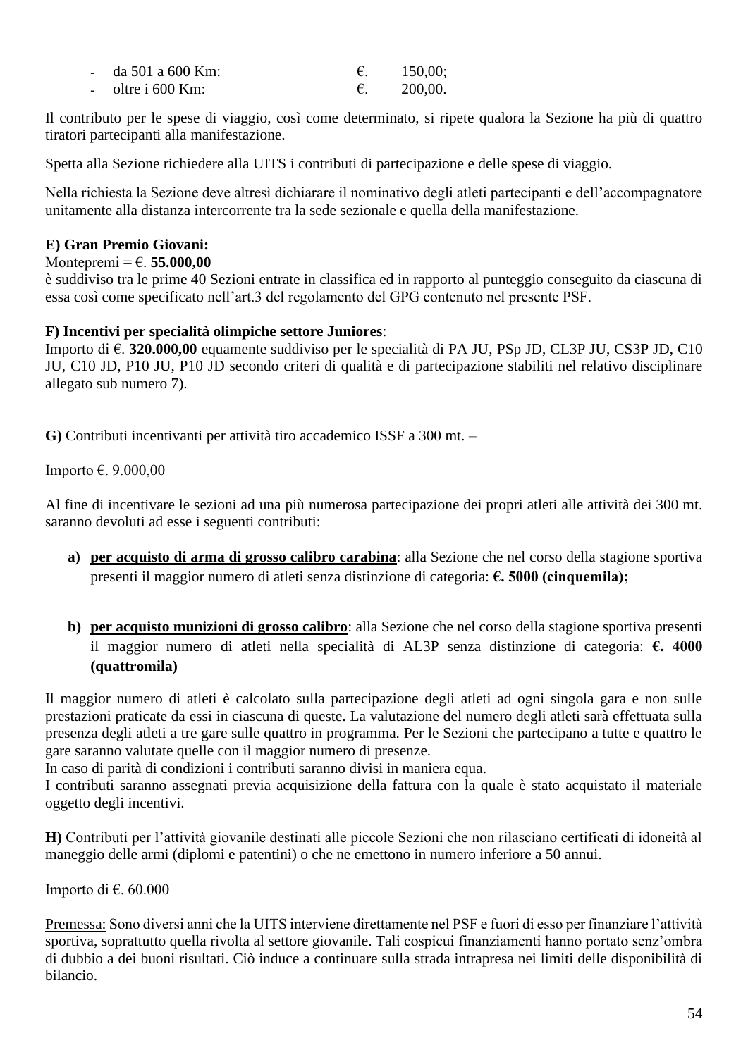- da 501 a 600 Km: €. 150,00;
- oltre i 600 Km: €. 200,00.

Il contributo per le spese di viaggio, così come determinato, si ripete qualora la Sezione ha più di quattro tiratori partecipanti alla manifestazione.

Spetta alla Sezione richiedere alla UITS i contributi di partecipazione e delle spese di viaggio.

Nella richiesta la Sezione deve altresì dichiarare il nominativo degli atleti partecipanti e dell'accompagnatore unitamente alla distanza intercorrente tra la sede sezionale e quella della manifestazione.

**E) Gran Premio Giovani:**
Montepremi = €. **55.000,00**
è suddiviso tra le prime 40 Sezioni entrate in classifica ed in rapporto al punteggio conseguito da ciascuna di essa così come specificato nell'art.3 del regolamento del GPG contenuto nel presente PSF.

**F) Incentivi per specialità olimpiche settore Juniores**:
Importo di €. **320.000,00** equamente suddiviso per le specialità di PA JU, PSp JD, CL3P JU, CS3P JD, C10 JU, C10 JD, P10 JU, P10 JD secondo criteri di qualità e di partecipazione stabiliti nel relativo disciplinare allegato sub numero 7).

**G)** Contributi incentivanti per attività tiro accademico ISSF a 300 mt. –

Importo €. 9.000,00

Al fine di incentivare le sezioni ad una più numerosa partecipazione dei propri atleti alle attività dei 300 mt. saranno devoluti ad esse i seguenti contributi:

**a)** **<u>per acquisto di arma di grosso calibro carabina</u>**: alla Sezione che nel corso della stagione sportiva presenti il maggior numero di atleti senza distinzione di categoria: **€. 5000 (cinquemila);**

**b)** **<u>per acquisto munizioni di grosso calibro</u>**: alla Sezione che nel corso della stagione sportiva presenti il maggior numero di atleti nella specialità di AL3P senza distinzione di categoria: **€. 4000 (quattromila)**

Il maggior numero di atleti è calcolato sulla partecipazione degli atleti ad ogni singola gara e non sulle prestazioni praticate da essi in ciascuna di queste. La valutazione del numero degli atleti sarà effettuata sulla presenza degli atleti a tre gare sulle quattro in programma. Per le Sezioni che partecipano a tutte e quattro le gare saranno valutate quelle con il maggior numero di presenze.
In caso di parità di condizioni i contributi saranno divisi in maniera equa.
I contributi saranno assegnati previa acquisizione della fattura con la quale è stato acquistato il materiale oggetto degli incentivi.

**H)** Contributi per l'attività giovanile destinati alle piccole Sezioni che non rilasciano certificati di idoneità al maneggio delle armi (diplomi e patentini) o che ne emettono in numero inferiore a 50 annui.

Importo di €. 60.000

<u>Premessa:</u> Sono diversi anni che la UITS interviene direttamente nel PSF e fuori di esso per finanziare l'attività sportiva, soprattutto quella rivolta al settore giovanile. Tali cospicui finanziamenti hanno portato senz'ombra di dubbio a dei buoni risultati. Ciò induce a continuare sulla strada intrapresa nei limiti delle disponibilità di bilancio.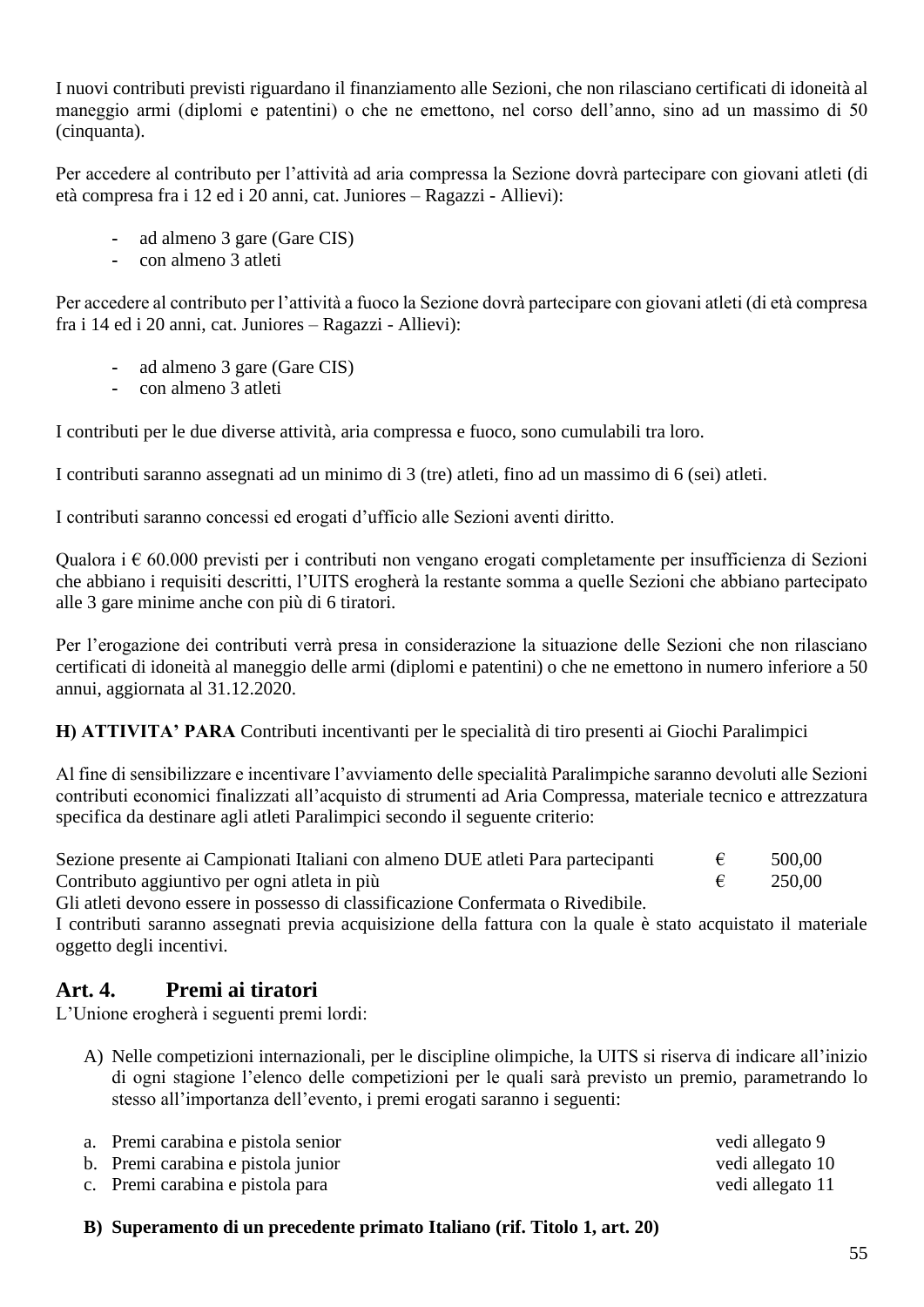I nuovi contributi previsti riguardano il finanziamento alle Sezioni, che non rilasciano certificati di idoneità al maneggio armi (diplomi e patentini) o che ne emettono, nel corso dell'anno, sino ad un massimo di 50 (cinquanta).

Per accedere al contributo per l'attività ad aria compressa la Sezione dovrà partecipare con giovani atleti (di età compresa fra i 12 ed i 20 anni, cat. Juniores – Ragazzi - Allievi):

- ad almeno 3 gare (Gare CIS)
- con almeno 3 atleti

Per accedere al contributo per l'attività a fuoco la Sezione dovrà partecipare con giovani atleti (di età compresa fra i 14 ed i 20 anni, cat. Juniores – Ragazzi - Allievi):

- ad almeno 3 gare (Gare CIS)
- con almeno 3 atleti

I contributi per le due diverse attività, aria compressa e fuoco, sono cumulabili tra loro.

I contributi saranno assegnati ad un minimo di 3 (tre) atleti, fino ad un massimo di 6 (sei) atleti.

I contributi saranno concessi ed erogati d'ufficio alle Sezioni aventi diritto.

Qualora i € 60.000 previsti per i contributi non vengano erogati completamente per insufficienza di Sezioni che abbiano i requisiti descritti, l'UITS erogherà la restante somma a quelle Sezioni che abbiano partecipato alle 3 gare minime anche con più di 6 tiratori.

Per l'erogazione dei contributi verrà presa in considerazione la situazione delle Sezioni che non rilasciano certificati di idoneità al maneggio delle armi (diplomi e patentini) o che ne emettono in numero inferiore a 50 annui, aggiornata al 31.12.2020.

**H) ATTIVITA' PARA** Contributi incentivanti per le specialità di tiro presenti ai Giochi Paralimpici

Al fine di sensibilizzare e incentivare l'avviamento delle specialità Paralimpiche saranno devoluti alle Sezioni contributi economici finalizzati all'acquisto di strumenti ad Aria Compressa, materiale tecnico e attrezzatura specifica da destinare agli atleti Paralimpici secondo il seguente criterio:

| | | |
|---|---|---|
| Sezione presente ai Campionati Italiani con almeno DUE atleti Para partecipanti | € | 500,00 |
| Contributo aggiuntivo per ogni atleta in più | € | 250,00 |

Gli atleti devono essere in possesso di classificazione Confermata o Rivedibile.
I contributi saranno assegnati previa acquisizione della fattura con la quale è stato acquistato il materiale oggetto degli incentivi.

## Art. 4. Premi ai tiratori

L'Unione erogherà i seguenti premi lordi:

A) Nelle competizioni internazionali, per le discipline olimpiche, la UITS si riserva di indicare all'inizio di ogni stagione l'elenco delle competizioni per le quali sarà previsto un premio, parametrando lo stesso all'importanza dell'evento, i premi erogati saranno i seguenti:

| | |
|---|---|
| a. Premi carabina e pistola senior | vedi allegato 9 |
| b. Premi carabina e pistola junior | vedi allegato 10 |
| c. Premi carabina e pistola para | vedi allegato 11 |

**B) Superamento di un precedente primato Italiano (rif. Titolo 1, art. 20)**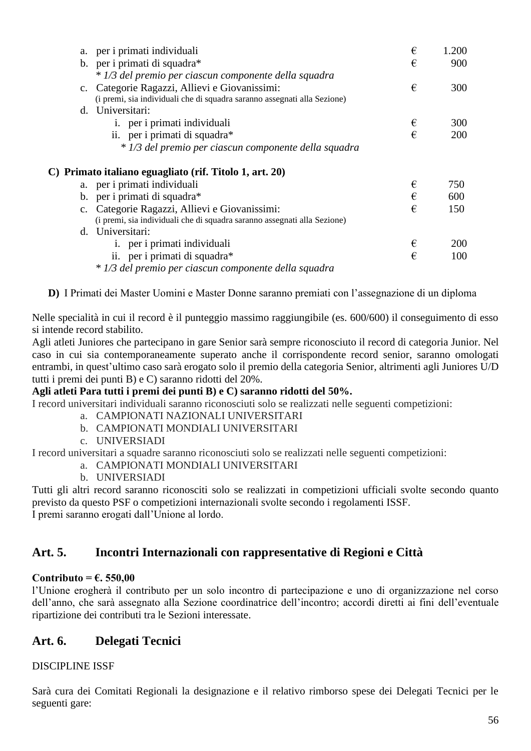a. per i primati individuali € 1.200
b. per i primati di squadra* € 900
   *\* 1/3 del premio per ciascun componente della squadra*
c. Categorie Ragazzi, Allievi e Giovanissimi: € 300
   (i premi, sia individuali che di squadra saranno assegnati alla Sezione)
d. Universitari:
   i. per i primati individuali € 300
   ii. per i primati di squadra* € 200
   *\* 1/3 del premio per ciascun componente della squadra*

**C) Primato italiano eguagliato (rif. Titolo 1, art. 20)**

a. per i primati individuali € 750
b. per i primati di squadra* € 600
c. Categorie Ragazzi, Allievi e Giovanissimi: € 150
   (i premi, sia individuali che di squadra saranno assegnati alla Sezione)
d. Universitari:
   i. per i primati individuali € 200
   ii. per i primati di squadra* € 100
   *\* 1/3 del premio per ciascun componente della squadra*

**D)** I Primati dei Master Uomini e Master Donne saranno premiati con l'assegnazione di un diploma

Nelle specialità in cui il record è il punteggio massimo raggiungibile (es. 600/600) il conseguimento di esso si intende record stabilito.
Agli atleti Juniores che partecipano in gare Senior sarà sempre riconosciuto il record di categoria Junior. Nel caso in cui sia contemporaneamente superato anche il corrispondente record senior, saranno omologati entrambi, in quest'ultimo caso sarà erogato solo il premio della categoria Senior, altrimenti agli Juniores U/D tutti i premi dei punti B) e C) saranno ridotti del 20%.
**Agli atleti Para tutti i premi dei punti B) e C) saranno ridotti del 50%.**
I record universitari individuali saranno riconosciuti solo se realizzati nelle seguenti competizioni:

a. CAMPIONATI NAZIONALI UNIVERSITARI
b. CAMPIONATI MONDIALI UNIVERSITARI
c. UNIVERSIADI

I record universitari a squadre saranno riconosciuti solo se realizzati nelle seguenti competizioni:

a. CAMPIONATI MONDIALI UNIVERSITARI
b. UNIVERSIADI

Tutti gli altri record saranno riconosciti solo se realizzati in competizioni ufficiali svolte secondo quanto previsto da questo PSF o competizioni internazionali svolte secondo i regolamenti ISSF.
I premi saranno erogati dall'Unione al lordo.

## Art. 5. Incontri Internazionali con rappresentative di Regioni e Città

**Contributo = €. 550,00**
l'Unione erogherà il contributo per un solo incontro di partecipazione e uno di organizzazione nel corso dell'anno, che sarà assegnato alla Sezione coordinatrice dell'incontro; accordi diretti ai fini dell'eventuale ripartizione dei contributi tra le Sezioni interessate.

## Art. 6. Delegati Tecnici

DISCIPLINE ISSF

Sarà cura dei Comitati Regionali la designazione e il relativo rimborso spese dei Delegati Tecnici per le seguenti gare: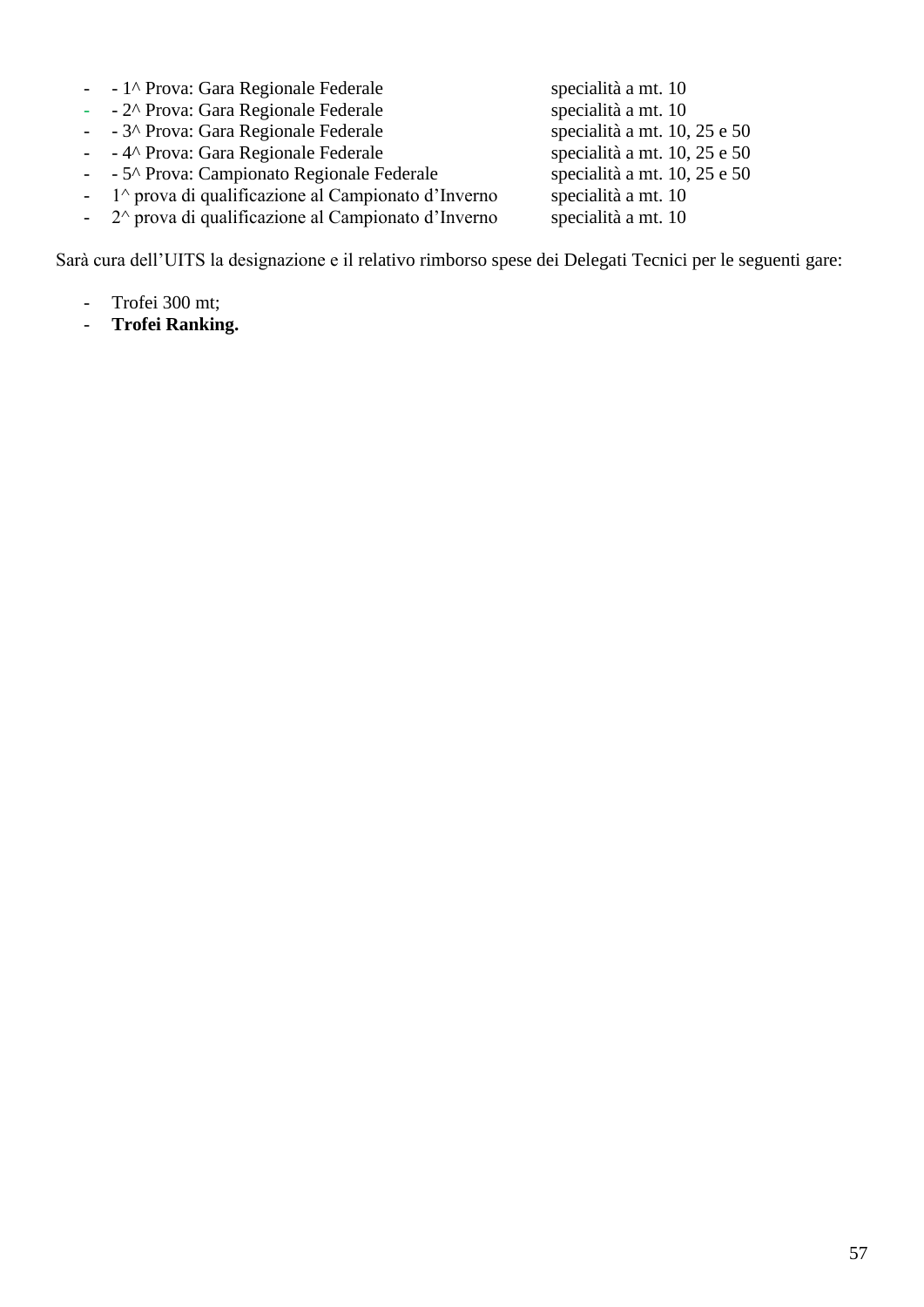- - 1^ Prova: Gara Regionale Federale specialità a mt. 10
- - 2^ Prova: Gara Regionale Federale specialità a mt. 10
- - 3^ Prova: Gara Regionale Federale specialità a mt. 10, 25 e 50
- - 4^ Prova: Gara Regionale Federale specialità a mt. 10, 25 e 50
- - 5^ Prova: Campionato Regionale Federale specialità a mt. 10, 25 e 50
- 1^ prova di qualificazione al Campionato d'Inverno specialità a mt. 10
- 2^ prova di qualificazione al Campionato d'Inverno specialità a mt. 10

Sarà cura dell'UITS la designazione e il relativo rimborso spese dei Delegati Tecnici per le seguenti gare:

- Trofei 300 mt;
- **Trofei Ranking.**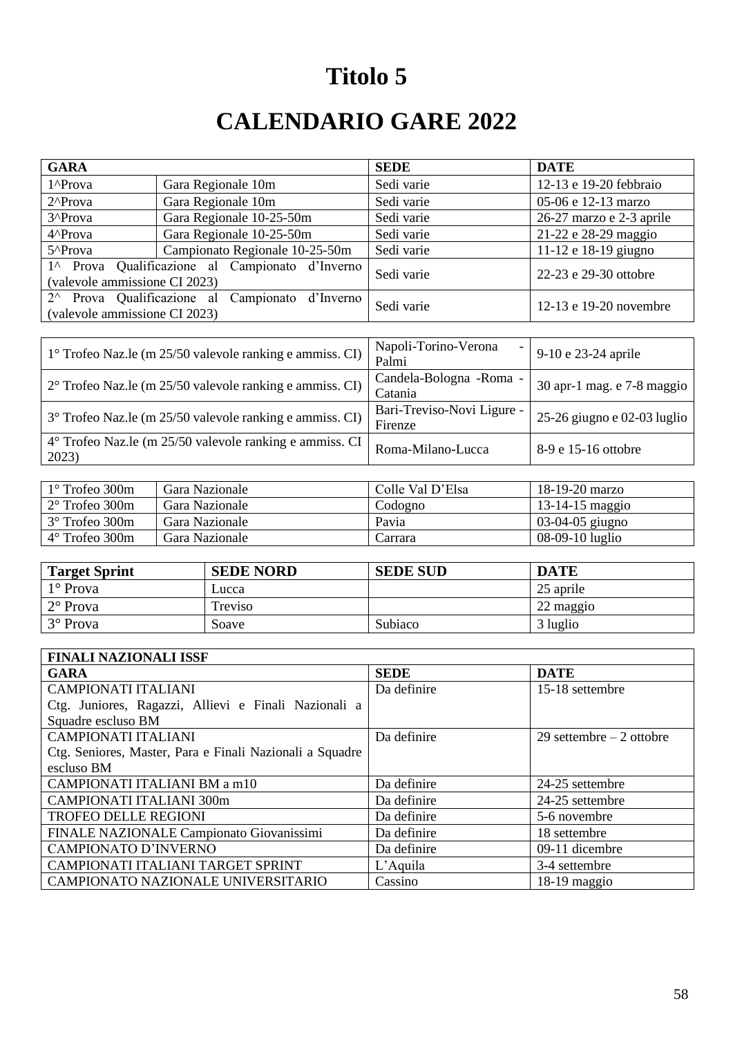# Titolo 5

# CALENDARIO GARE 2022

| **GARA** | | **SEDE** | **DATE** |
|---|---|---|---|
| 1^Prova | Gara Regionale 10m | Sedi varie | 12-13 e 19-20 febbraio |
| 2^Prova | Gara Regionale 10m | Sedi varie | 05-06 e 12-13 marzo |
| 3^Prova | Gara Regionale 10-25-50m | Sedi varie | 26-27 marzo e 2-3 aprile |
| 4^Prova | Gara Regionale 10-25-50m | Sedi varie | 21-22 e 28-29 maggio |
| 5^Prova | Campionato Regionale 10-25-50m | Sedi varie | 11-12 e 18-19 giugno |
| 1^ Prova Qualificazione al Campionato d'Inverno (valevole ammissione CI 2023) | | Sedi varie | 22-23 e 29-30 ottobre |
| 2^ Prova Qualificazione al Campionato d'Inverno (valevole ammissione CI 2023) | | Sedi varie | 12-13 e 19-20 novembre |

| | | |
|---|---|---|
| 1° Trofeo Naz.le (m 25/50 valevole ranking e ammiss. CI) | Napoli-Torino-Verona - Palmi | 9-10 e 23-24 aprile |
| 2° Trofeo Naz.le (m 25/50 valevole ranking e ammiss. CI) | Candela-Bologna -Roma - Catania | 30 apr-1 mag. e 7-8 maggio |
| 3° Trofeo Naz.le (m 25/50 valevole ranking e ammiss. CI) | Bari-Treviso-Novi Ligure - Firenze | 25-26 giugno e 02-03 luglio |
| 4° Trofeo Naz.le (m 25/50 valevole ranking e ammiss. CI 2023) | Roma-Milano-Lucca | 8-9 e 15-16 ottobre |

| | | | |
|---|---|---|---|
| 1° Trofeo 300m | Gara Nazionale | Colle Val D'Elsa | 18-19-20 marzo |
| 2° Trofeo 300m | Gara Nazionale | Codogno | 13-14-15 maggio |
| 3° Trofeo 300m | Gara Nazionale | Pavia | 03-04-05 giugno |
| 4° Trofeo 300m | Gara Nazionale | Carrara | 08-09-10 luglio |

| **Target Sprint** | **SEDE NORD** | **SEDE SUD** | **DATE** |
|---|---|---|---|
| 1° Prova | Lucca | | 25 aprile |
| 2° Prova | Treviso | | 22 maggio |
| 3° Prova | Soave | Subiaco | 3 luglio |

| **FINALI NAZIONALI ISSF** | | |
|---|---|---|
| **GARA** | **SEDE** | **DATE** |
| CAMPIONATI ITALIANI Ctg. Juniores, Ragazzi, Allievi e Finali Nazionali a Squadre escluso BM | Da definire | 15-18 settembre |
| CAMPIONATI ITALIANI Ctg. Seniores, Master, Para e Finali Nazionali a Squadre escluso BM | Da definire | 29 settembre – 2 ottobre |
| CAMPIONATI ITALIANI BM a m10 | Da definire | 24-25 settembre |
| CAMPIONATI ITALIANI 300m | Da definire | 24-25 settembre |
| TROFEO DELLE REGIONI | Da definire | 5-6 novembre |
| FINALE NAZIONALE Campionato Giovanissimi | Da definire | 18 settembre |
| CAMPIONATO D'INVERNO | Da definire | 09-11 dicembre |
| CAMPIONATI ITALIANI TARGET SPRINT | L'Aquila | 3-4 settembre |
| CAMPIONATO NAZIONALE UNIVERSITARIO | Cassino | 18-19 maggio |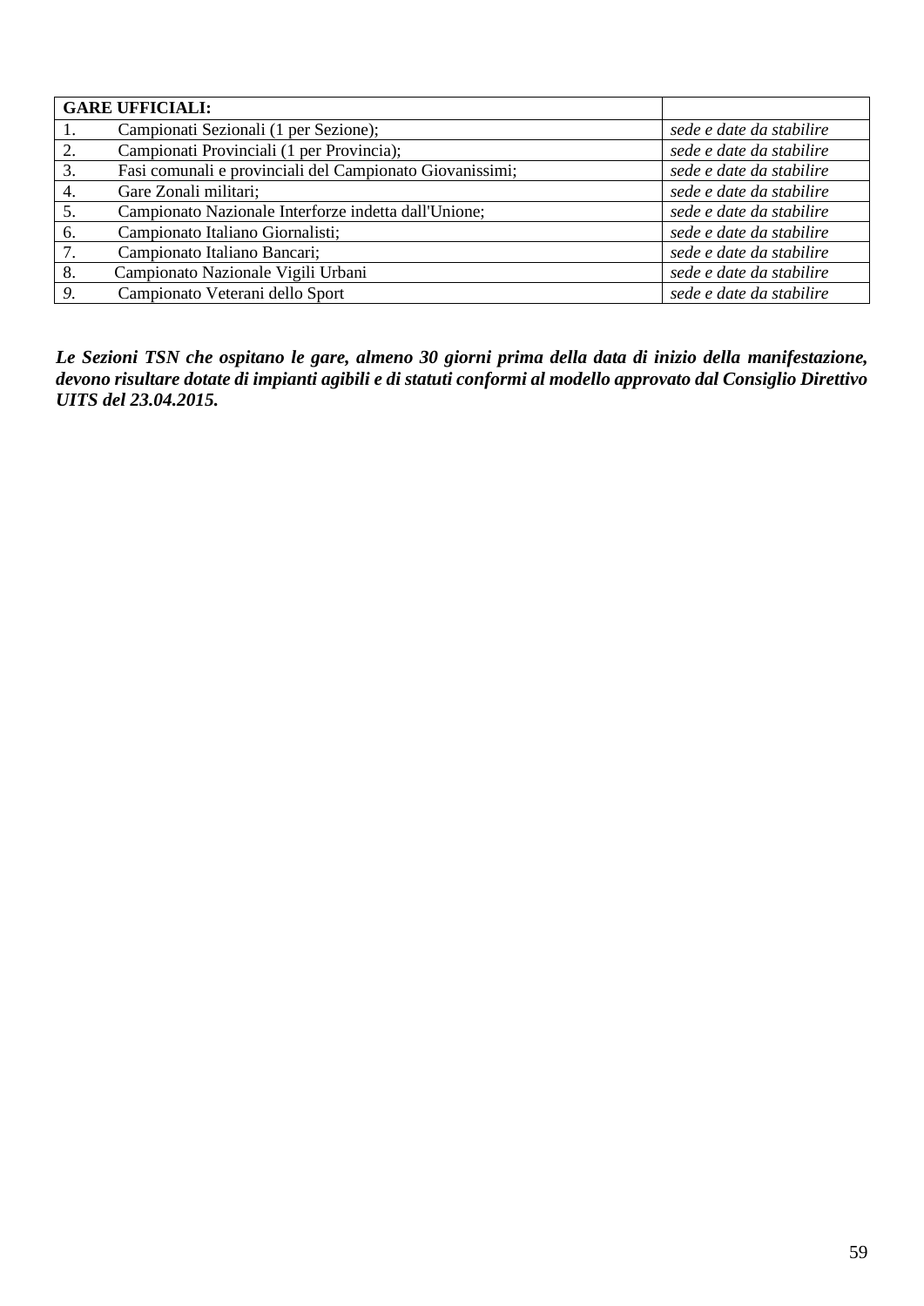| **GARE UFFICIALI:** | |
|---|---|
| 1. Campionati Sezionali (1 per Sezione); | *sede e date da stabilire* |
| 2. Campionati Provinciali (1 per Provincia); | *sede e date da stabilire* |
| 3. Fasi comunali e provinciali del Campionato Giovanissimi; | *sede e date da stabilire* |
| 4. Gare Zonali militari; | *sede e date da stabilire* |
| 5. Campionato Nazionale Interforze indetta dall'Unione; | *sede e date da stabilire* |
| 6. Campionato Italiano Giornalisti; | *sede e date da stabilire* |
| 7. Campionato Italiano Bancari; | *sede e date da stabilire* |
| 8. Campionato Nazionale Vigili Urbani | *sede e date da stabilire* |
| *9.* Campionato Veterani dello Sport | *sede e date da stabilire* |

***Le Sezioni TSN che ospitano le gare, almeno 30 giorni prima della data di inizio della manifestazione, devono risultare dotate di impianti agibili e di statuti conformi al modello approvato dal Consiglio Direttivo UITS del 23.04.2015.***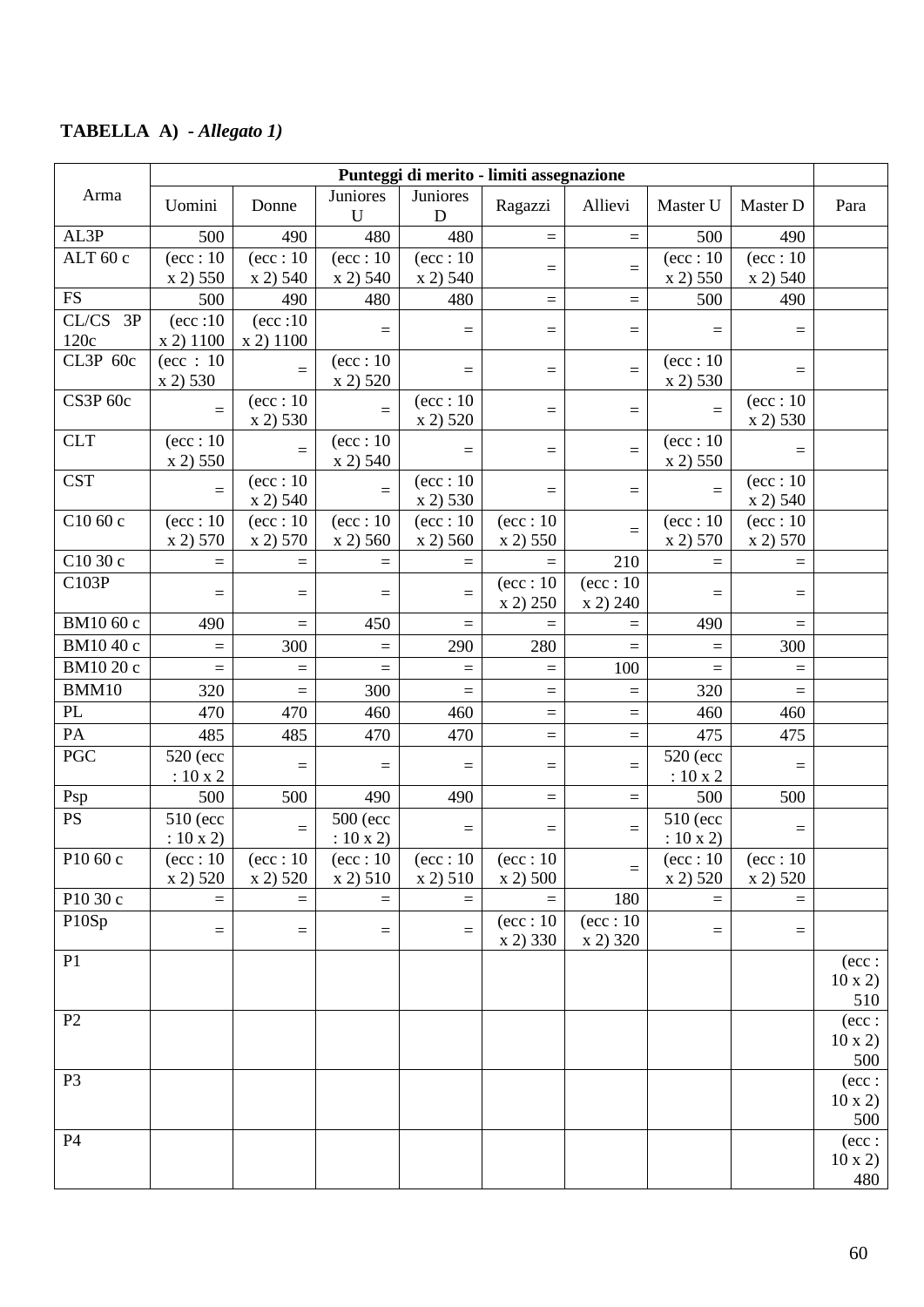**TABELLA A) - *Allegato 1)***

| Arma | Punteggi di merito - limiti assegnazione | | | | | | | | |
|---|---|---|---|---|---|---|---|---|---|
| | Uomini | Donne | Juniores U | Juniores D | Ragazzi | Allievi | Master U | Master D | Para |
| AL3P | 500 | 490 | 480 | 480 | = | = | 500 | 490 | |
| ALT 60 c | (ecc : 10 x 2) 550 | (ecc : 10 x 2) 540 | (ecc : 10 x 2) 540 | (ecc : 10 x 2) 540 | = | = | (ecc : 10 x 2) 550 | (ecc : 10 x 2) 540 | |
| FS | 500 | 490 | 480 | 480 | = | = | 500 | 490 | |
| CL/CS 3P 120c | (ecc :10 x 2) 1100 | (ecc :10 x 2) 1100 | = | = | = | = | = | = | |
| CL3P 60c | (ecc : 10 x 2) 530 | = | (ecc : 10 x 2) 520 | = | = | = | (ecc : 10 x 2) 530 | = | |
| CS3P 60c | = | (ecc : 10 x 2) 530 | = | (ecc : 10 x 2) 520 | = | = | = | (ecc : 10 x 2) 530 | |
| CLT | (ecc : 10 x 2) 550 | = | (ecc : 10 x 2) 540 | = | = | = | (ecc : 10 x 2) 550 | = | |
| CST | = | (ecc : 10 x 2) 540 | = | (ecc : 10 x 2) 530 | = | = | = | (ecc : 10 x 2) 540 | |
| C10 60 c | (ecc : 10 x 2) 570 | (ecc : 10 x 2) 570 | (ecc : 10 x 2) 560 | (ecc : 10 x 2) 560 | (ecc : 10 x 2) 550 | = | (ecc : 10 x 2) 570 | (ecc : 10 x 2) 570 | |
| C10 30 c | = | = | = | = | = | 210 | = | = | |
| C103P | = | = | = | = | (ecc : 10 x 2) 250 | (ecc : 10 x 2) 240 | = | = | |
| BM10 60 c | 490 | = | 450 | = | = | = | 490 | = | |
| BM10 40 c | = | 300 | = | 290 | 280 | = | = | 300 | |
| BM10 20 c | = | = | = | = | = | 100 | = | = | |
| BMM10 | 320 | = | 300 | = | = | = | 320 | = | |
| PL | 470 | 470 | 460 | 460 | = | = | 460 | 460 | |
| PA | 485 | 485 | 470 | 470 | = | = | 475 | 475 | |
| PGC | 520 (ecc : 10 x 2 | = | = | = | = | = | 520 (ecc : 10 x 2 | = | |
| Psp | 500 | 500 | 490 | 490 | = | = | 500 | 500 | |
| PS | 510 (ecc : 10 x 2) | = | 500 (ecc : 10 x 2) | = | = | = | 510 (ecc : 10 x 2) | = | |
| P10 60 c | (ecc : 10 x 2) 520 | (ecc : 10 x 2) 520 | (ecc : 10 x 2) 510 | (ecc : 10 x 2) 510 | (ecc : 10 x 2) 500 | = | (ecc : 10 x 2) 520 | (ecc : 10 x 2) 520 | |
| P10 30 c | = | = | = | = | = | 180 | = | = | |
| P10Sp | = | = | = | = | (ecc : 10 x 2) 330 | (ecc : 10 x 2) 320 | = | = | |
| P1 | | | | | | | | | (ecc : 10 x 2) 510 |
| P2 | | | | | | | | | (ecc : 10 x 2) 500 |
| P3 | | | | | | | | | (ecc : 10 x 2) 500 |
| P4 | | | | | | | | | (ecc : 10 x 2) 480 |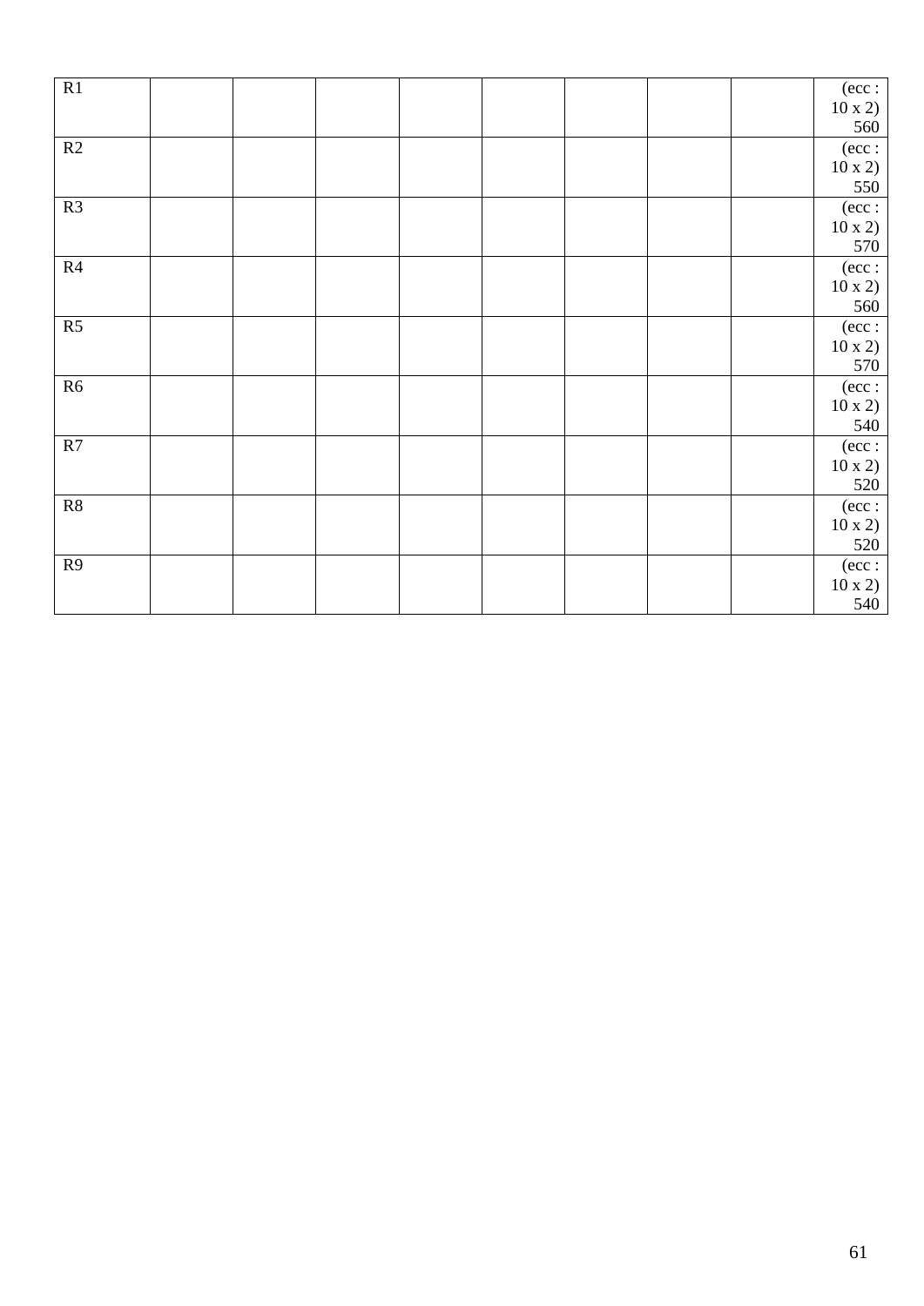| R1 | | | | | | | | | (ecc : 10 x 2) 560 |
|---|---|---|---|---|---|---|---|---|---|
| R2 | | | | | | | | | (ecc : 10 x 2) 550 |
| R3 | | | | | | | | | (ecc : 10 x 2) 570 |
| R4 | | | | | | | | | (ecc : 10 x 2) 560 |
| R5 | | | | | | | | | (ecc : 10 x 2) 570 |
| R6 | | | | | | | | | (ecc : 10 x 2) 540 |
| R7 | | | | | | | | | (ecc : 10 x 2) 520 |
| R8 | | | | | | | | | (ecc : 10 x 2) 520 |
| R9 | | | | | | | | | (ecc : 10 x 2) 540 |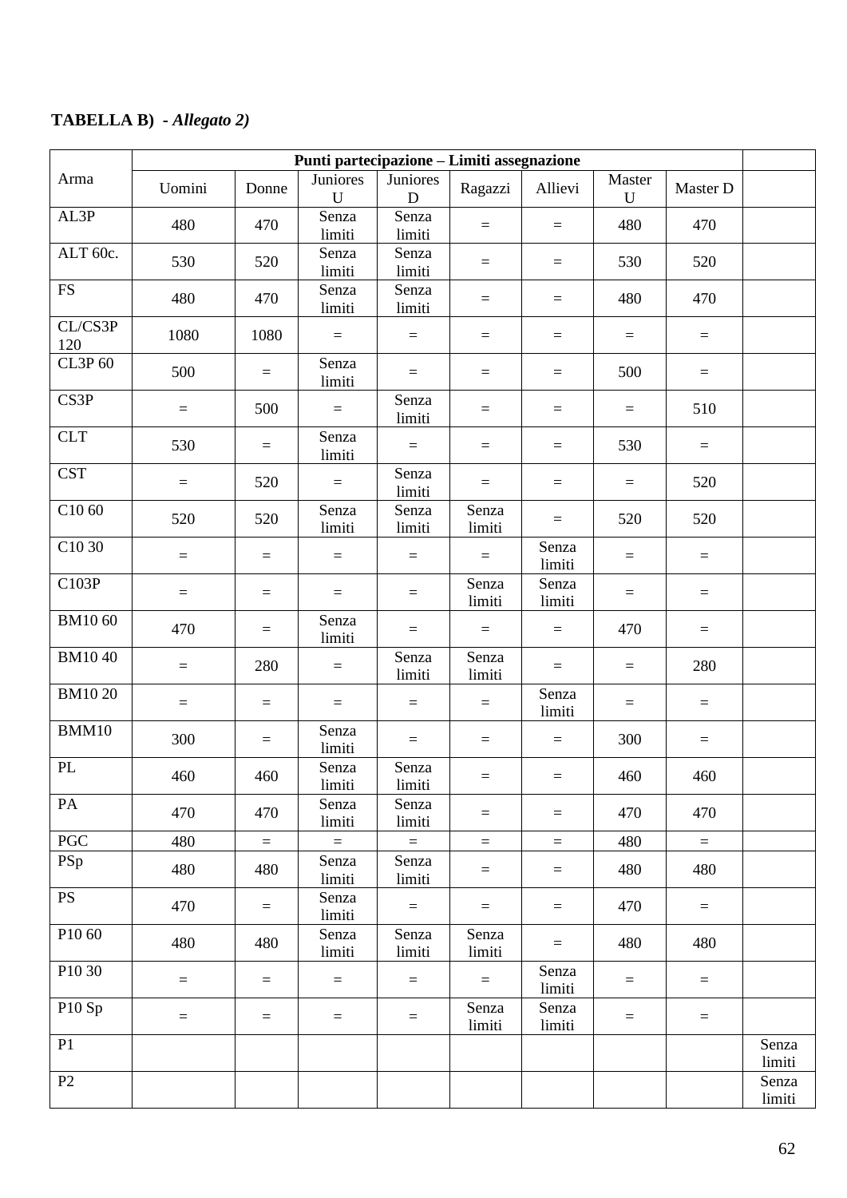**TABELLA B) - *Allegato 2)***

| Arma | Punti partecipazione – Limiti assegnazione | | | | | | | | |
|---|---|---|---|---|---|---|---|---|---|
| | Uomini | Donne | Juniores U | Juniores D | Ragazzi | Allievi | Master U | Master D | |
| AL3P | 480 | 470 | Senza limiti | Senza limiti | = | = | 480 | 470 | |
| ALT 60c. | 530 | 520 | Senza limiti | Senza limiti | = | = | 530 | 520 | |
| FS | 480 | 470 | Senza limiti | Senza limiti | = | = | 480 | 470 | |
| CL/CS3P 120 | 1080 | 1080 | = | = | = | = | = | = | |
| CL3P 60 | 500 | = | Senza limiti | = | = | = | 500 | = | |
| CS3P | = | 500 | = | Senza limiti | = | = | = | 510 | |
| CLT | 530 | = | Senza limiti | = | = | = | 530 | = | |
| CST | = | 520 | = | Senza limiti | = | = | = | 520 | |
| C10 60 | 520 | 520 | Senza limiti | Senza limiti | Senza limiti | = | 520 | 520 | |
| C10 30 | = | = | = | = | = | Senza limiti | = | = | |
| C103P | = | = | = | = | Senza limiti | Senza limiti | = | = | |
| BM10 60 | 470 | = | Senza limiti | = | = | = | 470 | = | |
| BM10 40 | = | 280 | = | Senza limiti | Senza limiti | = | = | 280 | |
| BM10 20 | = | = | = | = | = | Senza limiti | = | = | |
| BMM10 | 300 | = | Senza limiti | = | = | = | 300 | = | |
| PL | 460 | 460 | Senza limiti | Senza limiti | = | = | 460 | 460 | |
| PA | 470 | 470 | Senza limiti | Senza limiti | = | = | 470 | 470 | |
| PGC | 480 | = | = | = | = | = | 480 | = | |
| PSp | 480 | 480 | Senza limiti | Senza limiti | = | = | 480 | 480 | |
| PS | 470 | = | Senza limiti | = | = | = | 470 | = | |
| P10 60 | 480 | 480 | Senza limiti | Senza limiti | Senza limiti | = | 480 | 480 | |
| P10 30 | = | = | = | = | = | Senza limiti | = | = | |
| P10 Sp | = | = | = | = | Senza limiti | Senza limiti | = | = | |
| P1 | | | | | | | | | Senza limiti |
| P2 | | | | | | | | | Senza limiti |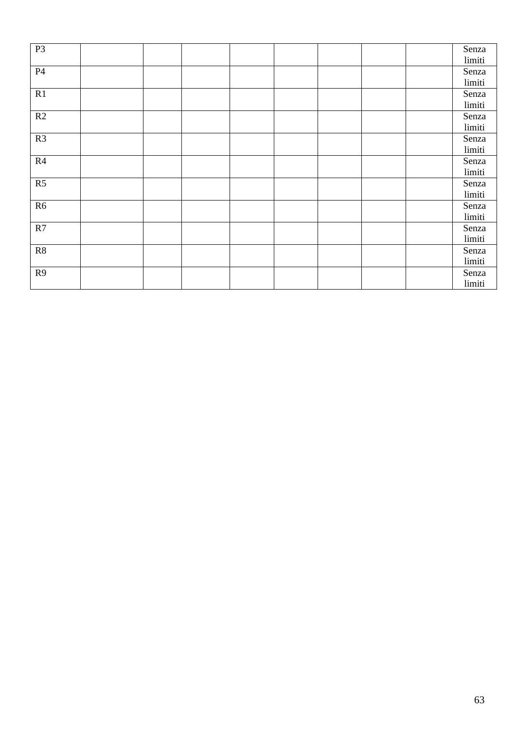| | | | | | | | | | |
|---|---|---|---|---|---|---|---|---|---|
| P3 | | | | | | | | | Senza limiti |
| P4 | | | | | | | | | Senza limiti |
| R1 | | | | | | | | | Senza limiti |
| R2 | | | | | | | | | Senza limiti |
| R3 | | | | | | | | | Senza limiti |
| R4 | | | | | | | | | Senza limiti |
| R5 | | | | | | | | | Senza limiti |
| R6 | | | | | | | | | Senza limiti |
| R7 | | | | | | | | | Senza limiti |
| R8 | | | | | | | | | Senza limiti |
| R9 | | | | | | | | | Senza limiti |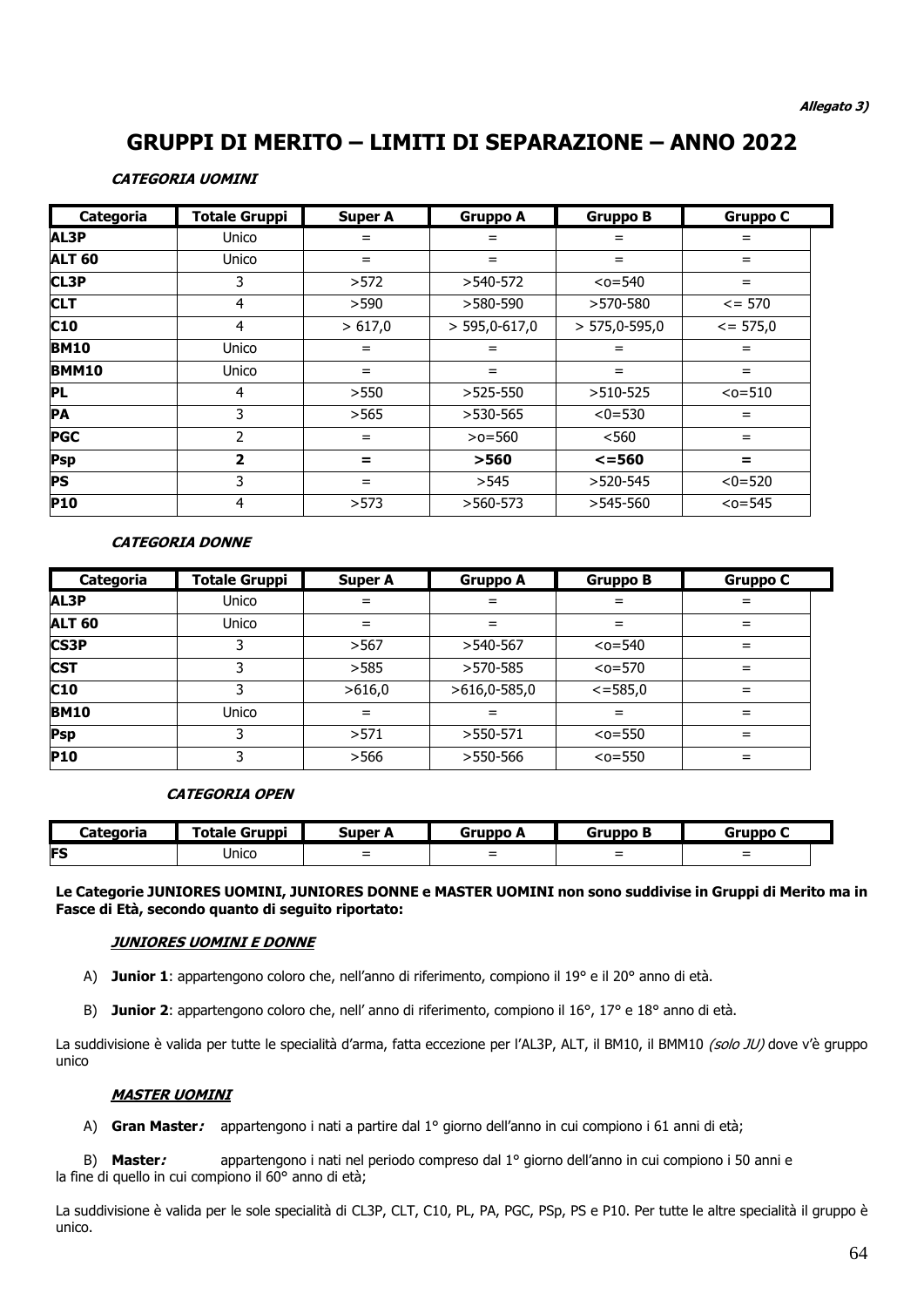*Allegato 3)*

# GRUPPI DI MERITO – LIMITI DI SEPARAZIONE – ANNO 2022

***CATEGORIA UOMINI***

| Categoria | Totale Gruppi | Super A | Gruppo A | Gruppo B | Gruppo C |
|---|---|---|---|---|---|
| **AL3P** | Unico | = | = | = | = |
| **ALT 60** | Unico | = | = | = | = |
| **CL3P** | 3 | >572 | >540-572 | <o=540 | = |
| **CLT** | 4 | >590 | >580-590 | >570-580 | <= 570 |
| **C10** | 4 | > 617,0 | > 595,0-617,0 | > 575,0-595,0 | <= 575,0 |
| **BM10** | Unico | = | = | = | = |
| **BMM10** | Unico | = | = | = | = |
| **PL** | 4 | >550 | >525-550 | >510-525 | <o=510 |
| **PA** | 3 | >565 | >530-565 | <0=530 | = |
| **PGC** | 2 | = | >o=560 | <560 | = |
| **Psp** | **2** | **=** | **>560** | **<=560** | **=** |
| **PS** | 3 | = | >545 | >520-545 | <0=520 |
| **P10** | 4 | >573 | >560-573 | >545-560 | <o=545 |

***CATEGORIA DONNE***

| Categoria | Totale Gruppi | Super A | Gruppo A | Gruppo B | Gruppo C |
|---|---|---|---|---|---|
| **AL3P** | Unico | = | = | = | = |
| **ALT 60** | Unico | = | = | = | = |
| **CS3P** | 3 | >567 | >540-567 | <o=540 | = |
| **CST** | 3 | >585 | >570-585 | <o=570 | = |
| **C10** | 3 | >616,0 | >616,0-585,0 | <=585,0 | = |
| **BM10** | Unico | = | = | = | = |
| **Psp** | 3 | >571 | >550-571 | <o=550 | = |
| **P10** | 3 | >566 | >550-566 | <o=550 | = |

***CATEGORIA OPEN***

| Categoria | Totale Gruppi | Super A | Gruppo A | Gruppo B | Gruppo C |
|---|---|---|---|---|---|
| **FS** | Unico | = | = | = | = |

**Le Categorie JUNIORES UOMINI, JUNIORES DONNE e MASTER UOMINI non sono suddivise in Gruppi di Merito ma in Fasce di Età, secondo quanto di seguito riportato:**

***JUNIORES UOMINI E DONNE***

A) **Junior 1**: appartengono coloro che, nell'anno di riferimento, compiono il 19° e il 20° anno di età.

B) **Junior 2**: appartengono coloro che, nell' anno di riferimento, compiono il 16°, 17° e 18° anno di età.

La suddivisione è valida per tutte le specialità d'arma, fatta eccezione per l'AL3P, ALT, il BM10, il BMM10 *(solo JU)* dove v'è gruppo unico

***MASTER UOMINI***

A) **Gran Master*:*** appartengono i nati a partire dal 1° giorno dell'anno in cui compiono i 61 anni di età;

B) **Master*:*** appartengono i nati nel periodo compreso dal 1° giorno dell'anno in cui compiono i 50 anni e la fine di quello in cui compiono il 60° anno di età;

La suddivisione è valida per le sole specialità di CL3P, CLT, C10, PL, PA, PGC, PSp, PS e P10. Per tutte le altre specialità il gruppo è unico.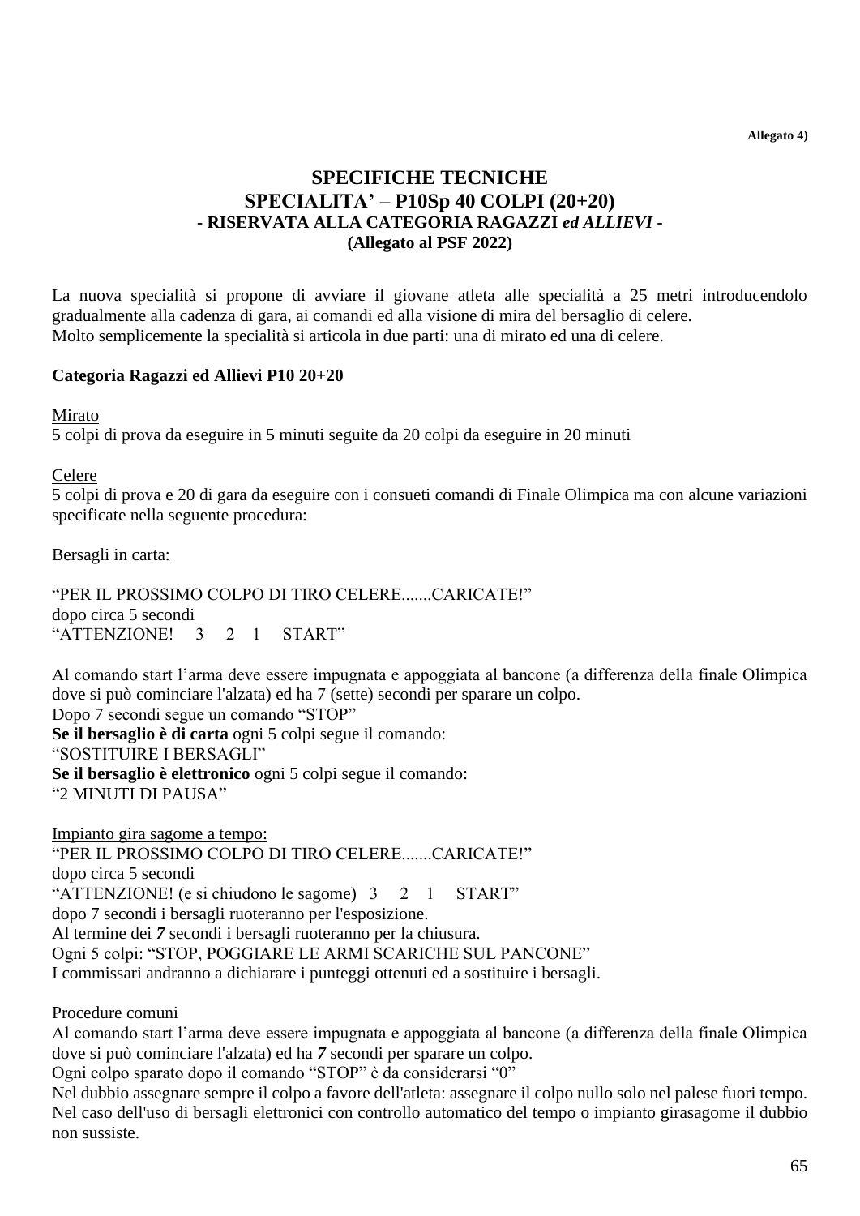**Allegato 4)**

# SPECIFICHE TECNICHE
# SPECIALITA' – P10Sp 40 COLPI (20+20)
### - RISERVATA ALLA CATEGORIA RAGAZZI *ed ALLIEVI* -
### (Allegato al PSF 2022)

La nuova specialità si propone di avviare il giovane atleta alle specialità a 25 metri introducendolo gradualmente alla cadenza di gara, ai comandi ed alla visione di mira del bersaglio di celere.
Molto semplicemente la specialità si articola in due parti: una di mirato ed una di celere.

**Categoria Ragazzi ed Allievi P10 20+20**

Mirato
5 colpi di prova da eseguire in 5 minuti seguite da 20 colpi da eseguire in 20 minuti

Celere
5 colpi di prova e 20 di gara da eseguire con i consueti comandi di Finale Olimpica ma con alcune variazioni specificate nella seguente procedura:

Bersagli in carta:

"PER IL PROSSIMO COLPO DI TIRO CELERE.......CARICATE!"
dopo circa 5 secondi
"ATTENZIONE! 3 2 1 START"

Al comando start l'arma deve essere impugnata e appoggiata al bancone (a differenza della finale Olimpica dove si può cominciare l'alzata) ed ha 7 (sette) secondi per sparare un colpo.
Dopo 7 secondi segue un comando "STOP"
**Se il bersaglio è di carta** ogni 5 colpi segue il comando:
"SOSTITUIRE I BERSAGLI"
**Se il bersaglio è elettronico** ogni 5 colpi segue il comando:
"2 MINUTI DI PAUSA"

Impianto gira sagome a tempo:
"PER IL PROSSIMO COLPO DI TIRO CELERE.......CARICATE!"
dopo circa 5 secondi
"ATTENZIONE! (e si chiudono le sagome) 3 2 1 START"
dopo 7 secondi i bersagli ruoteranno per l'esposizione.
Al termine dei ***7*** secondi i bersagli ruoteranno per la chiusura.
Ogni 5 colpi: "STOP, POGGIARE LE ARMI SCARICHE SUL PANCONE"
I commissari andranno a dichiarare i punteggi ottenuti ed a sostituire i bersagli.

Procedure comuni
Al comando start l'arma deve essere impugnata e appoggiata al bancone (a differenza della finale Olimpica dove si può cominciare l'alzata) ed ha ***7*** secondi per sparare un colpo.
Ogni colpo sparato dopo il comando "STOP" è da considerarsi "0"
Nel dubbio assegnare sempre il colpo a favore dell'atleta: assegnare il colpo nullo solo nel palese fuori tempo.
Nel caso dell'uso di bersagli elettronici con controllo automatico del tempo o impianto girasagome il dubbio non sussiste.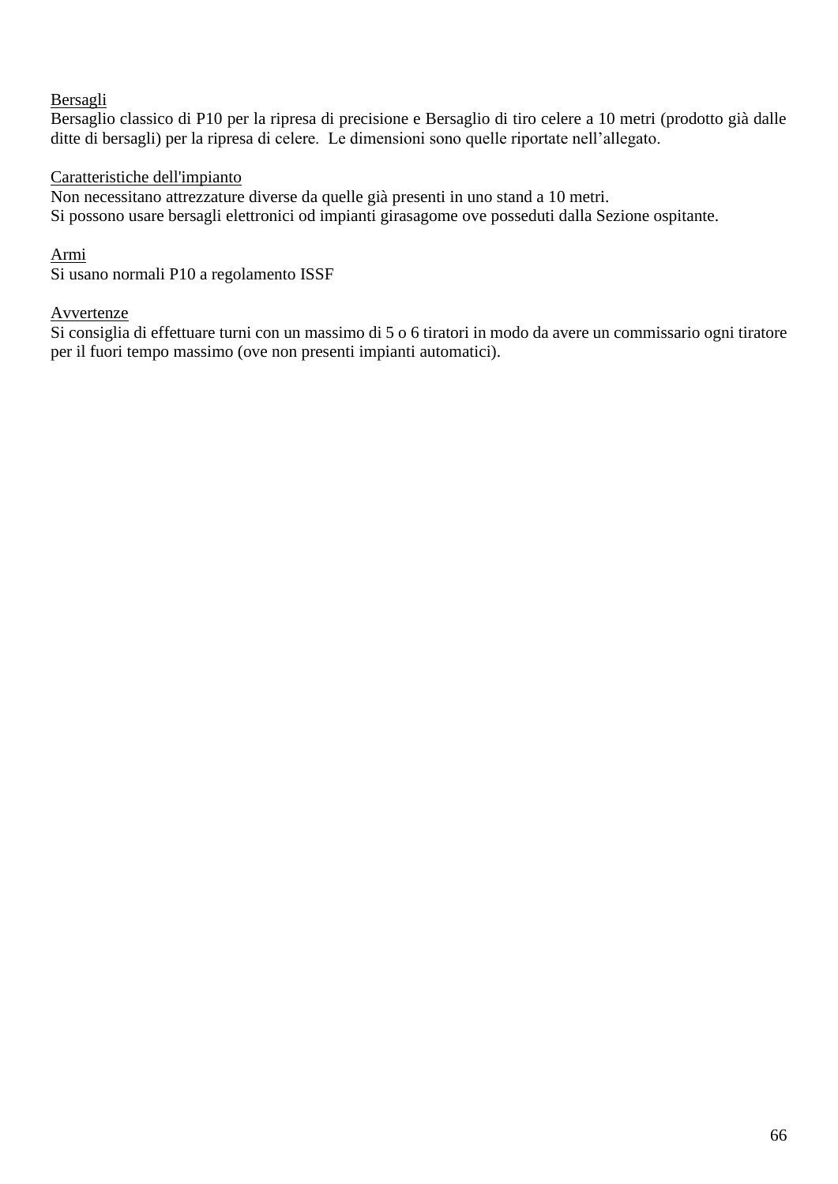<u>Bersagli</u>
Bersaglio classico di P10 per la ripresa di precisione e Bersaglio di tiro celere a 10 metri (prodotto già dalle ditte di bersagli) per la ripresa di celere. Le dimensioni sono quelle riportate nell'allegato.

<u>Caratteristiche dell'impianto</u>
Non necessitano attrezzature diverse da quelle già presenti in uno stand a 10 metri.
Si possono usare bersagli elettronici od impianti girasagome ove posseduti dalla Sezione ospitante.

<u>Armi</u>
Si usano normali P10 a regolamento ISSF

<u>Avvertenze</u>
Si consiglia di effettuare turni con un massimo di 5 o 6 tiratori in modo da avere un commissario ogni tiratore per il fuori tempo massimo (ove non presenti impianti automatici).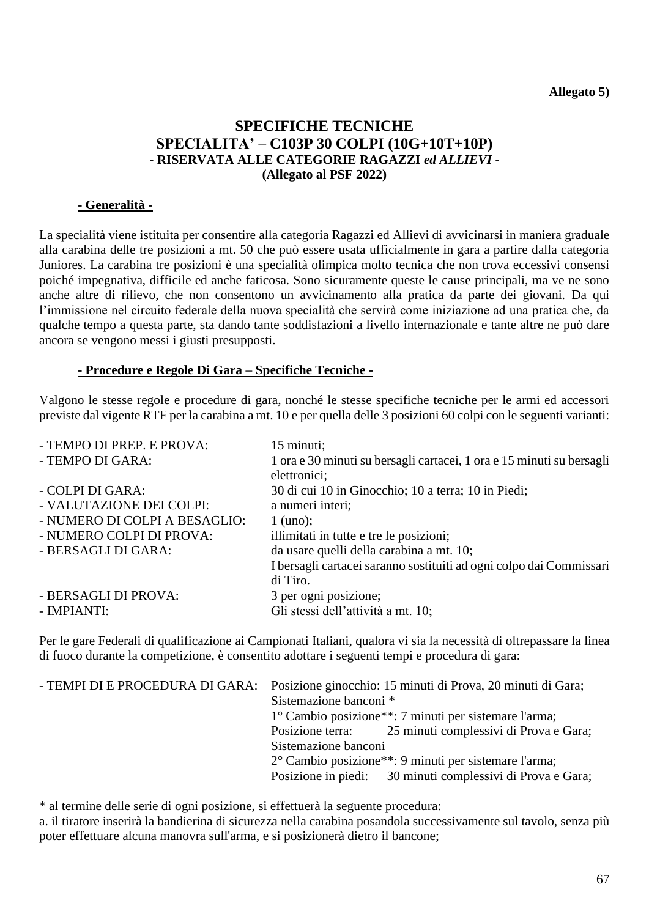**Allegato 5)**

# SPECIFICHE TECNICHE
# SPECIALITA' – C103P 30 COLPI (10G+10T+10P)
### - RISERVATA ALLE CATEGORIE RAGAZZI *ed ALLIEVI* -
### (Allegato al PSF 2022)

**- Generalità -**

La specialità viene istituita per consentire alla categoria Ragazzi ed Allievi di avvicinarsi in maniera graduale alla carabina delle tre posizioni a mt. 50 che può essere usata ufficialmente in gara a partire dalla categoria Juniores. La carabina tre posizioni è una specialità olimpica molto tecnica che non trova eccessivi consensi poiché impegnativa, difficile ed anche faticosa. Sono sicuramente queste le cause principali, ma ve ne sono anche altre di rilievo, che non consentono un avvicinamento alla pratica da parte dei giovani. Da qui l'immissione nel circuito federale della nuova specialità che servirà come iniziazione ad una pratica che, da qualche tempo a questa parte, sta dando tante soddisfazioni a livello internazionale e tante altre ne può dare ancora se vengono messi i giusti presupposti.

**- Procedure e Regole Di Gara – Specifiche Tecniche -**

Valgono le stesse regole e procedure di gara, nonché le stesse specifiche tecniche per le armi ed accessori previste dal vigente RTF per la carabina a mt. 10 e per quella delle 3 posizioni 60 colpi con le seguenti varianti:

| | |
|---|---|
| - TEMPO DI PREP. E PROVA: | 15 minuti; |
| - TEMPO DI GARA: | 1 ora e 30 minuti su bersagli cartacei, 1 ora e 15 minuti su bersagli elettronici; |
| - COLPI DI GARA: | 30 di cui 10 in Ginocchio; 10 a terra; 10 in Piedi; |
| - VALUTAZIONE DEI COLPI: | a numeri interi; |
| - NUMERO DI COLPI A BESAGLIO: | 1 (uno); |
| - NUMERO COLPI DI PROVA: | illimitati in tutte e tre le posizioni; |
| - BERSAGLI DI GARA: | da usare quelli della carabina a mt. 10; I bersagli cartacei saranno sostituiti ad ogni colpo dai Commissari di Tiro. |
| - BERSAGLI DI PROVA: | 3 per ogni posizione; |
| - IMPIANTI: | Gli stessi dell'attività a mt. 10; |

Per le gare Federali di qualificazione ai Campionati Italiani, qualora vi sia la necessità di oltrepassare la linea di fuoco durante la competizione, è consentito adottare i seguenti tempi e procedura di gara:

| | |
|---|---|
| - TEMPI DI E PROCEDURA DI GARA: | Posizione ginocchio: 15 minuti di Prova, 20 minuti di Gara; |
| | Sistemazione banconi * |
| | 1° Cambio posizione**: 7 minuti per sistemare l'arma; |
| | Posizione terra: 25 minuti complessivi di Prova e Gara; |
| | Sistemazione banconi |
| | 2° Cambio posizione**: 9 minuti per sistemare l'arma; |
| | Posizione in piedi: 30 minuti complessivi di Prova e Gara; |

\* al termine delle serie di ogni posizione, si effettuerà la seguente procedura:

a. il tiratore inserirà la bandierina di sicurezza nella carabina posandola successivamente sul tavolo, senza più poter effettuare alcuna manovra sull'arma, e si posizionerà dietro il bancone;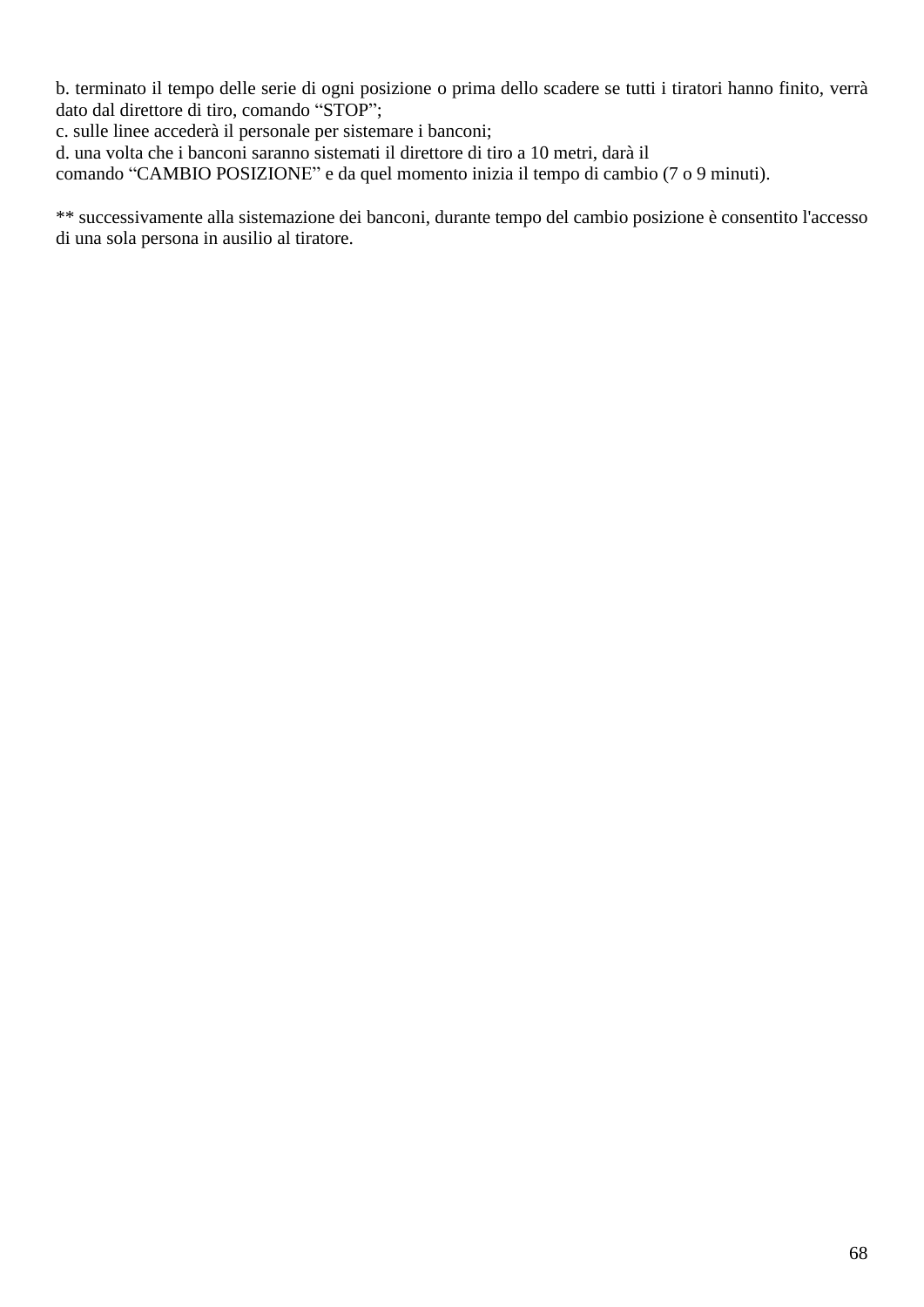b. terminato il tempo delle serie di ogni posizione o prima dello scadere se tutti i tiratori hanno finito, verrà dato dal direttore di tiro, comando “STOP”;
c. sulle linee accederà il personale per sistemare i banconi;
d. una volta che i banconi saranno sistemati il direttore di tiro a 10 metri, darà il comando “CAMBIO POSIZIONE” e da quel momento inizia il tempo di cambio (7 o 9 minuti).

** successivamente alla sistemazione dei banconi, durante tempo del cambio posizione è consentito l'accesso di una sola persona in ausilio al tiratore.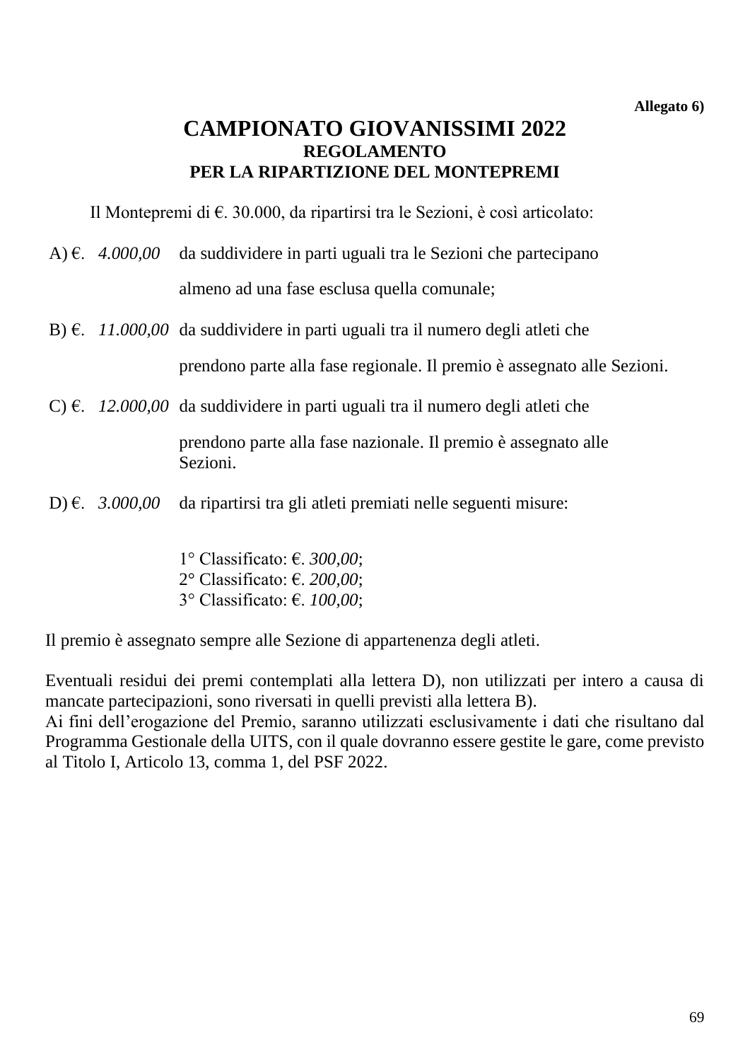**Allegato 6)**

# CAMPIONATO GIOVANISSIMI 2022

## REGOLAMENTO
## PER LA RIPARTIZIONE DEL MONTEPREMI

Il Montepremi di €. 30.000, da ripartirsi tra le Sezioni, è così articolato:

A) €. *4.000,00* da suddividere in parti uguali tra le Sezioni che partecipano almeno ad una fase esclusa quella comunale;

B) €. *11.000,00* da suddividere in parti uguali tra il numero degli atleti che prendono parte alla fase regionale. Il premio è assegnato alle Sezioni.

C) €. *12.000,00* da suddividere in parti uguali tra il numero degli atleti che prendono parte alla fase nazionale. Il premio è assegnato alle Sezioni.

D) €. *3.000,00* da ripartirsi tra gli atleti premiati nelle seguenti misure:

1° Classificato: €. *300,00*;
2° Classificato: €. *200,00*;
3° Classificato: €. *100,00*;

Il premio è assegnato sempre alle Sezione di appartenenza degli atleti.

Eventuali residui dei premi contemplati alla lettera D), non utilizzati per intero a causa di mancate partecipazioni, sono riversati in quelli previsti alla lettera B).
Ai fini dell'erogazione del Premio, saranno utilizzati esclusivamente i dati che risultano dal Programma Gestionale della UITS, con il quale dovranno essere gestite le gare, come previsto al Titolo I, Articolo 13, comma 1, del PSF 2022.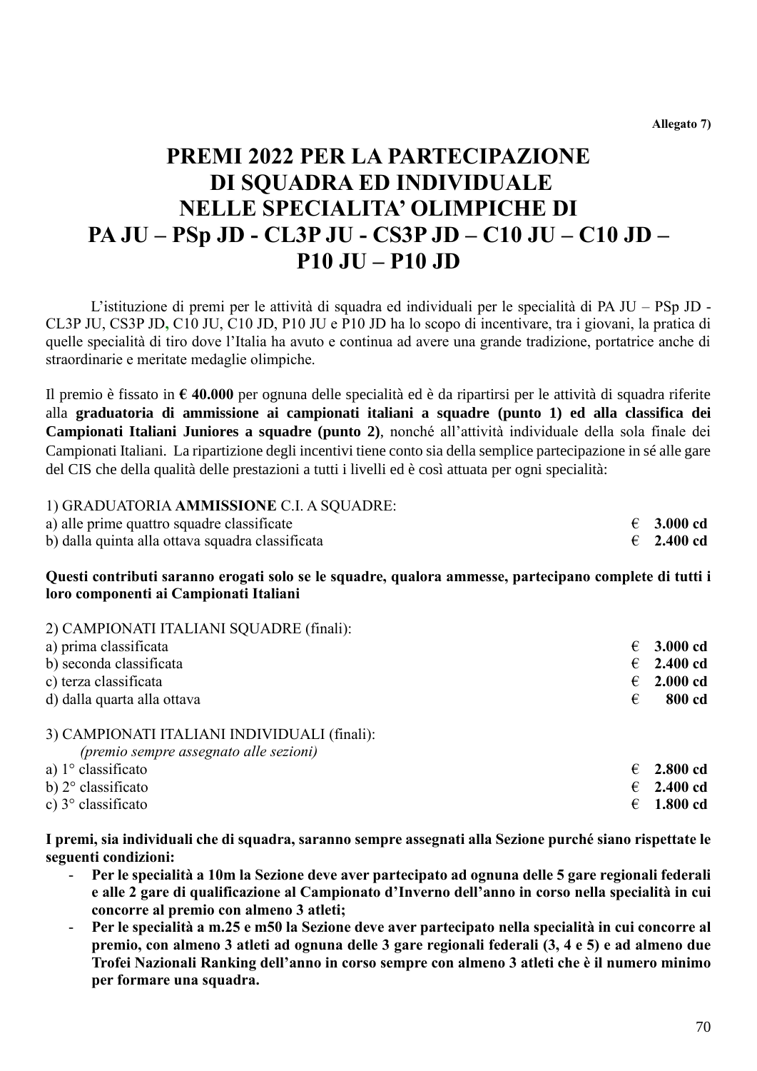**Allegato 7)**

# PREMI 2022 PER LA PARTECIPAZIONE DI SQUADRA ED INDIVIDUALE NELLE SPECIALITA' OLIMPICHE DI PA JU – PSp JD - CL3P JU - CS3P JD – C10 JU – C10 JD – P10 JU – P10 JD

L'istituzione di premi per le attività di squadra ed individuali per le specialità di PA JU – PSp JD - CL3P JU, CS3P JD, C10 JU, C10 JD, P10 JU e P10 JD ha lo scopo di incentivare, tra i giovani, la pratica di quelle specialità di tiro dove l'Italia ha avuto e continua ad avere una grande tradizione, portatrice anche di straordinarie e meritate medaglie olimpiche.

Il premio è fissato in **€ 40.000** per ognuna delle specialità ed è da ripartirsi per le attività di squadra riferite alla **graduatoria di ammissione ai campionati italiani a squadre (punto 1) ed alla classifica dei Campionati Italiani Juniores a squadre (punto 2)**, nonché all'attività individuale della sola finale dei Campionati Italiani. La ripartizione degli incentivi tiene conto sia della semplice partecipazione in sé alle gare del CIS che della qualità delle prestazioni a tutti i livelli ed è così attuata per ogni specialità:

1) GRADUATORIA **AMMISSIONE** C.I. A SQUADRE:

| | |
|---|---|
| a) alle prime quattro squadre classificate | € **3.000 cd** |
| b) dalla quinta alla ottava squadra classificata | € **2.400 cd** |

**Questi contributi saranno erogati solo se le squadre, qualora ammesse, partecipano complete di tutti i loro componenti ai Campionati Italiani**

2) CAMPIONATI ITALIANI SQUADRE (finali):

| | |
|---|---|
| a) prima classificata | € **3.000 cd** |
| b) seconda classificata | € **2.400 cd** |
| c) terza classificata | € **2.000 cd** |
| d) dalla quarta alla ottava | € **800 cd** |

3) CAMPIONATI ITALIANI INDIVIDUALI (finali):
*(premio sempre assegnato alle sezioni)*

| | |
|---|---|
| a) 1° classificato | € **2.800 cd** |
| b) 2° classificato | € **2.400 cd** |
| c) 3° classificato | € **1.800 cd** |

**I premi, sia individuali che di squadra, saranno sempre assegnati alla Sezione purché siano rispettate le seguenti condizioni:**

- **Per le specialità a 10m la Sezione deve aver partecipato ad ognuna delle 5 gare regionali federali e alle 2 gare di qualificazione al Campionato d'Inverno dell'anno in corso nella specialità in cui concorre al premio con almeno 3 atleti;**
- **Per le specialità a m.25 e m50 la Sezione deve aver partecipato nella specialità in cui concorre al premio, con almeno 3 atleti ad ognuna delle 3 gare regionali federali (3, 4 e 5) e ad almeno due Trofei Nazionali Ranking dell'anno in corso sempre con almeno 3 atleti che è il numero minimo per formare una squadra.**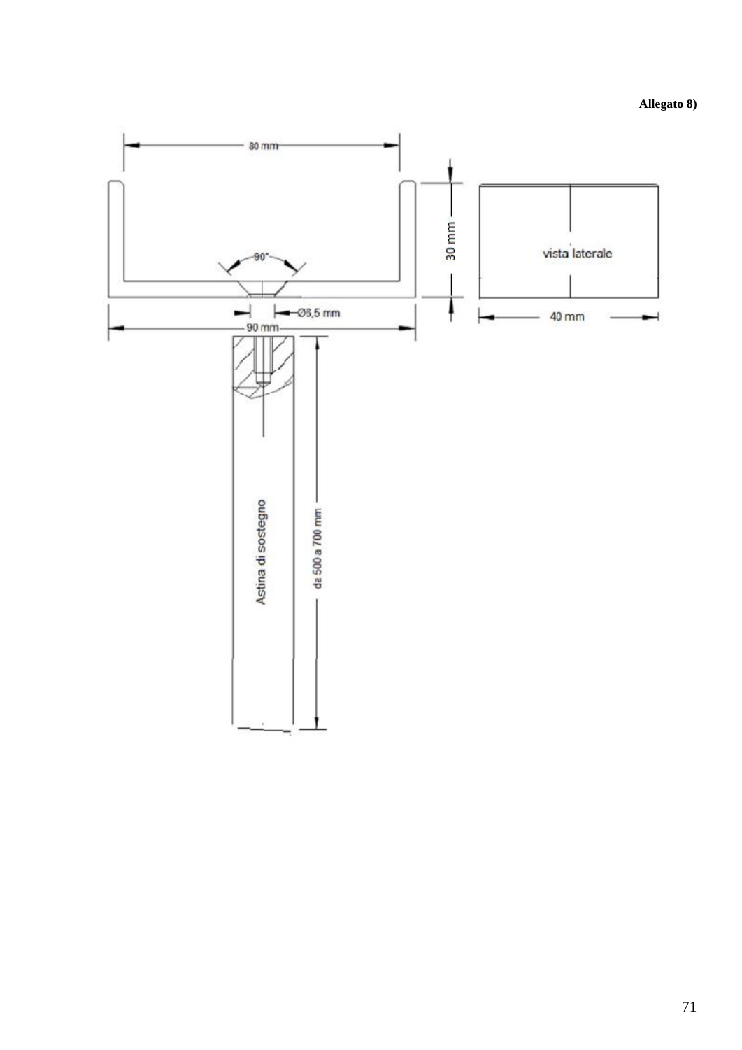**Allegato 8)**

80 mm

30 mm

90°

Ø6,5 mm

90 mm

vista laterale

40 mm

Astina di sostegno

da 500 a 700 mm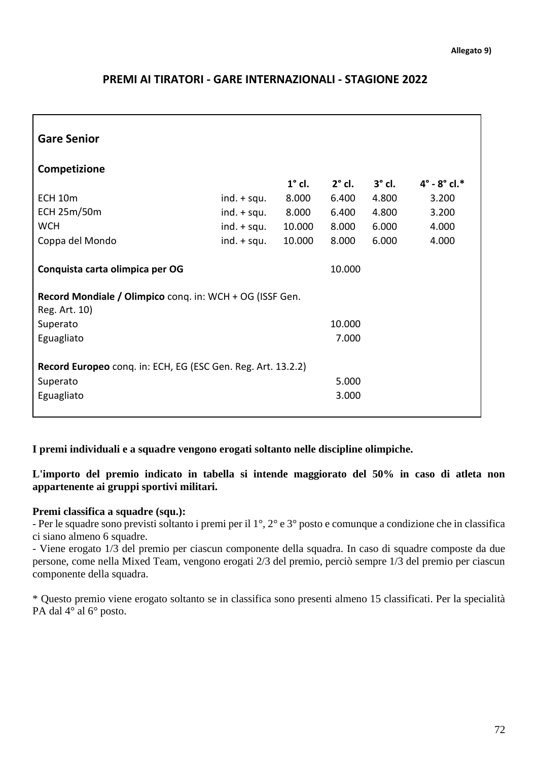**Allegato 9)**

## PREMI AI TIRATORI - GARE INTERNAZIONALI - STAGIONE 2022

### Gare Senior

| Competizione | | 1° cl. | 2° cl. | 3° cl. | 4° - 8° cl.* |
|---|---|---|---|---|---|
| ECH 10m | ind. + squ. | 8.000 | 6.400 | 4.800 | 3.200 |
| ECH 25m/50m | ind. + squ. | 8.000 | 6.400 | 4.800 | 3.200 |
| WCH | ind. + squ. | 10.000 | 8.000 | 6.000 | 4.000 |
| Coppa del Mondo | ind. + squ. | 10.000 | 8.000 | 6.000 | 4.000 |
| **Conquista carta olimpica per OG** | | | 10.000 | | |
| **Record Mondiale / Olimpico** conq. in: WCH + OG (ISSF Gen. Reg. Art. 10) | | | | | |
| Superato | | | 10.000 | | |
| Eguagliato | | | 7.000 | | |
| **Record Europeo** conq. in: ECH, EG (ESC Gen. Reg. Art. 13.2.2) | | | | | |
| Superato | | | 5.000 | | |
| Eguagliato | | | 3.000 | | |

**I premi individuali e a squadre vengono erogati soltanto nelle discipline olimpiche.**

**L'importo del premio indicato in tabella si intende maggiorato del 50% in caso di atleta non appartenente ai gruppi sportivi militari.**

**Premi classifica a squadre (squ.):**

- Per le squadre sono previsti soltanto i premi per il 1°, 2° e 3° posto e comunque a condizione che in classifica ci siano almeno 6 squadre.
- Viene erogato 1/3 del premio per ciascun componente della squadra. In caso di squadre composte da due persone, come nella Mixed Team, vengono erogati 2/3 del premio, perciò sempre 1/3 del premio per ciascun componente della squadra.

* Questo premio viene erogato soltanto se in classifica sono presenti almeno 15 classificati. Per la specialità PA dal 4° al 6° posto.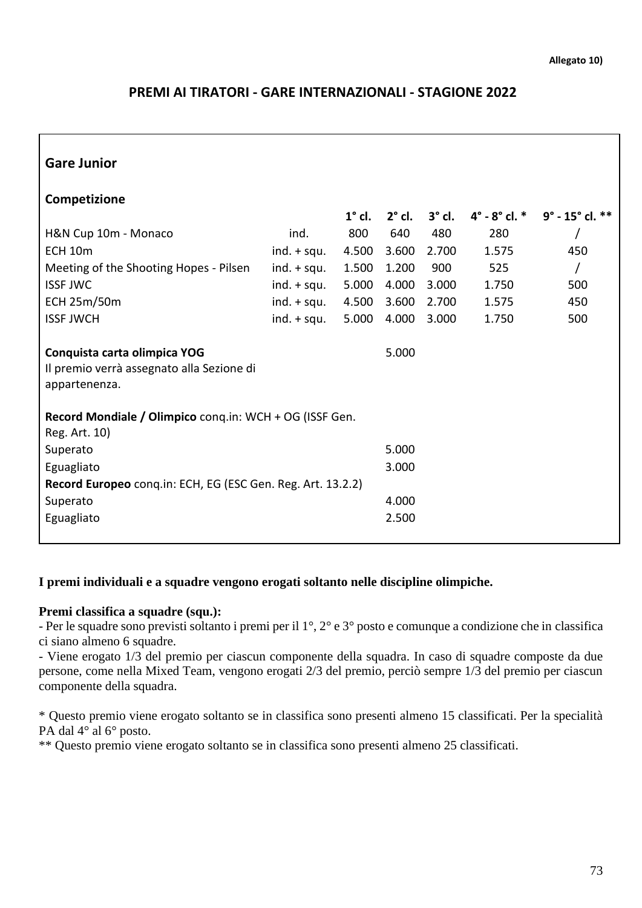**Allegato 10)**

## PREMI AI TIRATORI - GARE INTERNAZIONALI - STAGIONE 2022

### Gare Junior

| Competizione | | 1° cl. | 2° cl. | 3° cl. | 4° - 8° cl. * | 9° - 15° cl. ** |
|---|---|---|---|---|---|---|
| H&N Cup 10m - Monaco | ind. | 800 | 640 | 480 | 280 | / |
| ECH 10m | ind. + squ. | 4.500 | 3.600 | 2.700 | 1.575 | 450 |
| Meeting of the Shooting Hopes - Pilsen | ind. + squ. | 1.500 | 1.200 | 900 | 525 | / |
| ISSF JWC | ind. + squ. | 5.000 | 4.000 | 3.000 | 1.750 | 500 |
| ECH 25m/50m | ind. + squ. | 4.500 | 3.600 | 2.700 | 1.575 | 450 |
| ISSF JWCH | ind. + squ. | 5.000 | 4.000 | 3.000 | 1.750 | 500 |
| **Conquista carta olimpica YOG** | | | 5.000 | | | |
| Il premio verrà assegnato alla Sezione di appartenenza. | | | | | | |
| **Record Mondiale / Olimpico** conq.in: WCH + OG (ISSF Gen. Reg. Art. 10) | | | | | | |
| Superato | | | 5.000 | | | |
| Eguagliato | | | 3.000 | | | |
| **Record Europeo** conq.in: ECH, EG (ESC Gen. Reg. Art. 13.2.2) | | | | | | |
| Superato | | | 4.000 | | | |
| Eguagliato | | | 2.500 | | | |

**I premi individuali e a squadre vengono erogati soltanto nelle discipline olimpiche.**

**Premi classifica a squadre (squ.):**

- Per le squadre sono previsti soltanto i premi per il 1°, 2° e 3° posto e comunque a condizione che in classifica ci siano almeno 6 squadre.
- Viene erogato 1/3 del premio per ciascun componente della squadra. In caso di squadre composte da due persone, come nella Mixed Team, vengono erogati 2/3 del premio, perciò sempre 1/3 del premio per ciascun componente della squadra.

\* Questo premio viene erogato soltanto se in classifica sono presenti almeno 15 classificati. Per la specialità PA dal 4° al 6° posto.

\*\* Questo premio viene erogato soltanto se in classifica sono presenti almeno 25 classificati.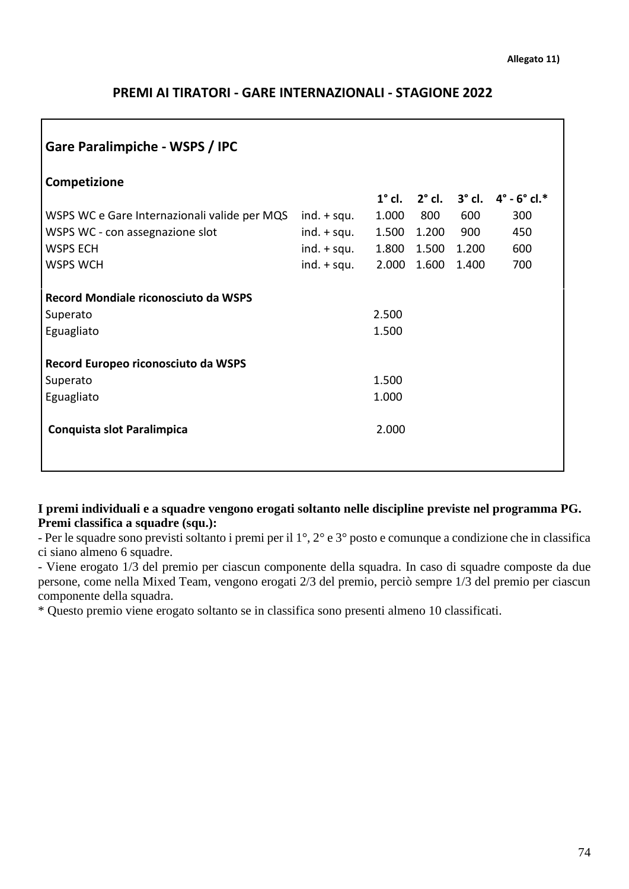**Allegato 11)**

## PREMI AI TIRATORI - GARE INTERNAZIONALI - STAGIONE 2022

### Gare Paralimpiche - WSPS / IPC

| Competizione | | 1° cl. | 2° cl. | 3° cl. | 4° - 6° cl.* |
|---|---|---|---|---|---|
| WSPS WC e Gare Internazionali valide per MQS | ind. + squ. | 1.000 | 800 | 600 | 300 |
| WSPS WC - con assegnazione slot | ind. + squ. | 1.500 | 1.200 | 900 | 450 |
| WSPS ECH | ind. + squ. | 1.800 | 1.500 | 1.200 | 600 |
| WSPS WCH | ind. + squ. | 2.000 | 1.600 | 1.400 | 700 |
| **Record Mondiale riconosciuto da WSPS** | | | | | |
| Superato | | 2.500 | | | |
| Eguagliato | | 1.500 | | | |
| **Record Europeo riconosciuto da WSPS** | | | | | |
| Superato | | 1.500 | | | |
| Eguagliato | | 1.000 | | | |
| **Conquista slot Paralimpica** | | 2.000 | | | |

**I premi individuali e a squadre vengono erogati soltanto nelle discipline previste nel programma PG.**
**Premi classifica a squadre (squ.):**

- Per le squadre sono previsti soltanto i premi per il 1°, 2° e 3° posto e comunque a condizione che in classifica ci siano almeno 6 squadre.
- Viene erogato 1/3 del premio per ciascun componente della squadra. In caso di squadre composte da due persone, come nella Mixed Team, vengono erogati 2/3 del premio, perciò sempre 1/3 del premio per ciascun componente della squadra.

* Questo premio viene erogato soltanto se in classifica sono presenti almeno 10 classificati.